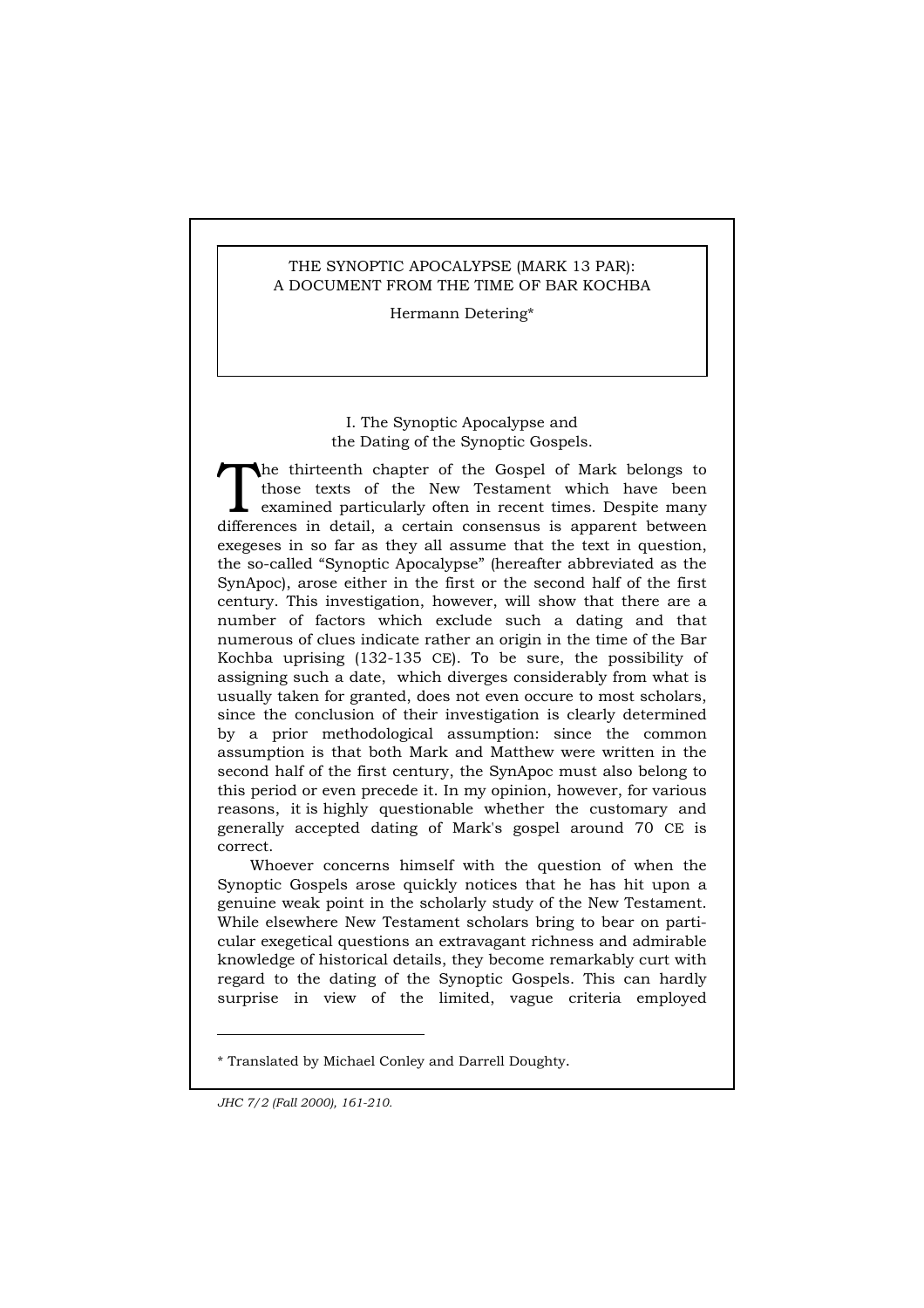# THE SYNOPTIC APOCALYPSE (MARK 13 PAR): A DOCUMENT FROM THE TIME OF BAR KOCHBA

Hermann Detering*

## I. The Synoptic Apocalypse and the Dating of the Synoptic Gospels.

The thirteenth chapter of the Gospel of Mark belongs to those texts of the New Testament which have been examined particularly often in recent times. Despite many differences in detail, a certain consensus is apparent between exegeses in so far as they all assume that the text in question, the so-called "Synoptic Apocalypse" (hereafter abbreviated as the SynApoc), arose either in the first or the second half of the first century. This investigation, however, will show that there are a number of factors which exclude such a dating and that numerous of clues indicate rather an origin in the time of the Bar Kochba uprising (132-135 CE). To be sure, the possibility of assigning such a date, which diverges considerably from what is usually taken for granted, does not even occure to most scholars, since the conclusion of their investigation is clearly determined by a prior methodological assumption: since the common assumption is that both Mark and Matthew were written in the second half of the first century, the SynApoc must also belong to this period or even precede it. In my opinion, however, for various reasons, it is highly questionable whether the customary and generally accepted dating of Mark's gospel around 70 CE is correct.

Whoever concerns himself with the question of when the Synoptic Gospels arose quickly notices that he has hit upon a genuine weak point in the scholarly study of the New Testament. While elsewhere New Testament scholars bring to bear on particular exegetical questions an extravagant richness and admirable knowledge of historical details, they become remarkably curt with regard to the dating of the Synoptic Gospels. This can hardly surprise in view of the limited, vague criteria employed

---

\* Translated by Michael Conley and Darrell Doughty.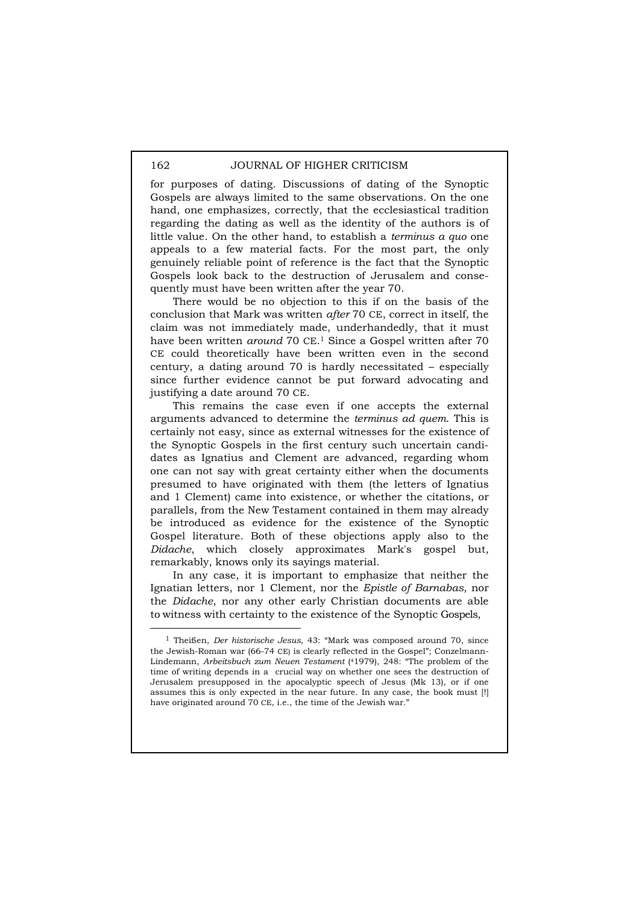for purposes of dating. Discussions of dating of the Synoptic Gospels are always limited to the same observations. On the one hand, one emphasizes, correctly, that the ecclesiastical tradition regarding the dating as well as the identity of the authors is of little value. On the other hand, to establish a *terminus a quo* one appeals to a few material facts. For the most part, the only genuinely reliable point of reference is the fact that the Synoptic Gospels look back to the destruction of Jerusalem and consequently must have been written after the year 70.

There would be no objection to this if on the basis of the conclusion that Mark was written *after* 70 CE, correct in itself, the claim was not immediately made, underhandedly, that it must have been written *around* 70 CE.[1] Since a Gospel written after 70 CE could theoretically have been written even in the second century, a dating around 70 is hardly necessitated – especially since further evidence cannot be put forward advocating and justifying a date around 70 CE.

This remains the case even if one accepts the external arguments advanced to determine the *terminus ad quem*. This is certainly not easy, since as external witnesses for the existence of the Synoptic Gospels in the first century such uncertain candidates as Ignatius and Clement are advanced, regarding whom one can not say with great certainty either when the documents presumed to have originated with them (the letters of Ignatius and 1 Clement) came into existence, or whether the citations, or parallels, from the New Testament contained in them may already be introduced as evidence for the existence of the Synoptic Gospel literature. Both of these objections apply also to the *Didache*, which closely approximates Mark's gospel but, remarkably, knows only its sayings material.

In any case, it is important to emphasize that neither the Ignatian letters, nor 1 Clement, nor the *Epistle of Barnabas*, nor the *Didache*, nor any other early Christian documents are able to witness with certainty to the existence of the Synoptic Gospels,

---

[1] Theißen, *Der historische Jesus*, 43: "Mark was composed around 70, since the Jewish-Roman war (66-74 CE) is clearly reflected in the Gospel"; Conzelmann-Lindemann, *Arbeitsbuch zum Neuen Testament* (41979), 248: "The problem of the time of writing depends in a crucial way on whether one sees the destruction of Jerusalem presupposed in the apocalyptic speech of Jesus (Mk 13), or if one assumes this is only expected in the near future. In any case, the book must [!] have originated around 70 CE, i.e., the time of the Jewish war."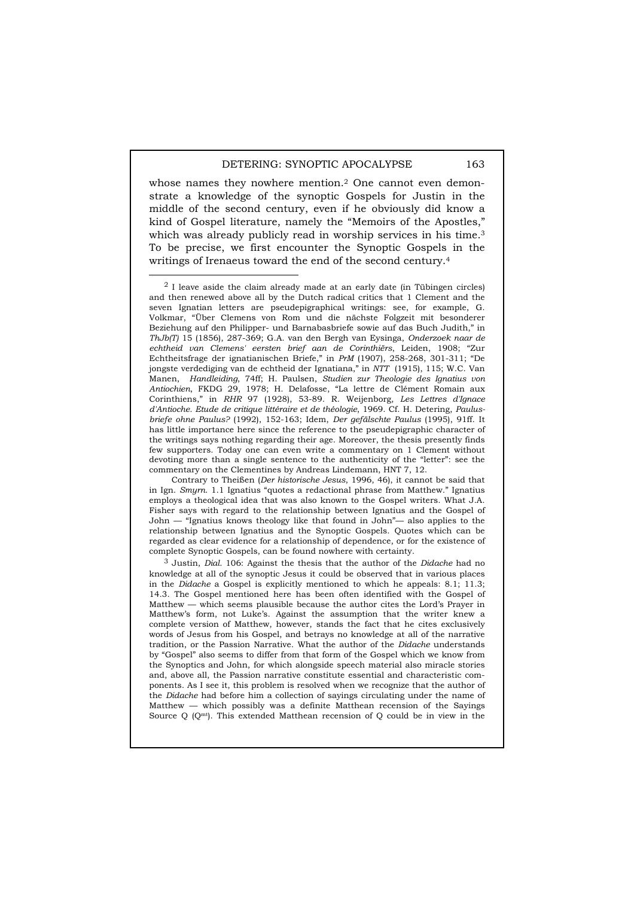whose names they nowhere mention.[2] One cannot even demonstrate a knowledge of the synoptic Gospels for Justin in the middle of the second century, even if he obviously did know a kind of Gospel literature, namely the "Memoirs of the Apostles," which was already publicly read in worship services in his time.[3] To be precise, we first encounter the Synoptic Gospels in the writings of Irenaeus toward the end of the second century.[4]

---

[2] I leave aside the claim already made at an early date (in Tübingen circles) and then renewed above all by the Dutch radical critics that 1 Clement and the seven Ignatian letters are pseudepigraphical writings: see, for example, G. Volkmar, "Über Clemens von Rom und die nächste Folgzeit mit besonderer Beziehung auf den Philipper- und Barnabasbriefe sowie auf das Buch Judith," in *ThJb(T)* 15 (1856), 287-369; G.A. van den Bergh van Eysinga, *Onderzoek naar de echtheid van Clemens' eersten brief aan de Corinthiërs*, Leiden, 1908; "Zur Echtheitsfrage der ignatianischen Briefe," in *PrM* (1907), 258-268, 301-311; "De jongste verdediging van de echtheid der Ignatiana," in *NTT* (1915), 115; W.C. Van Manen, *Handleiding*, 74ff; H. Paulsen, *Studien zur Theologie des Ignatius von Antiochien*, FKDG 29, 1978; H. Delafosse, "La lettre de Clément Romain aux Corinthiens," in *RHR* 97 (1928), 53-89. R. Weijenborg, *Les Lettres d'Ignace d'Antioche. Etude de critique littéraire et de théologie*, 1969. Cf. H. Detering, *Paulusbriefe ohne Paulus?* (1992), 152-163; Idem, *Der gefälschte Paulus* (1995), 91ff. It has little importance here since the reference to the pseudepigraphic character of the writings says nothing regarding their age. Moreover, the thesis presently finds few supporters. Today one can even write a commentary on 1 Clement without devoting more than a single sentence to the authenticity of the "letter": see the commentary on the Clementines by Andreas Lindemann, HNT 7, 12.

Contrary to Theißen (*Der historische Jesus*, 1996, 46), it cannot be said that in Ign. *Smyrn.* 1.1 Ignatius "quotes a redactional phrase from Matthew." Ignatius employs a theological idea that was also known to the Gospel writers. What J.A. Fisher says with regard to the relationship between Ignatius and the Gospel of John — "Ignatius knows theology like that found in John"— also applies to the relationship between Ignatius and the Synoptic Gospels. Quotes which can be regarded as clear evidence for a relationship of dependence, or for the existence of complete Synoptic Gospels, can be found nowhere with certainty.

[3] Justin, *Dial.* 106: Against the thesis that the author of the *Didache* had no knowledge at all of the synoptic Jesus it could be observed that in various places in the *Didache* a Gospel is explicitly mentioned to which he appeals: 8.1; 11.3; 14.3. The Gospel mentioned here has been often identified with the Gospel of Matthew — which seems plausible because the author cites the Lord's Prayer in Matthew's form, not Luke's. Against the assumption that the writer knew a complete version of Matthew, however, stands the fact that he cites exclusively words of Jesus from his Gospel, and betrays no knowledge at all of the narrative tradition, or the Passion Narrative. What the author of the *Didache* understands by "Gospel" also seems to differ from that form of the Gospel which we know from the Synoptics and John, for which alongside speech material also miracle stories and, above all, the Passion narrative constitute essential and characteristic components. As I see it, this problem is resolved when we recognize that the author of the *Didache* had before him a collection of sayings circulating under the name of Matthew — which possibly was a definite Matthean recension of the Sayings Source Q ($Q^{mt}$). This extended Matthean recension of Q could be in view in the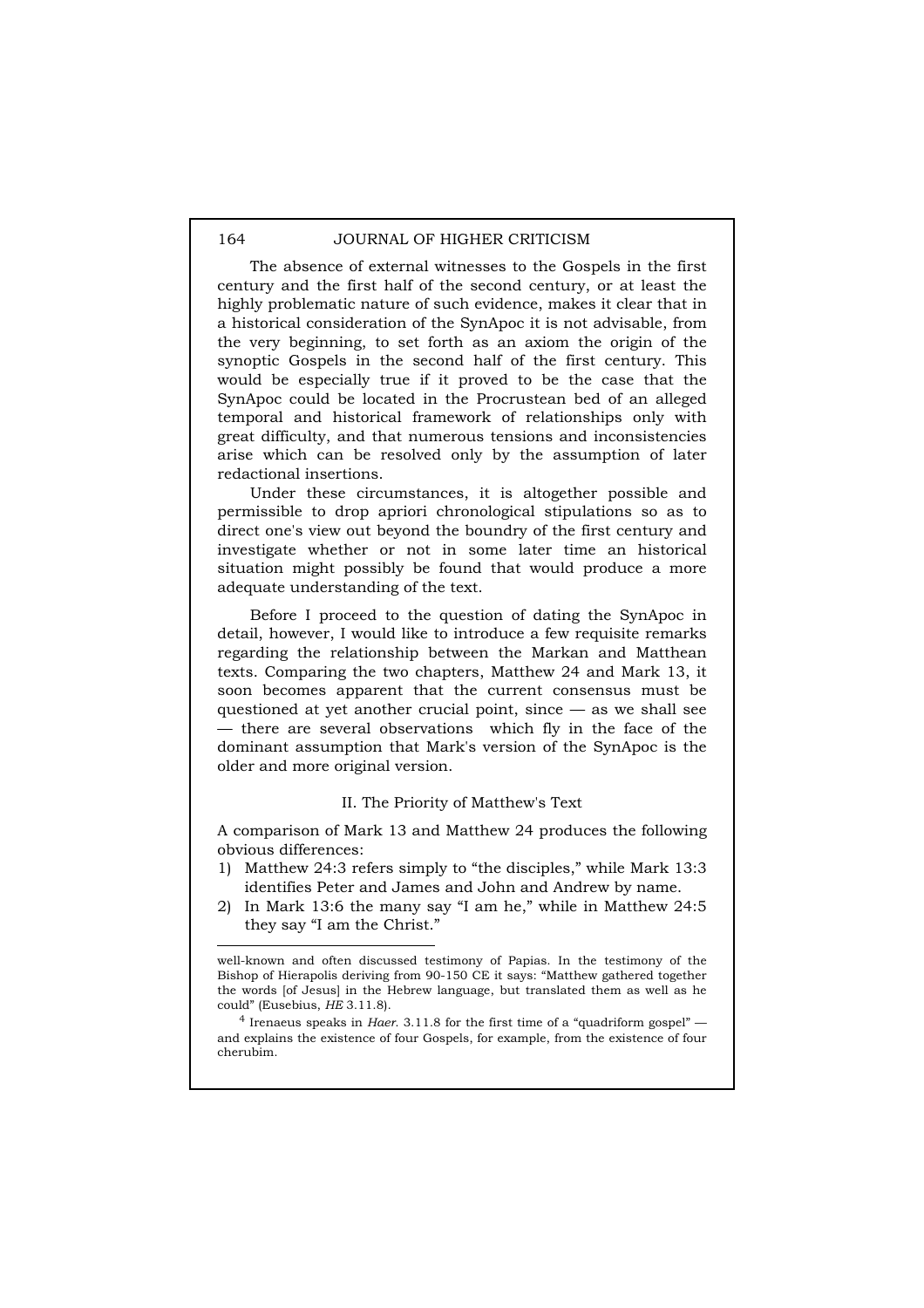The absence of external witnesses to the Gospels in the first century and the first half of the second century, or at least the highly problematic nature of such evidence, makes it clear that in a historical consideration of the SynApoc it is not advisable, from the very beginning, to set forth as an axiom the origin of the synoptic Gospels in the second half of the first century. This would be especially true if it proved to be the case that the SynApoc could be located in the Procrustean bed of an alleged temporal and historical framework of relationships only with great difficulty, and that numerous tensions and inconsistencies arise which can be resolved only by the assumption of later redactional insertions.

Under these circumstances, it is altogether possible and permissible to drop apriori chronological stipulations so as to direct one's view out beyond the boundry of the first century and investigate whether or not in some later time an historical situation might possibly be found that would produce a more adequate understanding of the text.

Before I proceed to the question of dating the SynApoc in detail, however, I would like to introduce a few requisite remarks regarding the relationship between the Markan and Matthean texts. Comparing the two chapters, Matthew 24 and Mark 13, it soon becomes apparent that the current consensus must be questioned at yet another crucial point, since — as we shall see — there are several observations which fly in the face of the dominant assumption that Mark's version of the SynApoc is the older and more original version.

## II. The Priority of Matthew's Text

A comparison of Mark 13 and Matthew 24 produces the following obvious differences:

1) Matthew 24:3 refers simply to "the disciples," while Mark 13:3 identifies Peter and James and John and Andrew by name.
2) In Mark 13:6 the many say "I am he," while in Matthew 24:5 they say "I am the Christ."

---

well-known and often discussed testimony of Papias. In the testimony of the Bishop of Hierapolis deriving from 90-150 CE it says: "Matthew gathered together the words [of Jesus] in the Hebrew language, but translated them as well as he could" (Eusebius, *HE* 3.11.8).

[4] Irenaeus speaks in *Haer.* 3.11.8 for the first time of a "quadriform gospel" — and explains the existence of four Gospels, for example, from the existence of four cherubim.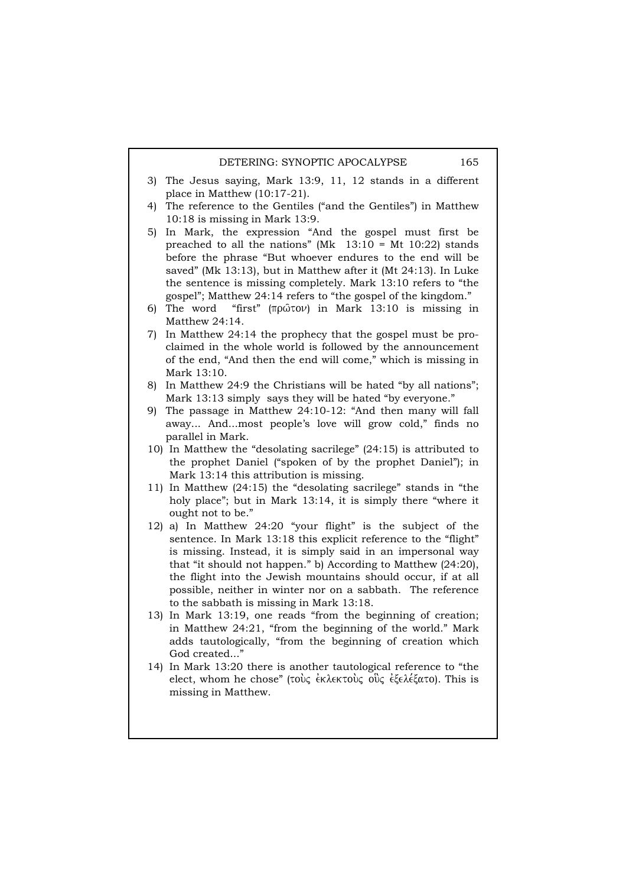3) The Jesus saying, Mark 13:9, 11, 12 stands in a different place in Matthew (10:17-21).
4) The reference to the Gentiles ("and the Gentiles") in Matthew 10:18 is missing in Mark 13:9.
5) In Mark, the expression "And the gospel must first be preached to all the nations" (Mk 13:10 = Mt 10:22) stands before the phrase "But whoever endures to the end will be saved" (Mk 13:13), but in Matthew after it (Mt 24:13). In Luke the sentence is missing completely. Mark 13:10 refers to "the gospel"; Matthew 24:14 refers to "the gospel of the kingdom."
6) The word "first" (πρῶτον) in Mark 13:10 is missing in Matthew 24:14.
7) In Matthew 24:14 the prophecy that the gospel must be proclaimed in the whole world is followed by the announcement of the end, "And then the end will come," which is missing in Mark 13:10.
8) In Matthew 24:9 the Christians will be hated "by all nations"; Mark 13:13 simply says they will be hated "by everyone."
9) The passage in Matthew 24:10-12: "And then many will fall away... And...most people's love will grow cold," finds no parallel in Mark.
10) In Matthew the "desolating sacrilege" (24:15) is attributed to the prophet Daniel ("spoken of by the prophet Daniel"); in Mark 13:14 this attribution is missing.
11) In Matthew (24:15) the "desolating sacrilege" stands in "the holy place"; but in Mark 13:14, it is simply there "where it ought not to be."
12) a) In Matthew 24:20 "your flight" is the subject of the sentence. In Mark 13:18 this explicit reference to the "flight" is missing. Instead, it is simply said in an impersonal way that "it should not happen." b) According to Matthew (24:20), the flight into the Jewish mountains should occur, if at all possible, neither in winter nor on a sabbath. The reference to the sabbath is missing in Mark 13:18.
13) In Mark 13:19, one reads "from the beginning of creation; in Matthew 24:21, "from the beginning of the world." Mark adds tautologically, "from the beginning of creation which God created..."
14) In Mark 13:20 there is another tautological reference to "the elect, whom he chose" (τοὺς ἐκλεκτοὺς οὓς ἐξελέξατο). This is missing in Matthew.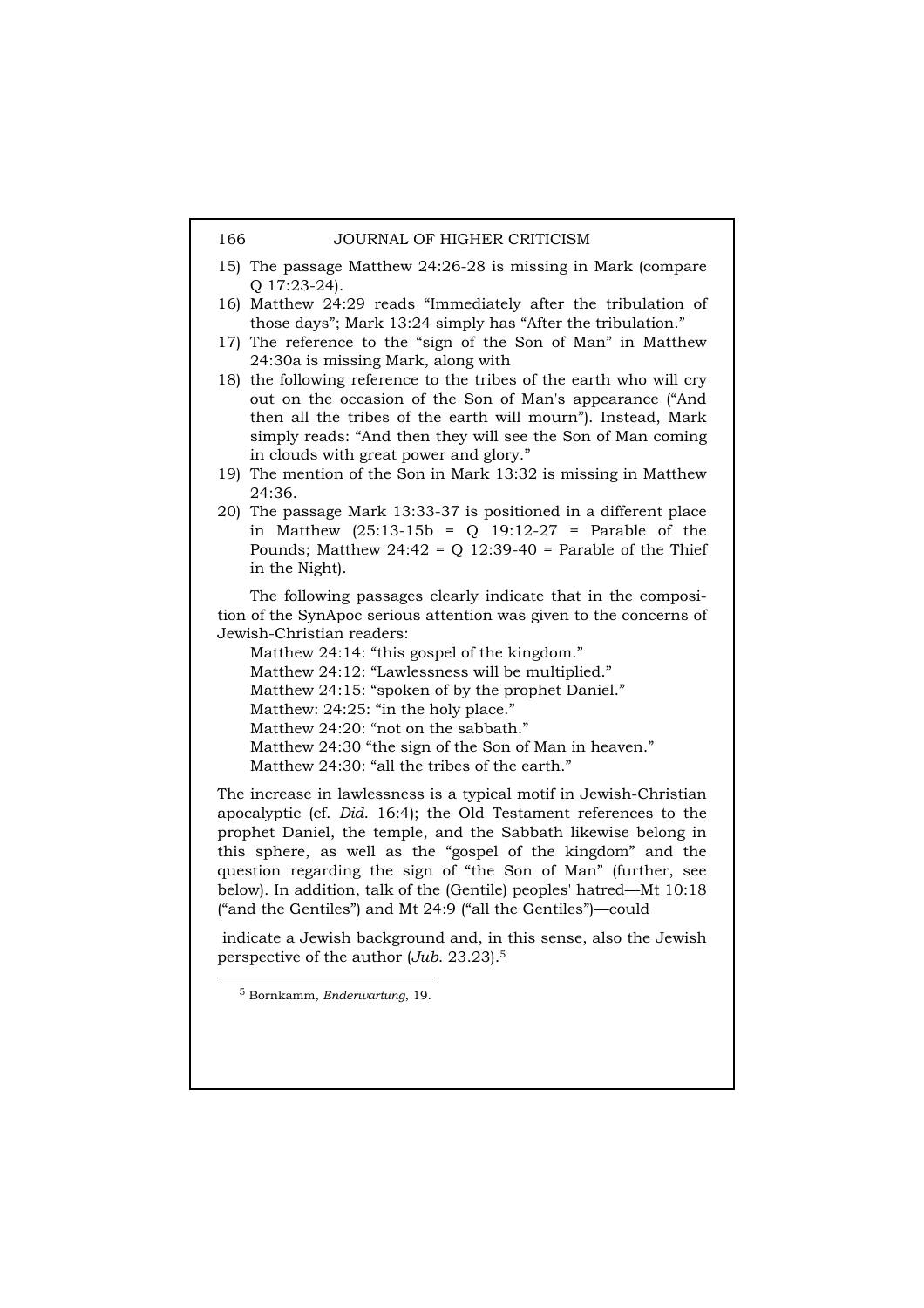15) The passage Matthew 24:26-28 is missing in Mark (compare Q 17:23-24).
16) Matthew 24:29 reads “Immediately after the tribulation of those days”; Mark 13:24 simply has “After the tribulation.”
17) The reference to the “sign of the Son of Man” in Matthew 24:30a is missing Mark, along with
18) the following reference to the tribes of the earth who will cry out on the occasion of the Son of Man's appearance (“And then all the tribes of the earth will mourn”). Instead, Mark simply reads: “And then they will see the Son of Man coming in clouds with great power and glory.”
19) The mention of the Son in Mark 13:32 is missing in Matthew 24:36.
20) The passage Mark 13:33-37 is positioned in a different place in Matthew (25:13-15b = Q 19:12-27 = Parable of the Pounds; Matthew 24:42 = Q 12:39-40 = Parable of the Thief in the Night).

The following passages clearly indicate that in the composition of the SynApoc serious attention was given to the concerns of Jewish-Christian readers:

Matthew 24:14: “this gospel of the kingdom.”
Matthew 24:12: “Lawlessness will be multiplied.”
Matthew 24:15: “spoken of by the prophet Daniel.”
Matthew: 24:25: “in the holy place.”
Matthew 24:20: “not on the sabbath.”
Matthew 24:30 “the sign of the Son of Man in heaven.”
Matthew 24:30: “all the tribes of the earth.”

The increase in lawlessness is a typical motif in Jewish-Christian apocalyptic (cf. *Did.* 16:4); the Old Testament references to the prophet Daniel, the temple, and the Sabbath likewise belong in this sphere, as well as the “gospel of the kingdom” and the question regarding the sign of “the Son of Man” (further, see below). In addition, talk of the (Gentile) peoples' hatred—Mt 10:18 (“and the Gentiles”) and Mt 24:9 (“all the Gentiles”)—could indicate a Jewish background and, in this sense, also the Jewish perspective of the author (*Jub.* 23.23).[5]

[5] Bornkamm, *Enderwartung*, 19.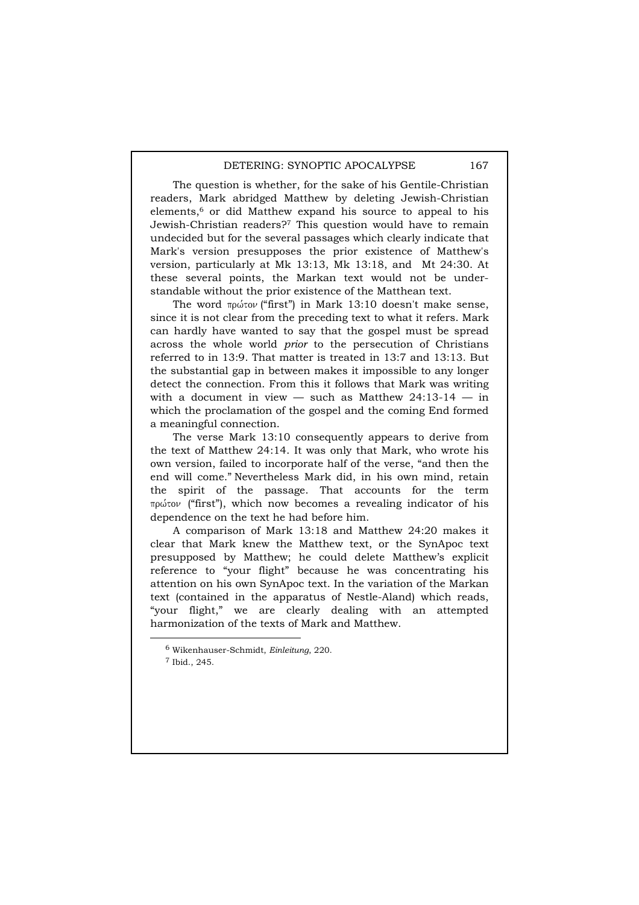The question is whether, for the sake of his Gentile-Christian readers, Mark abridged Matthew by deleting Jewish-Christian elements,[6] or did Matthew expand his source to appeal to his Jewish-Christian readers?[7] This question would have to remain undecided but for the several passages which clearly indicate that Mark's version presupposes the prior existence of Matthew's version, particularly at Mk 13:13, Mk 13:18, and Mt 24:30. At these several points, the Markan text would not be understandable without the prior existence of the Matthean text.

The word πρώτον ("first") in Mark 13:10 doesn't make sense, since it is not clear from the preceding text to what it refers. Mark can hardly have wanted to say that the gospel must be spread across the whole world *prior* to the persecution of Christians referred to in 13:9. That matter is treated in 13:7 and 13:13. But the substantial gap in between makes it impossible to any longer detect the connection. From this it follows that Mark was writing with a document in view — such as Matthew 24:13-14 — in which the proclamation of the gospel and the coming End formed a meaningful connection.

The verse Mark 13:10 consequently appears to derive from the text of Matthew 24:14. It was only that Mark, who wrote his own version, failed to incorporate half of the verse, "and then the end will come." Nevertheless Mark did, in his own mind, retain the spirit of the passage. That accounts for the term πρώτον ("first"), which now becomes a revealing indicator of his dependence on the text he had before him.

A comparison of Mark 13:18 and Matthew 24:20 makes it clear that Mark knew the Matthew text, or the SynApoc text presupposed by Matthew; he could delete Matthew's explicit reference to "your flight" because he was concentrating his attention on his own SynApoc text. In the variation of the Markan text (contained in the apparatus of Nestle-Aland) which reads, "your flight," we are clearly dealing with an attempted harmonization of the texts of Mark and Matthew.

---

[6] Wikenhauser-Schmidt, *Einleitung*, 220.

[7] Ibid., 245.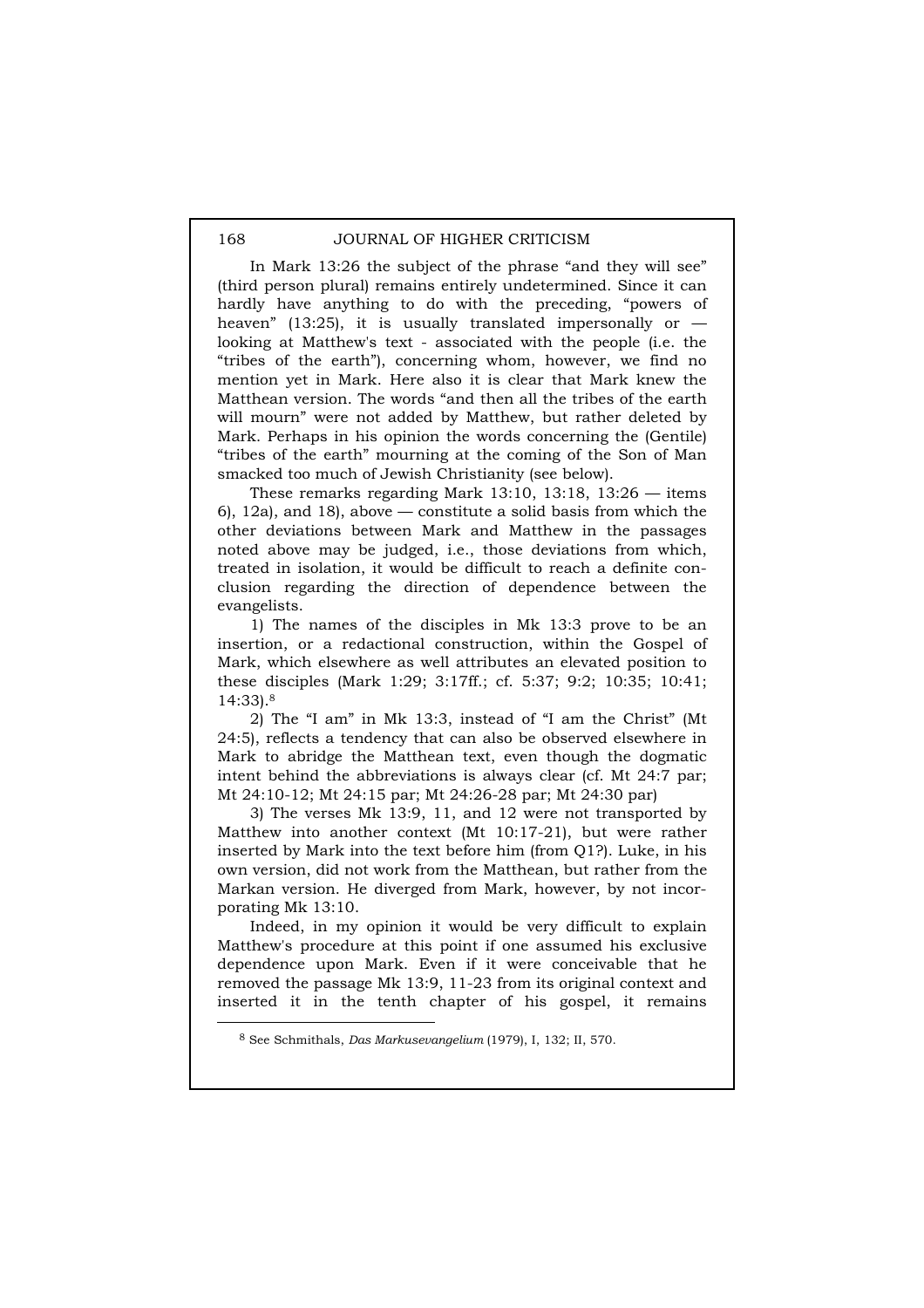In Mark 13:26 the subject of the phrase "and they will see" (third person plural) remains entirely undetermined. Since it can hardly have anything to do with the preceding, "powers of heaven" (13:25), it is usually translated impersonally or — looking at Matthew's text - associated with the people (i.e. the "tribes of the earth"), concerning whom, however, we find no mention yet in Mark. Here also it is clear that Mark knew the Matthean version. The words "and then all the tribes of the earth will mourn" were not added by Matthew, but rather deleted by Mark. Perhaps in his opinion the words concerning the (Gentile) "tribes of the earth" mourning at the coming of the Son of Man smacked too much of Jewish Christianity (see below).

These remarks regarding Mark 13:10, 13:18, 13:26 — items 6), 12a), and 18), above — constitute a solid basis from which the other deviations between Mark and Matthew in the passages noted above may be judged, i.e., those deviations from which, treated in isolation, it would be difficult to reach a definite conclusion regarding the direction of dependence between the evangelists.

1) The names of the disciples in Mk 13:3 prove to be an insertion, or a redactional construction, within the Gospel of Mark, which elsewhere as well attributes an elevated position to these disciples (Mark 1:29; 3:17ff.; cf. 5:37; 9:2; 10:35; 10:41; 14:33).[8]

2) The "I am" in Mk 13:3, instead of "I am the Christ" (Mt 24:5), reflects a tendency that can also be observed elsewhere in Mark to abridge the Matthean text, even though the dogmatic intent behind the abbreviations is always clear (cf. Mt 24:7 par; Mt 24:10-12; Mt 24:15 par; Mt 24:26-28 par; Mt 24:30 par)

3) The verses Mk 13:9, 11, and 12 were not transported by Matthew into another context (Mt 10:17-21), but were rather inserted by Mark into the text before him (from Q1?). Luke, in his own version, did not work from the Matthean, but rather from the Markan version. He diverged from Mark, however, by not incorporating Mk 13:10.

Indeed, in my opinion it would be very difficult to explain Matthew's procedure at this point if one assumed his exclusive dependence upon Mark. Even if it were conceivable that he removed the passage Mk 13:9, 11-23 from its original context and inserted it in the tenth chapter of his gospel, it remains

---

[8] See Schmithals, *Das Markusevangelium* (1979), I, 132; II, 570.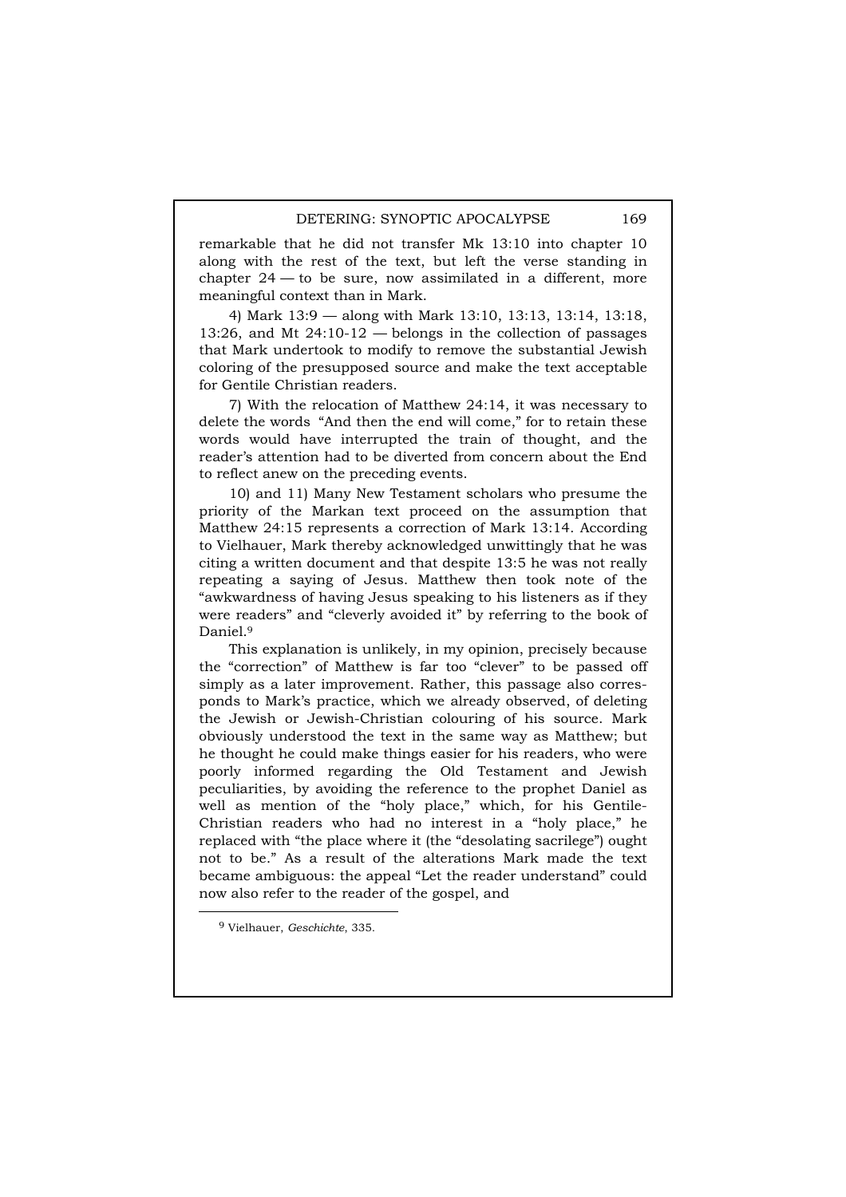remarkable that he did not transfer Mk 13:10 into chapter 10 along with the rest of the text, but left the verse standing in chapter 24 — to be sure, now assimilated in a different, more meaningful context than in Mark.

4) Mark 13:9 — along with Mark 13:10, 13:13, 13:14, 13:18, 13:26, and Mt 24:10-12 — belongs in the collection of passages that Mark undertook to modify to remove the substantial Jewish coloring of the presupposed source and make the text acceptable for Gentile Christian readers.

7) With the relocation of Matthew 24:14, it was necessary to delete the words "And then the end will come," for to retain these words would have interrupted the train of thought, and the reader's attention had to be diverted from concern about the End to reflect anew on the preceding events.

10) and 11) Many New Testament scholars who presume the priority of the Markan text proceed on the assumption that Matthew 24:15 represents a correction of Mark 13:14. According to Vielhauer, Mark thereby acknowledged unwittingly that he was citing a written document and that despite 13:5 he was not really repeating a saying of Jesus. Matthew then took note of the "awkwardness of having Jesus speaking to his listeners as if they were readers" and "cleverly avoided it" by referring to the book of Daniel.[9]

This explanation is unlikely, in my opinion, precisely because the "correction" of Matthew is far too "clever" to be passed off simply as a later improvement. Rather, this passage also corresponds to Mark's practice, which we already observed, of deleting the Jewish or Jewish-Christian colouring of his source. Mark obviously understood the text in the same way as Matthew; but he thought he could make things easier for his readers, who were poorly informed regarding the Old Testament and Jewish peculiarities, by avoiding the reference to the prophet Daniel as well as mention of the "holy place," which, for his Gentile-Christian readers who had no interest in a "holy place," he replaced with "the place where it (the "desolating sacrilege") ought not to be." As a result of the alterations Mark made the text became ambiguous: the appeal "Let the reader understand" could now also refer to the reader of the gospel, and

[9] Vielhauer, *Geschichte*, 335.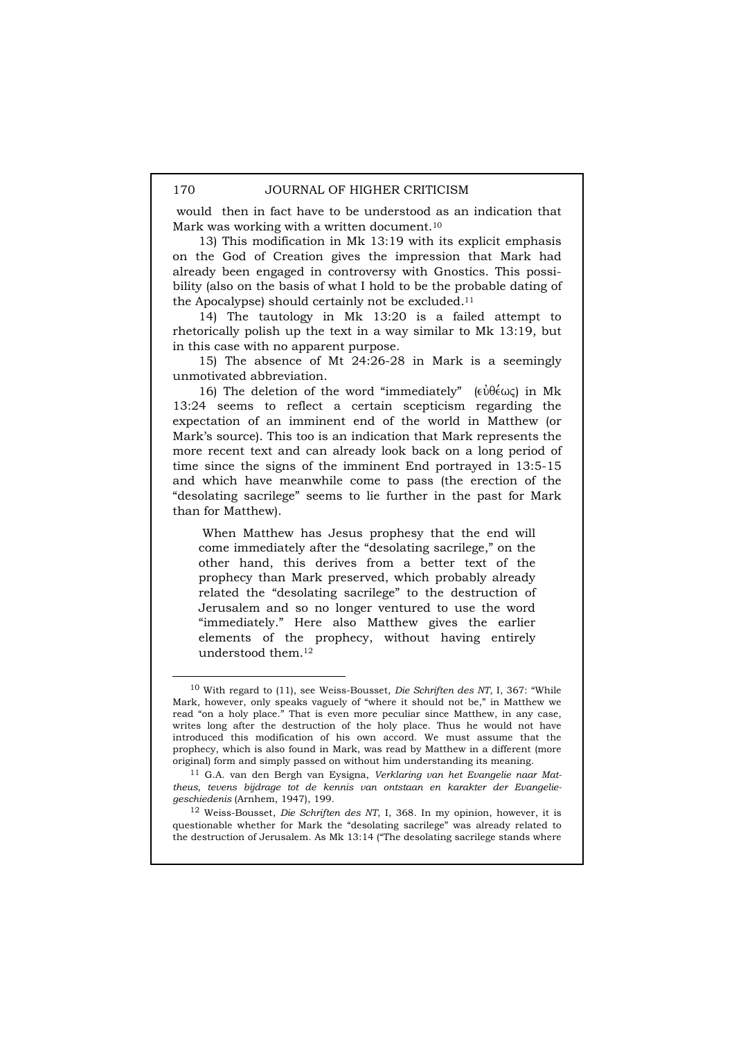would then in fact have to be understood as an indication that Mark was working with a written document.[10]

13) This modification in Mk 13:19 with its explicit emphasis on the God of Creation gives the impression that Mark had already been engaged in controversy with Gnostics. This possibility (also on the basis of what I hold to be the probable dating of the Apocalypse) should certainly not be excluded.[11]

14) The tautology in Mk 13:20 is a failed attempt to rhetorically polish up the text in a way similar to Mk 13:19, but in this case with no apparent purpose.

15) The absence of Mt 24:26-28 in Mark is a seemingly unmotivated abbreviation.

16) The deletion of the word "immediately" (εὐθέως) in Mk 13:24 seems to reflect a certain scepticism regarding the expectation of an imminent end of the world in Matthew (or Mark's source). This too is an indication that Mark represents the more recent text and can already look back on a long period of time since the signs of the imminent End portrayed in 13:5-15 and which have meanwhile come to pass (the erection of the "desolating sacrilege" seems to lie further in the past for Mark than for Matthew).

> When Matthew has Jesus prophesy that the end will come immediately after the "desolating sacrilege," on the other hand, this derives from a better text of the prophecy than Mark preserved, which probably already related the "desolating sacrilege" to the destruction of Jerusalem and so no longer ventured to use the word "immediately." Here also Matthew gives the earlier elements of the prophecy, without having entirely understood them.[12]

---

[10] With regard to (11), see Weiss-Bousset, *Die Schriften des NT*, I, 367: "While Mark, however, only speaks vaguely of "where it should not be," in Matthew we read "on a holy place." That is even more peculiar since Matthew, in any case, writes long after the destruction of the holy place. Thus he would not have introduced this modification of his own accord. We must assume that the prophecy, which is also found in Mark, was read by Matthew in a different (more original) form and simply passed on without him understanding its meaning.

[11] G.A. van den Bergh van Eysigna, *Verklaring van het Evangelie naar Mattheus, tevens bijdrage tot de kennis van ontstaan en karakter der Evangeliegeschiedenis* (Arnhem, 1947), 199.

[12] Weiss-Bousset, *Die Schriften des NT*, I, 368. In my opinion, however, it is questionable whether for Mark the "desolating sacrilege" was already related to the destruction of Jerusalem. As Mk 13:14 ("The desolating sacrilege stands where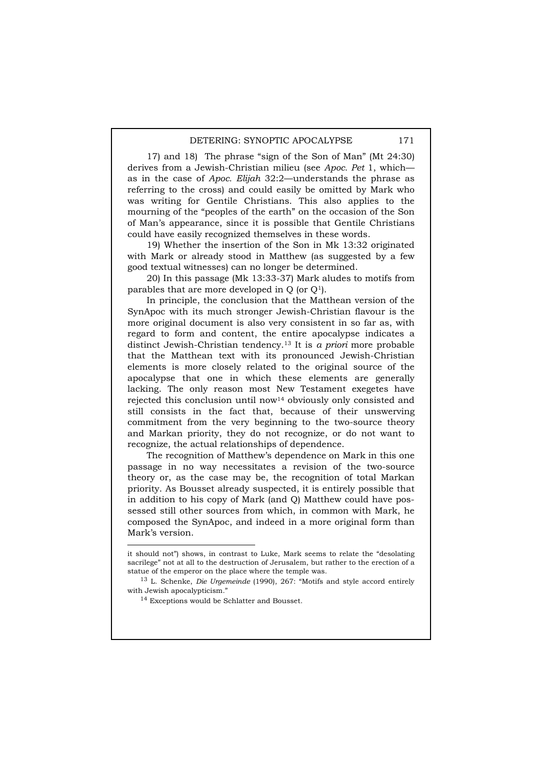17) and 18) The phrase "sign of the Son of Man" (Mt 24:30) derives from a Jewish-Christian milieu (see *Apoc. Pet* 1, which—as in the case of *Apoc. Elijah* 32:2—understands the phrase as referring to the cross) and could easily be omitted by Mark who was writing for Gentile Christians. This also applies to the mourning of the "peoples of the earth" on the occasion of the Son of Man's appearance, since it is possible that Gentile Christians could have easily recognized themselves in these words.

19) Whether the insertion of the Son in Mk 13:32 originated with Mark or already stood in Matthew (as suggested by a few good textual witnesses) can no longer be determined.

20) In this passage (Mk 13:33-37) Mark aludes to motifs from parables that are more developed in Q (or $Q^1$).

In principle, the conclusion that the Matthean version of the SynApoc with its much stronger Jewish-Christian flavour is the more original document is also very consistent in so far as, with regard to form and content, the entire apocalypse indicates a distinct Jewish-Christian tendency.[13] It is *a priori* more probable that the Matthean text with its pronounced Jewish-Christian elements is more closely related to the original source of the apocalypse that one in which these elements are generally lacking. The only reason most New Testament exegetes have rejected this conclusion until now[14] obviously only consisted and still consists in the fact that, because of their unswerving commitment from the very beginning to the two-source theory and Markan priority, they do not recognize, or do not want to recognize, the actual relationships of dependence.

The recognition of Matthew's dependence on Mark in this one passage in no way necessitates a revision of the two-source theory or, as the case may be, the recognition of total Markan priority. As Bousset already suspected, it is entirely possible that in addition to his copy of Mark (and Q) Matthew could have possessed still other sources from which, in common with Mark, he composed the SynApoc, and indeed in a more original form than Mark's version.

---

it should not") shows, in contrast to Luke, Mark seems to relate the "desolating sacrilege" not at all to the destruction of Jerusalem, but rather to the erection of a statue of the emperor on the place where the temple was.

[13] L. Schenke, *Die Urgemeinde* (1990), 267: "Motifs and style accord entirely with Jewish apocalypticism."

[14] Exceptions would be Schlatter and Bousset.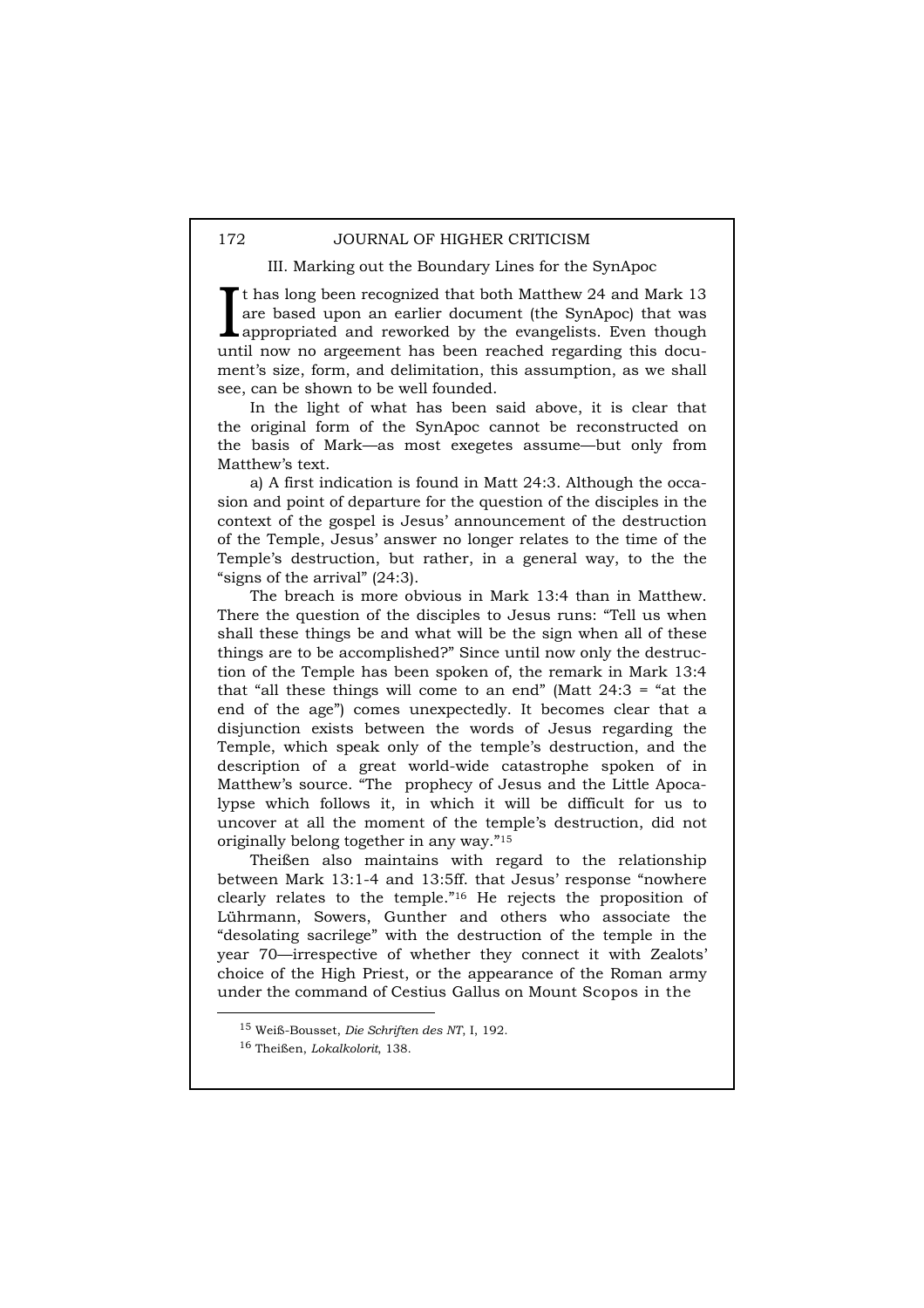### III. Marking out the Boundary Lines for the SynApoc

It has long been recognized that both Matthew 24 and Mark 13 are based upon an earlier document (the SynApoc) that was appropriated and reworked by the evangelists. Even though until now no argeement has been reached regarding this document's size, form, and delimitation, this assumption, as we shall see, can be shown to be well founded.

In the light of what has been said above, it is clear that the original form of the SynApoc cannot be reconstructed on the basis of Mark—as most exegetes assume—but only from Matthew's text.

a) A first indication is found in Matt 24:3. Although the occasion and point of departure for the question of the disciples in the context of the gospel is Jesus' announcement of the destruction of the Temple, Jesus' answer no longer relates to the time of the Temple's destruction, but rather, in a general way, to the the "signs of the arrival" (24:3).

The breach is more obvious in Mark 13:4 than in Matthew. There the question of the disciples to Jesus runs: "Tell us when shall these things be and what will be the sign when all of these things are to be accomplished?" Since until now only the destruction of the Temple has been spoken of, the remark in Mark 13:4 that "all these things will come to an end" (Matt 24:3 = "at the end of the age") comes unexpectedly. It becomes clear that a disjunction exists between the words of Jesus regarding the Temple, which speak only of the temple's destruction, and the description of a great world-wide catastrophe spoken of in Matthew's source. "The prophecy of Jesus and the Little Apocalypse which follows it, in which it will be difficult for us to uncover at all the moment of the temple's destruction, did not originally belong together in any way."[15]

Theißen also maintains with regard to the relationship between Mark 13:1-4 and 13:5ff. that Jesus' response "nowhere clearly relates to the temple."[16] He rejects the proposition of Lührmann, Sowers, Gunther and others who associate the "desolating sacrilege" with the destruction of the temple in the year 70—irrespective of whether they connect it with Zealots' choice of the High Priest, or the appearance of the Roman army under the command of Cestius Gallus on Mount Scopos in the

---

[15] Weiß-Bousset, *Die Schriften des NT*, I, 192.

[16] Theißen, *Lokalkolorit*, 138.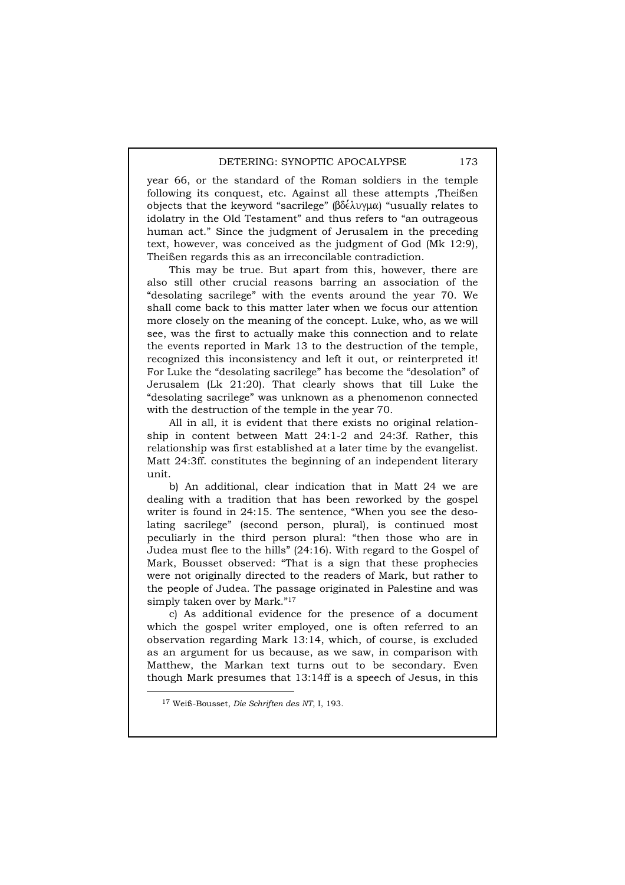year 66, or the standard of the Roman soldiers in the temple following its conquest, etc. Against all these attempts ,Theißen objects that the keyword "sacrilege" (βδέλυγμα) "usually relates to idolatry in the Old Testament" and thus refers to "an outrageous human act." Since the judgment of Jerusalem in the preceding text, however, was conceived as the judgment of God (Mk 12:9), Theißen regards this as an irreconcilable contradiction.

This may be true. But apart from this, however, there are also still other crucial reasons barring an association of the "desolating sacrilege" with the events around the year 70. We shall come back to this matter later when we focus our attention more closely on the meaning of the concept. Luke, who, as we will see, was the first to actually make this connection and to relate the events reported in Mark 13 to the destruction of the temple, recognized this inconsistency and left it out, or reinterpreted it! For Luke the "desolating sacrilege" has become the "desolation" of Jerusalem (Lk 21:20). That clearly shows that till Luke the "desolating sacrilege" was unknown as a phenomenon connected with the destruction of the temple in the year 70.

All in all, it is evident that there exists no original relationship in content between Matt 24:1-2 and 24:3f. Rather, this relationship was first established at a later time by the evangelist. Matt 24:3ff. constitutes the beginning of an independent literary unit.

b) An additional, clear indication that in Matt 24 we are dealing with a tradition that has been reworked by the gospel writer is found in 24:15. The sentence, "When you see the desolating sacrilege" (second person, plural), is continued most peculiarly in the third person plural: "then those who are in Judea must flee to the hills" (24:16). With regard to the Gospel of Mark, Bousset observed: "That is a sign that these prophecies were not originally directed to the readers of Mark, but rather to the people of Judea. The passage originated in Palestine and was simply taken over by Mark."[17]

c) As additional evidence for the presence of a document which the gospel writer employed, one is often referred to an observation regarding Mark 13:14, which, of course, is excluded as an argument for us because, as we saw, in comparison with Matthew, the Markan text turns out to be secondary. Even though Mark presumes that 13:14ff is a speech of Jesus, in this

[17] Weiß-Bousset, *Die Schriften des NT*, I, 193.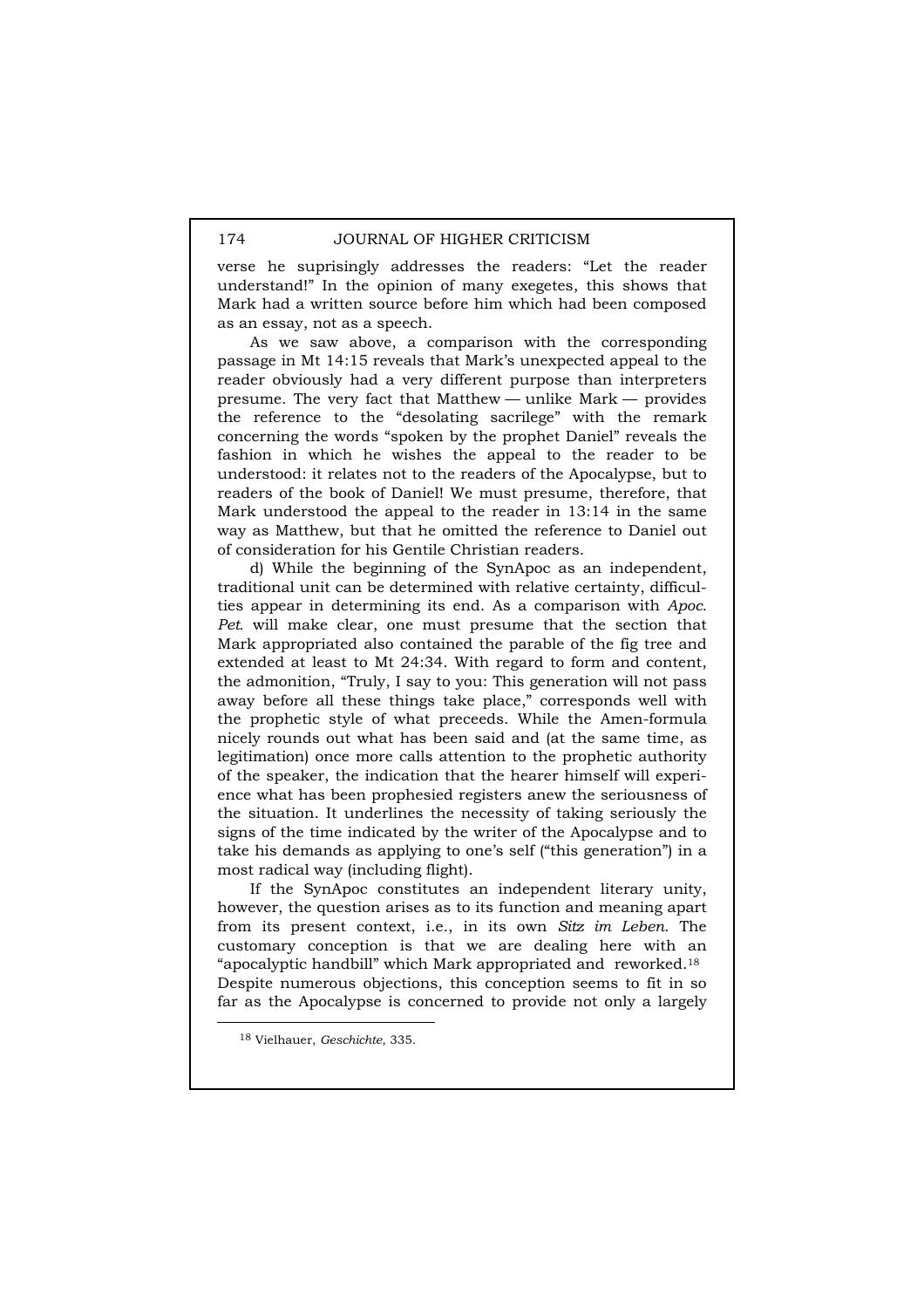verse he suprisingly addresses the readers: "Let the reader understand!" In the opinion of many exegetes, this shows that Mark had a written source before him which had been composed as an essay, not as a speech.

As we saw above, a comparison with the corresponding passage in Mt 14:15 reveals that Mark's unexpected appeal to the reader obviously had a very different purpose than interpreters presume. The very fact that Matthew — unlike Mark — provides the reference to the "desolating sacrilege" with the remark concerning the words "spoken by the prophet Daniel" reveals the fashion in which he wishes the appeal to the reader to be understood: it relates not to the readers of the Apocalypse, but to readers of the book of Daniel! We must presume, therefore, that Mark understood the appeal to the reader in 13:14 in the same way as Matthew, but that he omitted the reference to Daniel out of consideration for his Gentile Christian readers.

d) While the beginning of the SynApoc as an independent, traditional unit can be determined with relative certainty, difficulties appear in determining its end. As a comparison with *Apoc. Pet.* will make clear, one must presume that the section that Mark appropriated also contained the parable of the fig tree and extended at least to Mt 24:34. With regard to form and content, the admonition, "Truly, I say to you: This generation will not pass away before all these things take place," corresponds well with the prophetic style of what preceeds. While the Amen-formula nicely rounds out what has been said and (at the same time, as legitimation) once more calls attention to the prophetic authority of the speaker, the indication that the hearer himself will experience what has been prophesied registers anew the seriousness of the situation. It underlines the necessity of taking seriously the signs of the time indicated by the writer of the Apocalypse and to take his demands as applying to one's self ("this generation") in a most radical way (including flight).

If the SynApoc constitutes an independent literary unity, however, the question arises as to its function and meaning apart from its present context, i.e., in its own *Sitz im Leben*. The customary conception is that we are dealing here with an "apocalyptic handbill" which Mark appropriated and reworked.[18] Despite numerous objections, this conception seems to fit in so far as the Apocalypse is concerned to provide not only a largely

[18] Vielhauer, *Geschichte*, 335.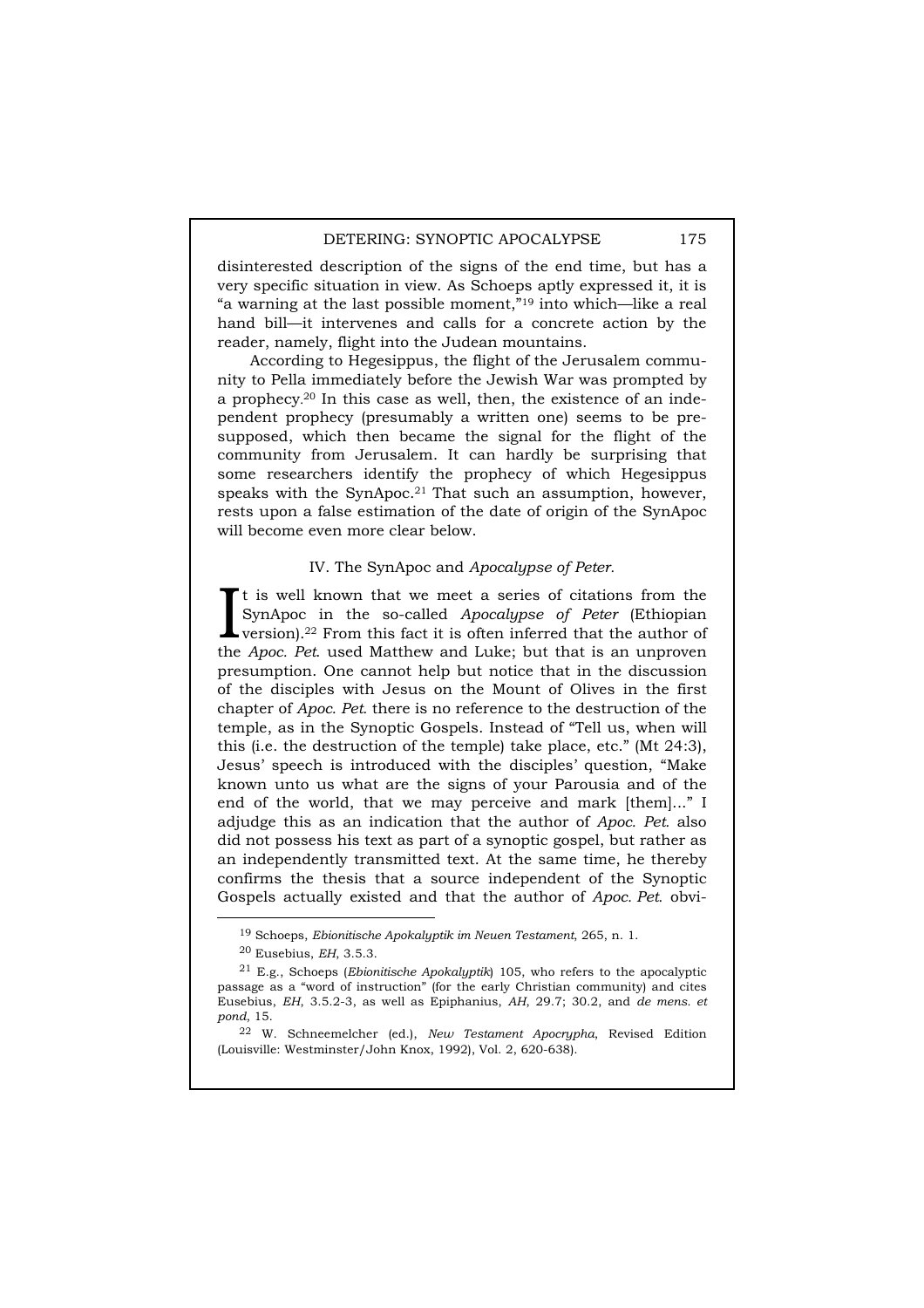disinterested description of the signs of the end time, but has a very specific situation in view. As Schoeps aptly expressed it, it is "a warning at the last possible moment,"[19] into which—like a real hand bill—it intervenes and calls for a concrete action by the reader, namely, flight into the Judean mountains.

According to Hegesippus, the flight of the Jerusalem community to Pella immediately before the Jewish War was prompted by a prophecy.[20] In this case as well, then, the existence of an independent prophecy (presumably a written one) seems to be presupposed, which then became the signal for the flight of the community from Jerusalem. It can hardly be surprising that some researchers identify the prophecy of which Hegesippus speaks with the SynApoc.[21] That such an assumption, however, rests upon a false estimation of the date of origin of the SynApoc will become even more clear below.

## IV. The SynApoc and *Apocalypse of Peter*.

It is well known that we meet a series of citations from the SynApoc in the so-called *Apocalypse of Peter* (Ethiopian version).[22] From this fact it is often inferred that the author of the *Apoc. Pet.* used Matthew and Luke; but that is an unproven presumption. One cannot help but notice that in the discussion of the disciples with Jesus on the Mount of Olives in the first chapter of *Apoc. Pet.* there is no reference to the destruction of the temple, as in the Synoptic Gospels. Instead of "Tell us, when will this (i.e. the destruction of the temple) take place, etc." (Mt 24:3), Jesus' speech is introduced with the disciples' question, "Make known unto us what are the signs of your Parousia and of the end of the world, that we may perceive and mark [them]..." I adjudge this as an indication that the author of *Apoc. Pet.* also did not possess his text as part of a synoptic gospel, but rather as an independently transmitted text. At the same time, he thereby confirms the thesis that a source independent of the Synoptic Gospels actually existed and that the author of *Apoc. Pet.* obvi-

---

[19] Schoeps, *Ebionitische Apokalyptik im Neuen Testament*, 265, n. 1.

[20] Eusebius, *EH*, 3.5.3.

[21] E.g., Schoeps (*Ebionitische Apokalyptik*) 105, who refers to the apocalyptic passage as a "word of instruction" (for the early Christian community) and cites Eusebius, *EH*, 3.5.2-3, as well as Epiphanius, *AH*, 29.7; 30.2, and *de mens. et pond*, 15.

[22] W. Schneemelcher (ed.), *New Testament Apocrypha*, Revised Edition (Louisville: Westminster/John Knox, 1992), Vol. 2, 620-638).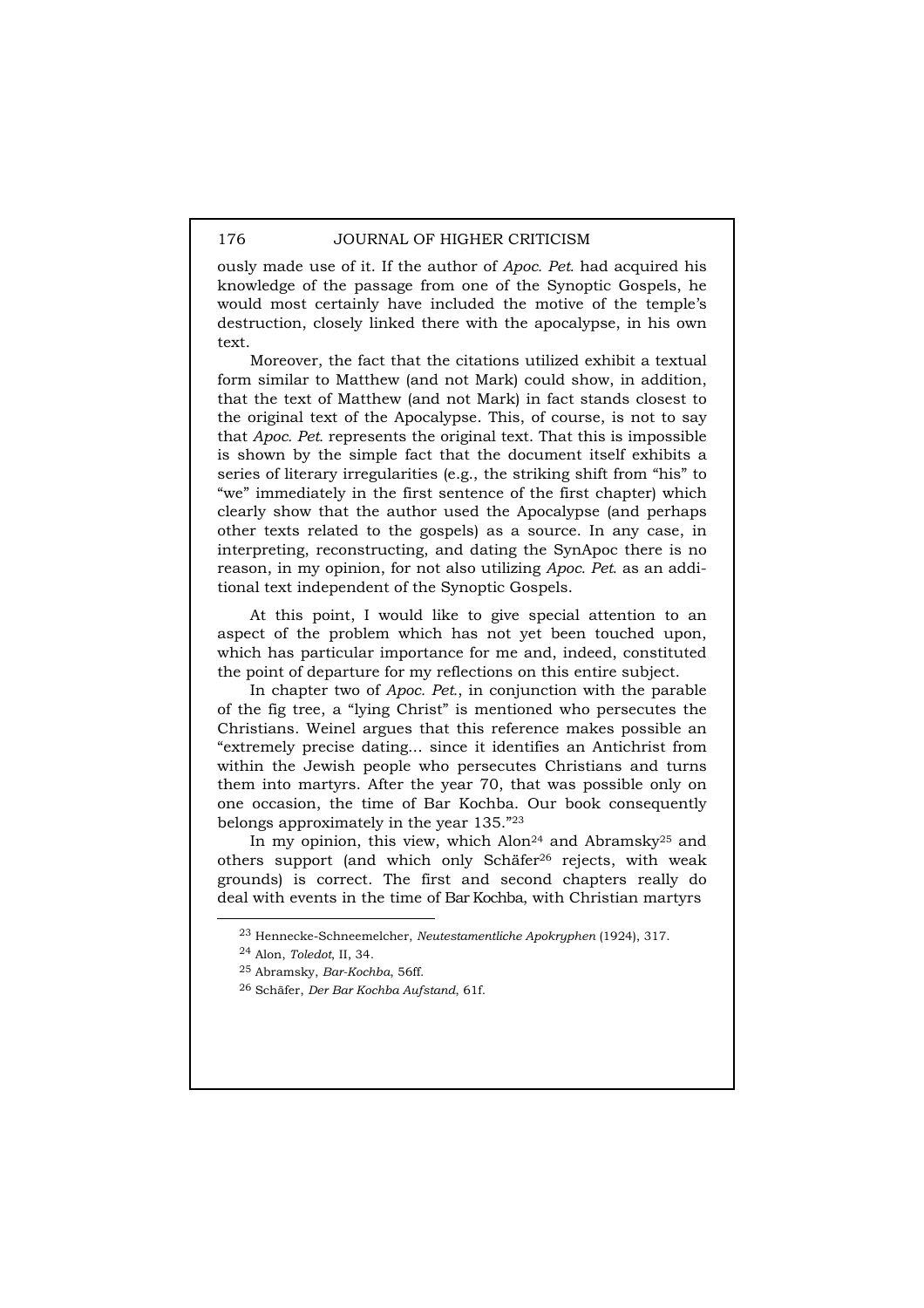ously made use of it. If the author of *Apoc. Pet.* had acquired his knowledge of the passage from one of the Synoptic Gospels, he would most certainly have included the motive of the temple's destruction, closely linked there with the apocalypse, in his own text.

Moreover, the fact that the citations utilized exhibit a textual form similar to Matthew (and not Mark) could show, in addition, that the text of Matthew (and not Mark) in fact stands closest to the original text of the Apocalypse. This, of course, is not to say that *Apoc. Pet.* represents the original text. That this is impossible is shown by the simple fact that the document itself exhibits a series of literary irregularities (e.g., the striking shift from "his" to "we" immediately in the first sentence of the first chapter) which clearly show that the author used the Apocalypse (and perhaps other texts related to the gospels) as a source. In any case, in interpreting, reconstructing, and dating the SynApoc there is no reason, in my opinion, for not also utilizing *Apoc. Pet.* as an additional text independent of the Synoptic Gospels.

At this point, I would like to give special attention to an aspect of the problem which has not yet been touched upon, which has particular importance for me and, indeed, constituted the point of departure for my reflections on this entire subject.

In chapter two of *Apoc. Pet.*, in conjunction with the parable of the fig tree, a "lying Christ" is mentioned who persecutes the Christians. Weinel argues that this reference makes possible an "extremely precise dating... since it identifies an Antichrist from within the Jewish people who persecutes Christians and turns them into martyrs. After the year 70, that was possible only on one occasion, the time of Bar Kochba. Our book consequently belongs approximately in the year 135."[23]

In my opinion, this view, which Alon[24] and Abramsky[25] and others support (and which only Schäfer[26] rejects, with weak grounds) is correct. The first and second chapters really do deal with events in the time of Bar Kochba, with Christian martyrs

---

[23] Hennecke-Schneemelcher, *Neutestamentliche Apokryphen* (1924), 317.

[24] Alon, *Toledot*, II, 34.

[25] Abramsky, *Bar-Kochba*, 56ff.

[26] Schäfer, *Der Bar Kochba Aufstand*, 61f.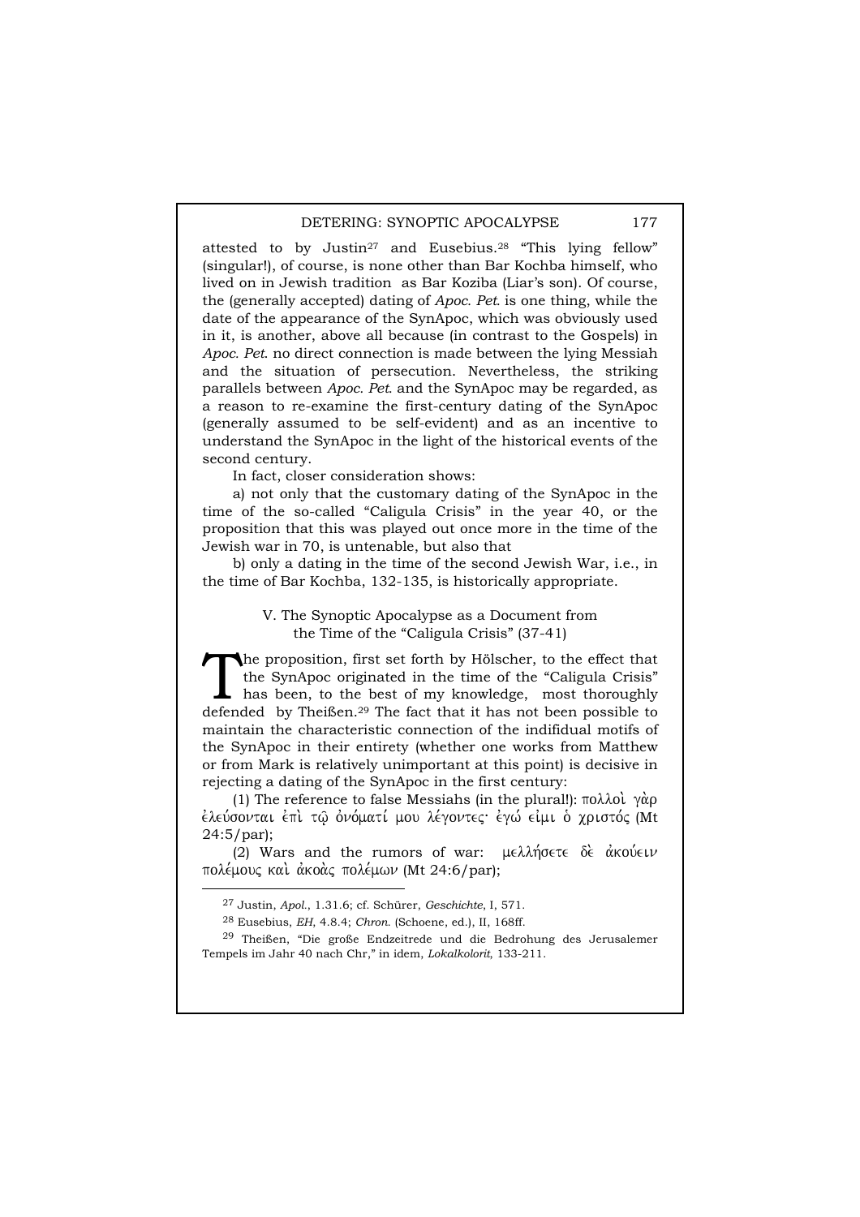attested to by Justin[27] and Eusebius.[28] "This lying fellow" (singular!), of course, is none other than Bar Kochba himself, who lived on in Jewish tradition as Bar Koziba (Liar's son). Of course, the (generally accepted) dating of *Apoc. Pet.* is one thing, while the date of the appearance of the SynApoc, which was obviously used in it, is another, above all because (in contrast to the Gospels) in *Apoc. Pet.* no direct connection is made between the lying Messiah and the situation of persecution. Nevertheless, the striking parallels between *Apoc. Pet.* and the SynApoc may be regarded, as a reason to re-examine the first-century dating of the SynApoc (generally assumed to be self-evident) and as an incentive to understand the SynApoc in the light of the historical events of the second century.

In fact, closer consideration shows:

a) not only that the customary dating of the SynApoc in the time of the so-called "Caligula Crisis" in the year 40, or the proposition that this was played out once more in the time of the Jewish war in 70, is untenable, but also that

b) only a dating in the time of the second Jewish War, i.e., in the time of Bar Kochba, 132-135, is historically appropriate.

## V. The Synoptic Apocalypse as a Document from the Time of the "Caligula Crisis" (37-41)

The proposition, first set forth by Hölscher, to the effect that the SynApoc originated in the time of the "Caligula Crisis" has been, to the best of my knowledge, most thoroughly defended by Theißen.[29] The fact that it has not been possible to maintain the characteristic connection of the indifidual motifs of the SynApoc in their entirety (whether one works from Matthew or from Mark is relatively unimportant at this point) is decisive in rejecting a dating of the SynApoc in the first century:

(1) The reference to false Messiahs (in the plural!): πολλοὶ γὰρ ἐλεύσονται ἐπὶ τῷ ὀνόματί μου λέγοντες· ἐγώ εἰμι ὁ χριστός (Mt 24:5/par);

(2) Wars and the rumors of war: μελλήσετε δὲ ἀκούειν πολέμους καὶ ἀκοὰς πολέμων (Mt 24:6/par);

---

[27] Justin, *Apol.*, 1.31.6; cf. Schürer, *Geschichte*, I, 571.

[28] Eusebius, *EH*, 4.8.4; *Chron.* (Schoene, ed.), II, 168ff.

[29] Theißen, "Die große Endzeitrede und die Bedrohung des Jerusalemer Tempels im Jahr 40 nach Chr," in idem, *Lokalkolorit*, 133-211.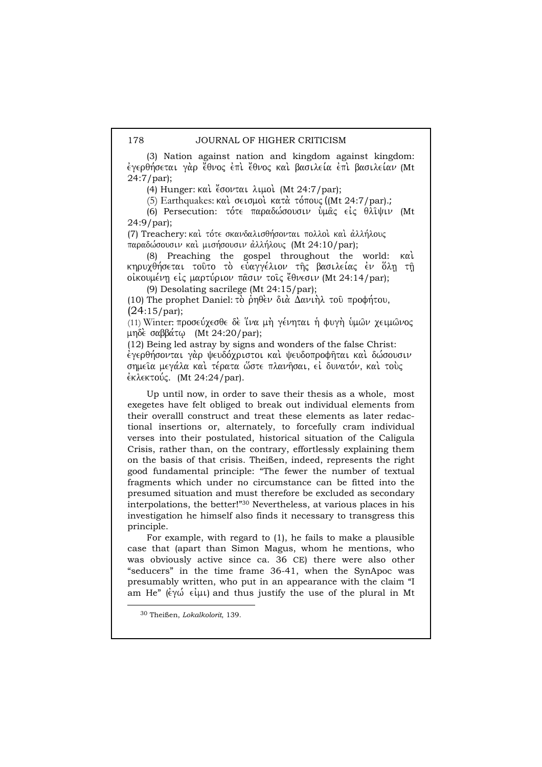(3) Nation against nation and kingdom against kingdom: ἐγερθήσεται γὰρ ἔθνος ἐπὶ ἔθνος καὶ βασιλεία ἐπὶ βασιλείαν (Mt 24:7/par);

(4) Hunger: καὶ ἔσονται λιμοὶ (Mt 24:7/par);

(5) Earthquakes: καὶ σεισμοὶ κατὰ τόπους ((Mt 24:7/par).;

(6) Persecution: τότε παραδώσουσιν ὑμᾶς εἰς θλῖψιν (Mt 24:9/par);

(7) Treachery: καὶ τότε σκανδαλισθήσονται πολλοὶ καὶ ἀλλήλους παραδώσουσιν καὶ μισήσουσιν ἀλλήλους (Mt 24:10/par);

(8) Preaching the gospel throughout the world: καὶ κηρυχθήσεται τοῦτο τὸ εὐαγγέλιον τῆς βασιλείας ἐν ὅλῃ τῇ οἰκουμένῃ εἰς μαρτύριον πᾶσιν τοῖς ἔθνεσιν (Mt 24:14/par);

(9) Desolating sacrilege (Mt 24:15/par);

(10) The prophet Daniel: τὸ ῥηθὲν διὰ Δανιὴλ τοῦ προφήτου, (24:15/par);

(11) Winter: προσεύχεσθε δὲ ἵνα μὴ γένηται ἡ φυγὴ ὑμῶν χειμῶνος μηδὲ σαββάτῳ (Mt 24:20/par);

(12) Being led astray by signs and wonders of the false Christ: ἐγερθήσονται γὰρ ψευδόχριστοι καὶ ψευδοπροφῆται καὶ δώσουσιν σημεῖα μεγάλα καὶ τέρατα ὥστε πλανῆσαι, εἰ δυνατόν, καὶ τοὺς ἐκλεκτούς. (Mt 24:24/par).

Up until now, in order to save their thesis as a whole, most exegetes have felt obliged to break out individual elements from their overalll construct and treat these elements as later redactional insertions or, alternately, to forcefully cram individual verses into their postulated, historical situation of the Caligula Crisis, rather than, on the contrary, effortlessly explaining them on the basis of that crisis. Theißen, indeed, represents the right good fundamental principle: "The fewer the number of textual fragments which under no circumstance can be fitted into the presumed situation and must therefore be excluded as secondary interpolations, the better!"[30] Nevertheless, at various places in his investigation he himself also finds it necessary to transgress this principle.

For example, with regard to (1), he fails to make a plausible case that (apart than Simon Magus, whom he mentions, who was obviously active since ca. 36 CE) there were also other "seducers" in the time frame 36-41, when the SynApoc was presumably written, who put in an appearance with the claim "I am He" (ἐγώ εἰμι) and thus justify the use of the plural in Mt

[30] Theißen, *Lokalkolorit*, 139.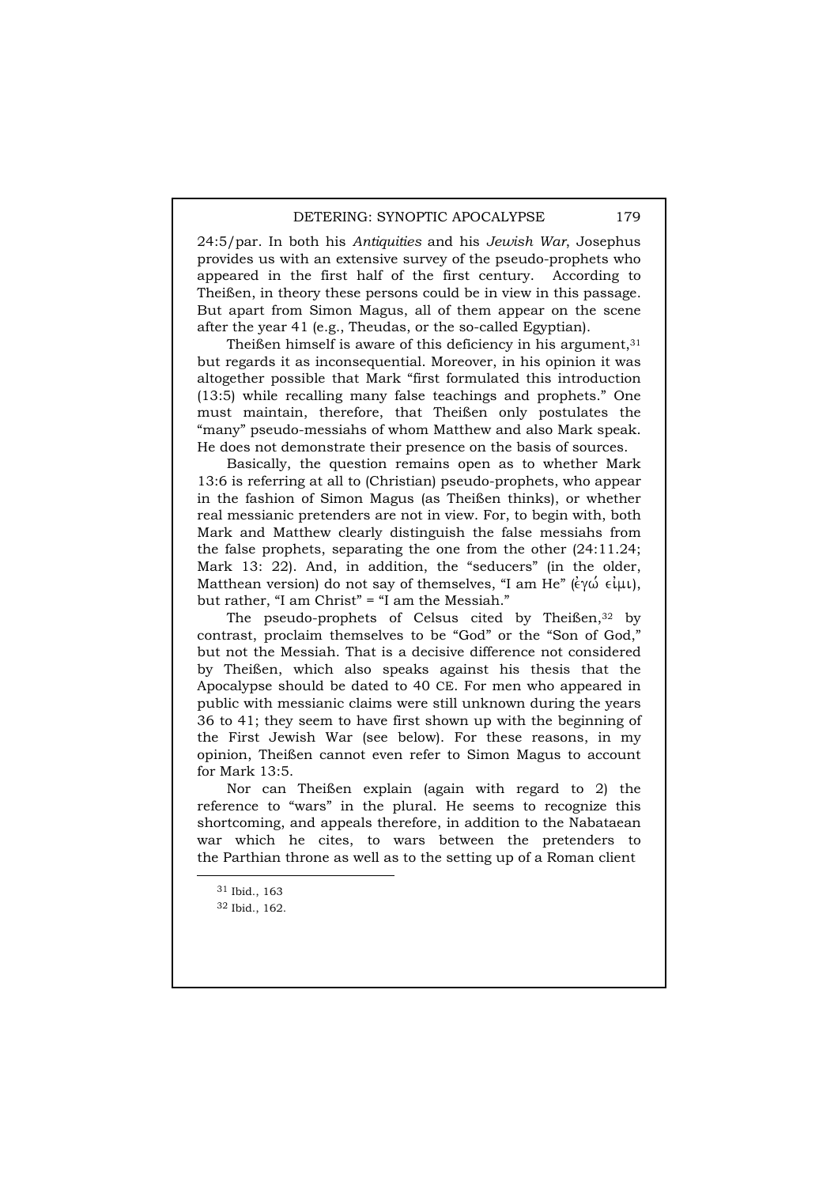24:5/par. In both his *Antiquities* and his *Jewish War*, Josephus provides us with an extensive survey of the pseudo-prophets who appeared in the first half of the first century. According to Theißen, in theory these persons could be in view in this passage. But apart from Simon Magus, all of them appear on the scene after the year 41 (e.g., Theudas, or the so-called Egyptian).

Theißen himself is aware of this deficiency in his argument,[31] but regards it as inconsequential. Moreover, in his opinion it was altogether possible that Mark "first formulated this introduction (13:5) while recalling many false teachings and prophets." One must maintain, therefore, that Theißen only postulates the "many" pseudo-messiahs of whom Matthew and also Mark speak. He does not demonstrate their presence on the basis of sources.

Basically, the question remains open as to whether Mark 13:6 is referring at all to (Christian) pseudo-prophets, who appear in the fashion of Simon Magus (as Theißen thinks), or whether real messianic pretenders are not in view. For, to begin with, both Mark and Matthew clearly distinguish the false messiahs from the false prophets, separating the one from the other (24:11.24; Mark 13: 22). And, in addition, the "seducers" (in the older, Matthean version) do not say of themselves, "I am He" (ἐγώ εἰμι), but rather, "I am Christ" = "I am the Messiah."

The pseudo-prophets of Celsus cited by Theißen,[32] by contrast, proclaim themselves to be "God" or the "Son of God," but not the Messiah. That is a decisive difference not considered by Theißen, which also speaks against his thesis that the Apocalypse should be dated to 40 CE. For men who appeared in public with messianic claims were still unknown during the years 36 to 41; they seem to have first shown up with the beginning of the First Jewish War (see below). For these reasons, in my opinion, Theißen cannot even refer to Simon Magus to account for Mark 13:5.

Nor can Theißen explain (again with regard to 2) the reference to "wars" in the plural. He seems to recognize this shortcoming, and appeals therefore, in addition to the Nabataean war which he cites, to wars between the pretenders to the Parthian throne as well as to the setting up of a Roman client

---

[31] Ibid., 163

[32] Ibid., 162.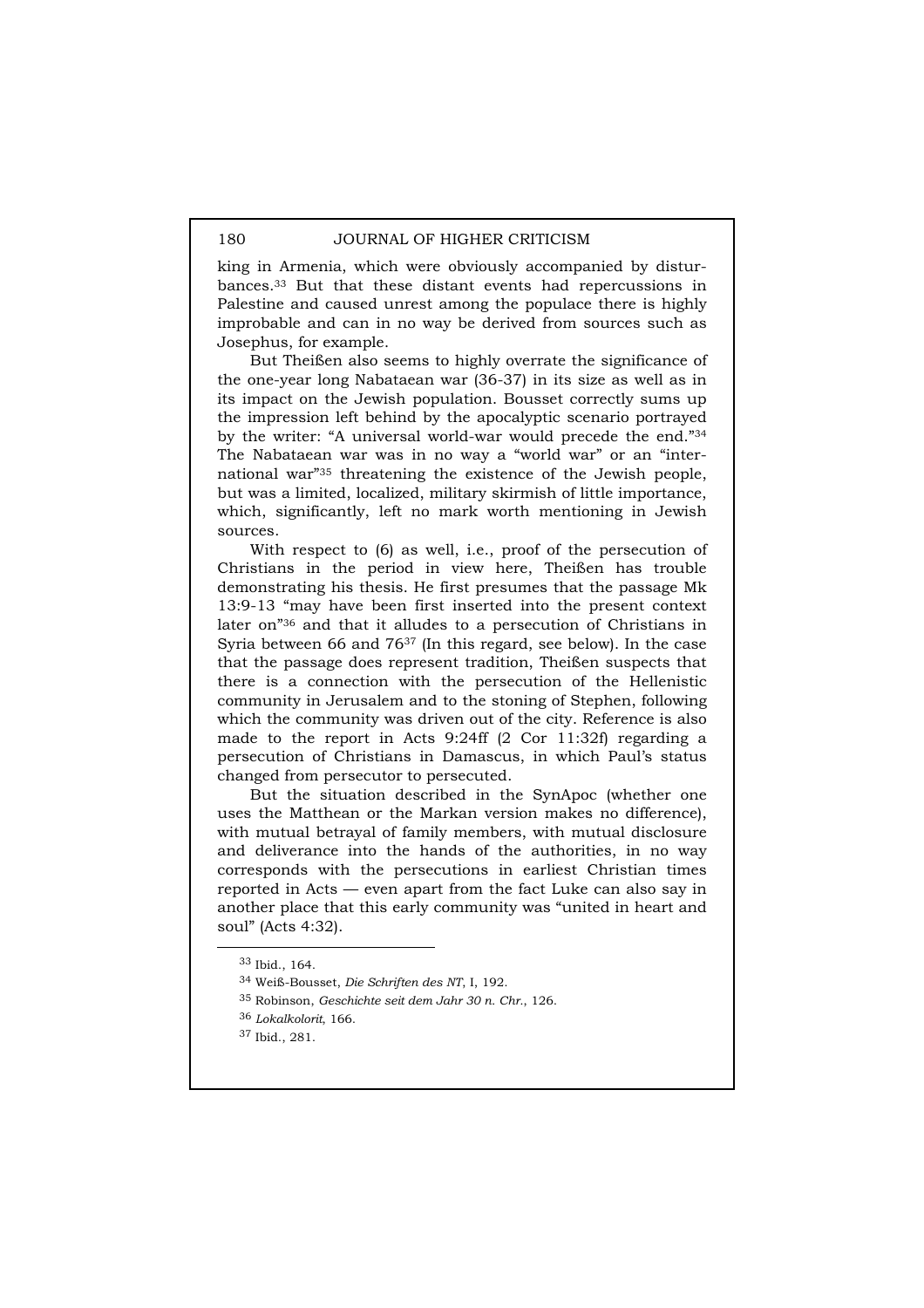king in Armenia, which were obviously accompanied by disturbances.[33] But that these distant events had repercussions in Palestine and caused unrest among the populace there is highly improbable and can in no way be derived from sources such as Josephus, for example.

But Theißen also seems to highly overrate the significance of the one-year long Nabataean war (36-37) in its size as well as in its impact on the Jewish population. Bousset correctly sums up the impression left behind by the apocalyptic scenario portrayed by the writer: "A universal world-war would precede the end."[34] The Nabataean war was in no way a "world war" or an "international war"[35] threatening the existence of the Jewish people, but was a limited, localized, military skirmish of little importance, which, significantly, left no mark worth mentioning in Jewish sources.

With respect to (6) as well, i.e., proof of the persecution of Christians in the period in view here, Theißen has trouble demonstrating his thesis. He first presumes that the passage Mk 13:9-13 "may have been first inserted into the present context later on"[36] and that it alludes to a persecution of Christians in Syria between 66 and 76[37] (In this regard, see below). In the case that the passage does represent tradition, Theißen suspects that there is a connection with the persecution of the Hellenistic community in Jerusalem and to the stoning of Stephen, following which the community was driven out of the city. Reference is also made to the report in Acts 9:24ff (2 Cor 11:32f) regarding a persecution of Christians in Damascus, in which Paul's status changed from persecutor to persecuted.

But the situation described in the SynApoc (whether one uses the Matthean or the Markan version makes no difference), with mutual betrayal of family members, with mutual disclosure and deliverance into the hands of the authorities, in no way corresponds with the persecutions in earliest Christian times reported in Acts — even apart from the fact Luke can also say in another place that this early community was "united in heart and soul" (Acts 4:32).

---

[33] Ibid., 164.

[34] Weiß-Bousset, *Die Schriften des NT*, I, 192.

[35] Robinson, *Geschichte seit dem Jahr 30 n. Chr.*, 126.

[36] *Lokalkolorit*, 166.

[37] Ibid., 281.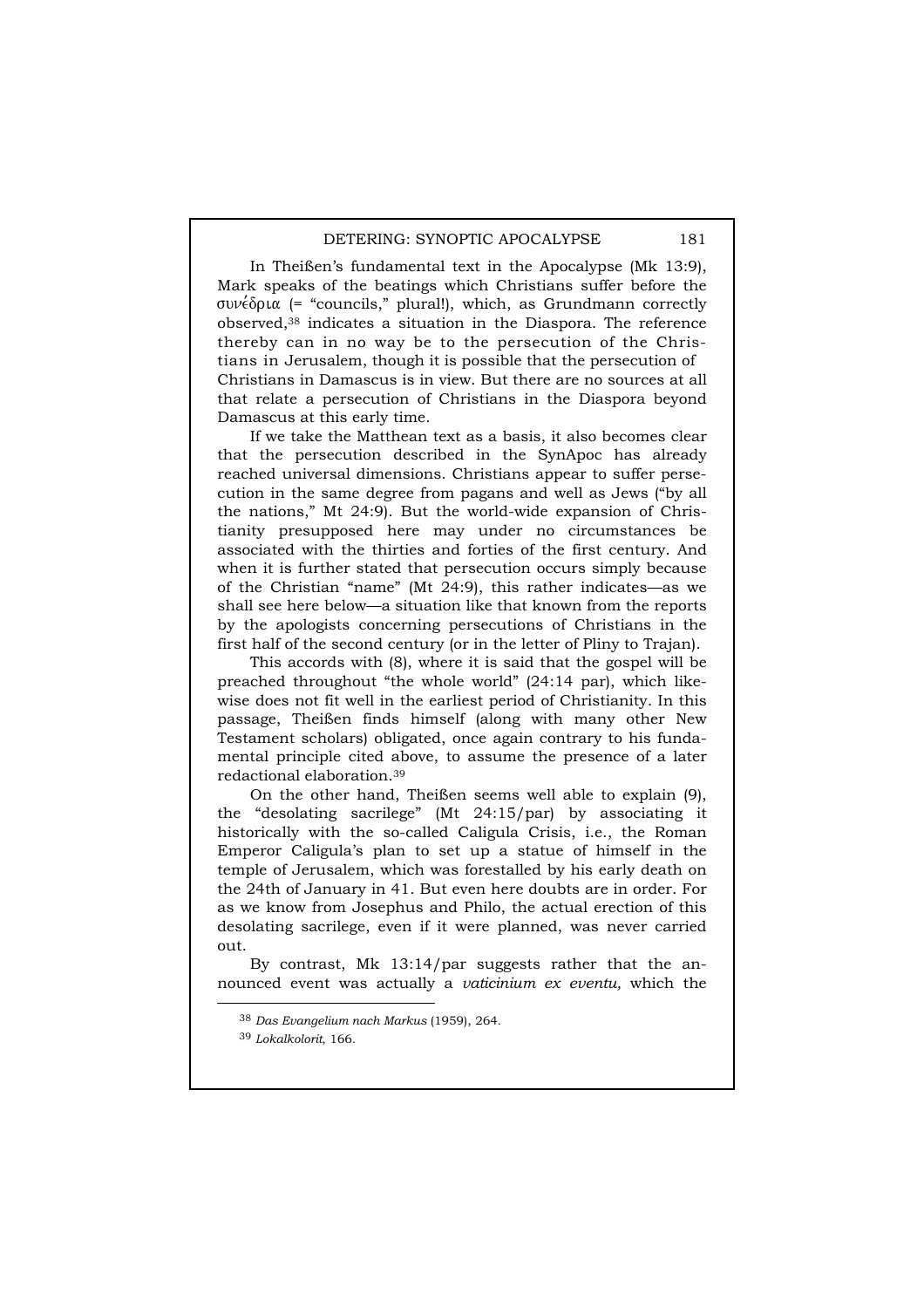In Theißen's fundamental text in the Apocalypse (Mk 13:9), Mark speaks of the beatings which Christians suffer before the συνέδρια (= "councils," plural!), which, as Grundmann correctly observed,[38] indicates a situation in the Diaspora. The reference thereby can in no way be to the persecution of the Christians in Jerusalem, though it is possible that the persecution of Christians in Damascus is in view. But there are no sources at all that relate a persecution of Christians in the Diaspora beyond Damascus at this early time.

If we take the Matthean text as a basis, it also becomes clear that the persecution described in the SynApoc has already reached universal dimensions. Christians appear to suffer persecution in the same degree from pagans and well as Jews ("by all the nations," Mt 24:9). But the world-wide expansion of Christianity presupposed here may under no circumstances be associated with the thirties and forties of the first century. And when it is further stated that persecution occurs simply because of the Christian "name" (Mt 24:9), this rather indicates—as we shall see here below—a situation like that known from the reports by the apologists concerning persecutions of Christians in the first half of the second century (or in the letter of Pliny to Trajan).

This accords with (8), where it is said that the gospel will be preached throughout "the whole world" (24:14 par), which likewise does not fit well in the earliest period of Christianity. In this passage, Theißen finds himself (along with many other New Testament scholars) obligated, once again contrary to his fundamental principle cited above, to assume the presence of a later redactional elaboration.[39]

On the other hand, Theißen seems well able to explain (9), the "desolating sacrilege" (Mt 24:15/par) by associating it historically with the so-called Caligula Crisis, i.e., the Roman Emperor Caligula's plan to set up a statue of himself in the temple of Jerusalem, which was forestalled by his early death on the 24th of January in 41. But even here doubts are in order. For as we know from Josephus and Philo, the actual erection of this desolating sacrilege, even if it were planned, was never carried out.

By contrast, Mk 13:14/par suggests rather that the announced event was actually a *vaticinium ex eventu,* which the

---

[38] *Das Evangelium nach Markus* (1959), 264.

[39] *Lokalkolorit,* 166.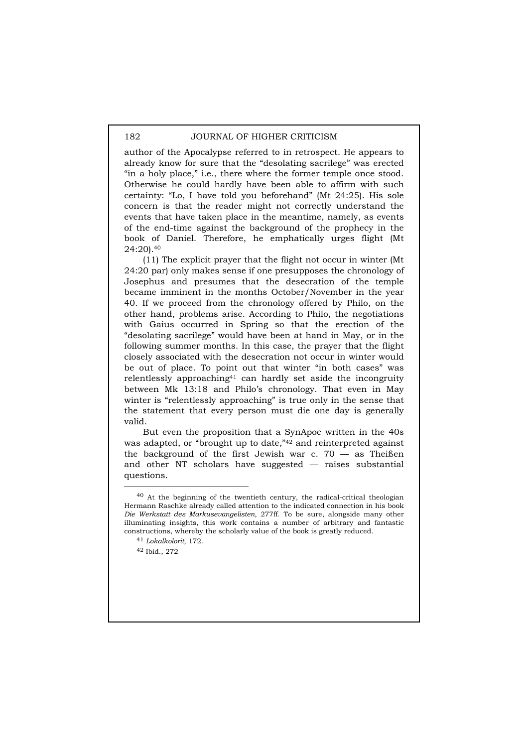author of the Apocalypse referred to in retrospect. He appears to already know for sure that the "desolating sacrilege" was erected "in a holy place," i.e., there where the former temple once stood. Otherwise he could hardly have been able to affirm with such certainty: "Lo, I have told you beforehand" (Mt 24:25). His sole concern is that the reader might not correctly understand the events that have taken place in the meantime, namely, as events of the end-time against the background of the prophecy in the book of Daniel. Therefore, he emphatically urges flight (Mt 24:20).[40]

(11) The explicit prayer that the flight not occur in winter (Mt 24:20 par) only makes sense if one presupposes the chronology of Josephus and presumes that the desecration of the temple became imminent in the months October/November in the year 40. If we proceed from the chronology offered by Philo, on the other hand, problems arise. According to Philo, the negotiations with Gaius occurred in Spring so that the erection of the "desolating sacrilege" would have been at hand in May, or in the following summer months. In this case, the prayer that the flight closely associated with the desecration not occur in winter would be out of place. To point out that winter "in both cases" was relentlessly approaching[41] can hardly set aside the incongruity between Mk 13:18 and Philo's chronology. That even in May winter is "relentlessly approaching" is true only in the sense that the statement that every person must die one day is generally valid.

But even the proposition that a SynApoc written in the 40s was adapted, or "brought up to date,"[42] and reinterpreted against the background of the first Jewish war c. 70 — as Theißen and other NT scholars have suggested — raises substantial questions.

---

[40] At the beginning of the twentieth century, the radical-critical theologian Hermann Raschke already called attention to the indicated connection in his book *Die Werkstatt des Markusevangelisten*, 277ff. To be sure, alongside many other illuminating insights, this work contains a number of arbitrary and fantastic constructions, whereby the scholarly value of the book is greatly reduced.

[41] *Lokalkolorit*, 172.

[42] Ibid., 272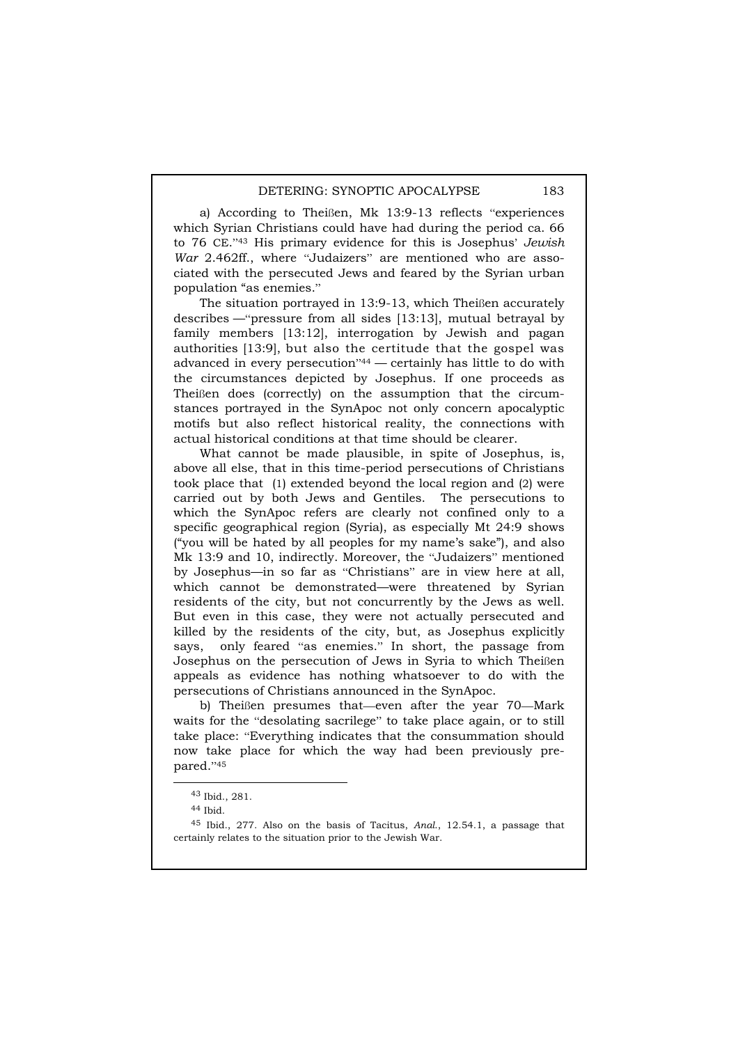a) According to Theißen, Mk 13:9-13 reflects "experiences which Syrian Christians could have had during the period ca. 66 to 76 CE."[43] His primary evidence for this is Josephus' *Jewish War* 2.462ff., where "Judaizers" are mentioned who are associated with the persecuted Jews and feared by the Syrian urban population "as enemies."

The situation portrayed in 13:9-13, which Theißen accurately describes —"pressure from all sides [13:13], mutual betrayal by family members [13:12], interrogation by Jewish and pagan authorities [13:9], but also the certitude that the gospel was advanced in every persecution"[44] — certainly has little to do with the circumstances depicted by Josephus. If one proceeds as Theißen does (correctly) on the assumption that the circumstances portrayed in the SynApoc not only concern apocalyptic motifs but also reflect historical reality, the connections with actual historical conditions at that time should be clearer.

What cannot be made plausible, in spite of Josephus, is, above all else, that in this time-period persecutions of Christians took place that (1) extended beyond the local region and (2) were carried out by both Jews and Gentiles. The persecutions to which the SynApoc refers are clearly not confined only to a specific geographical region (Syria), as especially Mt 24:9 shows ("you will be hated by all peoples for my name's sake"), and also Mk 13:9 and 10, indirectly. Moreover, the "Judaizers" mentioned by Josephus—in so far as "Christians" are in view here at all, which cannot be demonstrated—were threatened by Syrian residents of the city, but not concurrently by the Jews as well. But even in this case, they were not actually persecuted and killed by the residents of the city, but, as Josephus explicitly says, only feared "as enemies." In short, the passage from Josephus on the persecution of Jews in Syria to which Theißen appeals as evidence has nothing whatsoever to do with the persecutions of Christians announced in the SynApoc.

b) Theißen presumes that—even after the year 70—Mark waits for the "desolating sacrilege" to take place again, or to still take place: "Everything indicates that the consummation should now take place for which the way had been previously prepared."[45]

---

[43] Ibid., 281.

[44] Ibid.

[45] Ibid., 277. Also on the basis of Tacitus, *Anal.*, 12.54.1, a passage that certainly relates to the situation prior to the Jewish War.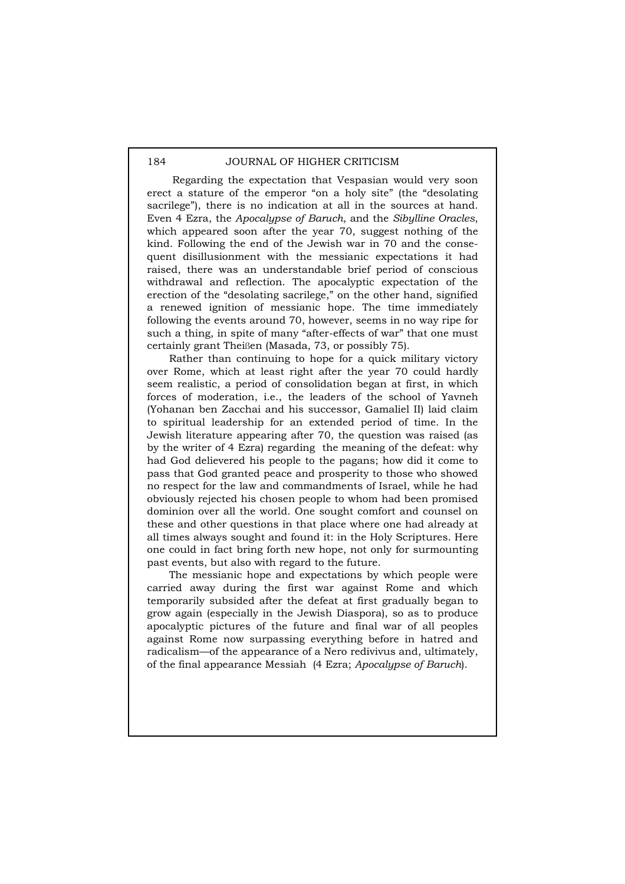Regarding the expectation that Vespasian would very soon erect a stature of the emperor "on a holy site" (the "desolating sacrilege"), there is no indication at all in the sources at hand. Even 4 Ezra, the *Apocalypse of Baruch*, and the *Sibylline Oracles*, which appeared soon after the year 70, suggest nothing of the kind. Following the end of the Jewish war in 70 and the consequent disillusionment with the messianic expectations it had raised, there was an understandable brief period of conscious withdrawal and reflection. The apocalyptic expectation of the erection of the "desolating sacrilege," on the other hand, signified a renewed ignition of messianic hope. The time immediately following the events around 70, however, seems in no way ripe for such a thing, in spite of many "after-effects of war" that one must certainly grant Theißen (Masada, 73, or possibly 75).

Rather than continuing to hope for a quick military victory over Rome, which at least right after the year 70 could hardly seem realistic, a period of consolidation began at first, in which forces of moderation, i.e., the leaders of the school of Yavneh (Yohanan ben Zacchai and his successor, Gamaliel II) laid claim to spiritual leadership for an extended period of time. In the Jewish literature appearing after 70, the question was raised (as by the writer of 4 Ezra) regarding the meaning of the defeat: why had God delievered his people to the pagans; how did it come to pass that God granted peace and prosperity to those who showed no respect for the law and commandments of Israel, while he had obviously rejected his chosen people to whom had been promised dominion over all the world. One sought comfort and counsel on these and other questions in that place where one had already at all times always sought and found it: in the Holy Scriptures. Here one could in fact bring forth new hope, not only for surmounting past events, but also with regard to the future.

The messianic hope and expectations by which people were carried away during the first war against Rome and which temporarily subsided after the defeat at first gradually began to grow again (especially in the Jewish Diaspora), so as to produce apocalyptic pictures of the future and final war of all peoples against Rome now surpassing everything before in hatred and radicalism—of the appearance of a Nero redivivus and, ultimately, of the final appearance Messiah (4 Ezra; *Apocalypse of Baruch*).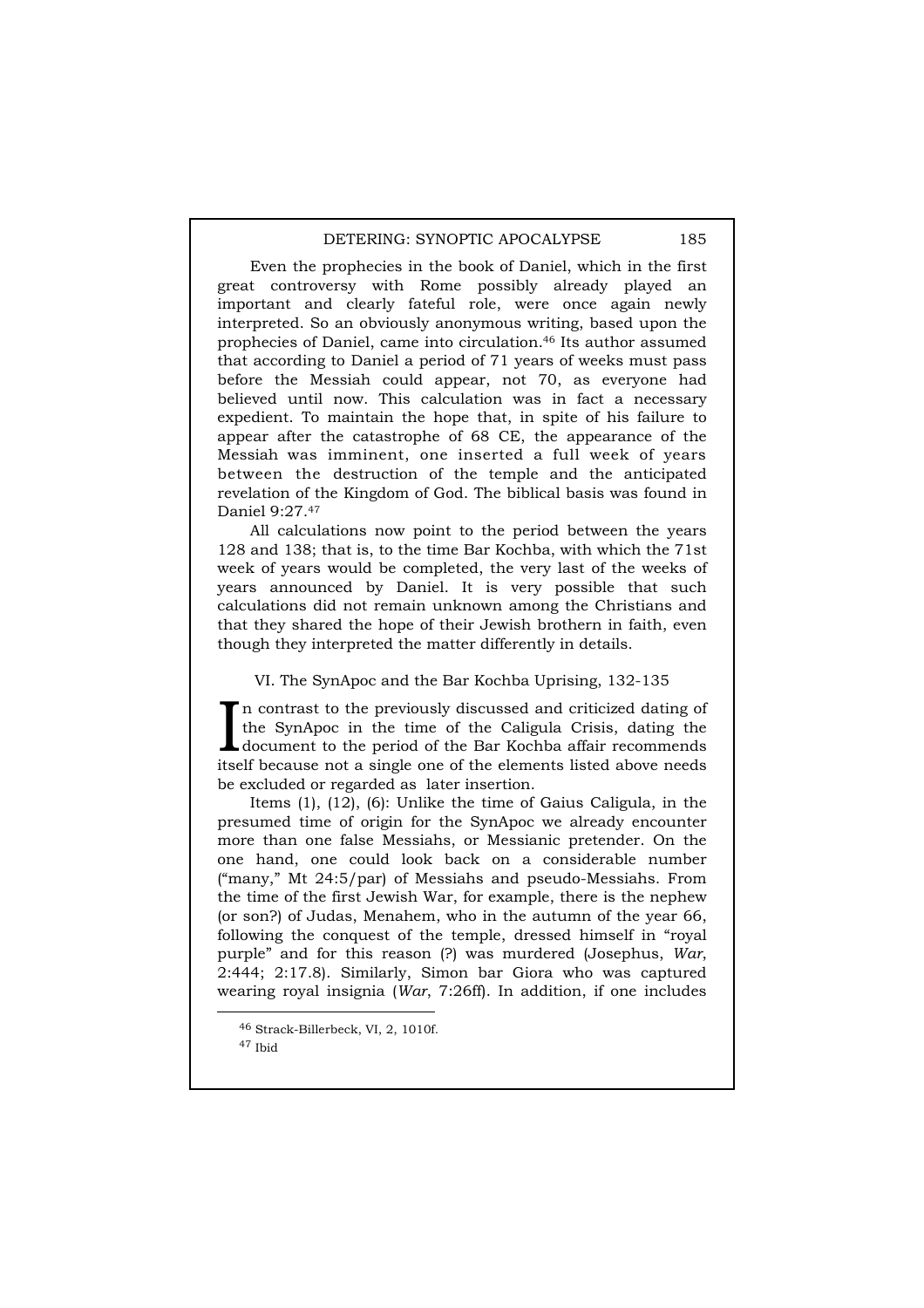Even the prophecies in the book of Daniel, which in the first great controversy with Rome possibly already played an important and clearly fateful role, were once again newly interpreted. So an obviously anonymous writing, based upon the prophecies of Daniel, came into circulation.[46] Its author assumed that according to Daniel a period of 71 years of weeks must pass before the Messiah could appear, not 70, as everyone had believed until now. This calculation was in fact a necessary expedient. To maintain the hope that, in spite of his failure to appear after the catastrophe of 68 CE, the appearance of the Messiah was imminent, one inserted a full week of years between the destruction of the temple and the anticipated revelation of the Kingdom of God. The biblical basis was found in Daniel 9:27.[47]

All calculations now point to the period between the years 128 and 138; that is, to the time Bar Kochba, with which the 71st week of years would be completed, the very last of the weeks of years announced by Daniel. It is very possible that such calculations did not remain unknown among the Christians and that they shared the hope of their Jewish brothern in faith, even though they interpreted the matter differently in details.

## VI. The SynApoc and the Bar Kochba Uprising, 132-135

In contrast to the previously discussed and criticized dating of the SynApoc in the time of the Caligula Crisis, dating the document to the period of the Bar Kochba affair recommends itself because not a single one of the elements listed above needs be excluded or regarded as later insertion.

Items (1), (12), (6): Unlike the time of Gaius Caligula, in the presumed time of origin for the SynApoc we already encounter more than one false Messiahs, or Messianic pretender. On the one hand, one could look back on a considerable number ("many," Mt 24:5/par) of Messiahs and pseudo-Messiahs. From the time of the first Jewish War, for example, there is the nephew (or son?) of Judas, Menahem, who in the autumn of the year 66, following the conquest of the temple, dressed himself in "royal purple" and for this reason (?) was murdered (Josephus, *War*, 2:444; 2:17.8). Similarly, Simon bar Giora who was captured wearing royal insignia (*War*, 7:26ff). In addition, if one includes

---

[46] Strack-Billerbeck, VI, 2, 1010f.

[47] Ibid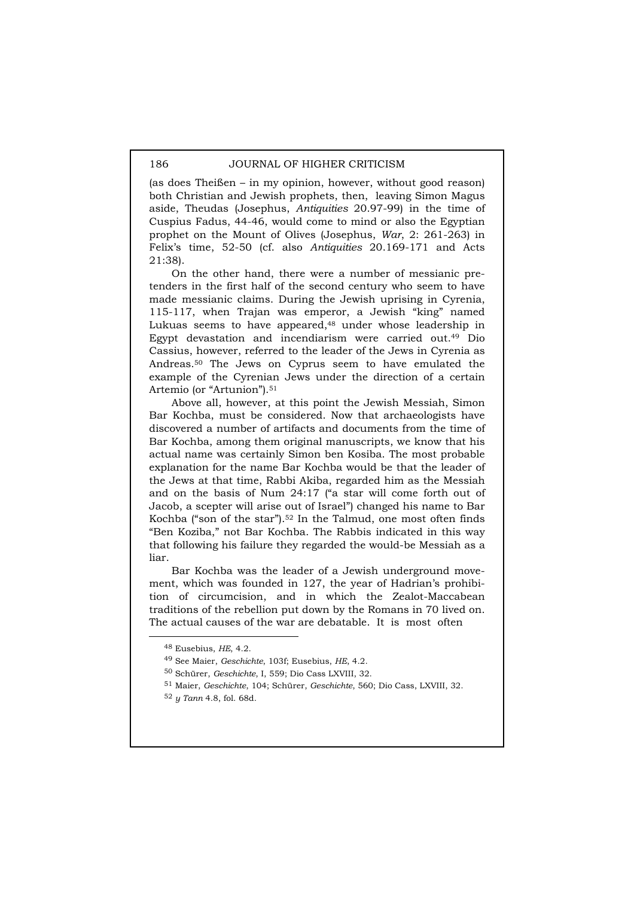(as does Theißen – in my opinion, however, without good reason) both Christian and Jewish prophets, then, leaving Simon Magus aside, Theudas (Josephus, *Antiquities* 20.97-99) in the time of Cuspius Fadus, 44-46, would come to mind or also the Egyptian prophet on the Mount of Olives (Josephus, *War,* 2: 261-263) in Felix's time, 52-50 (cf. also *Antiquities* 20.169-171 and Acts 21:38).

On the other hand, there were a number of messianic pretenders in the first half of the second century who seem to have made messianic claims. During the Jewish uprising in Cyrenia, 115-117, when Trajan was emperor, a Jewish "king" named Lukuas seems to have appeared,[48] under whose leadership in Egypt devastation and incendiarism were carried out.[49] Dio Cassius, however, referred to the leader of the Jews in Cyrenia as Andreas.[50] The Jews on Cyprus seem to have emulated the example of the Cyrenian Jews under the direction of a certain Artemio (or "Artunion").[51]

Above all, however, at this point the Jewish Messiah, Simon Bar Kochba, must be considered. Now that archaeologists have discovered a number of artifacts and documents from the time of Bar Kochba, among them original manuscripts, we know that his actual name was certainly Simon ben Kosiba. The most probable explanation for the name Bar Kochba would be that the leader of the Jews at that time, Rabbi Akiba, regarded him as the Messiah and on the basis of Num 24:17 ("a star will come forth out of Jacob, a scepter will arise out of Israel") changed his name to Bar Kochba ("son of the star").[52] In the Talmud, one most often finds "Ben Koziba," not Bar Kochba. The Rabbis indicated in this way that following his failure they regarded the would-be Messiah as a liar.

Bar Kochba was the leader of a Jewish underground movement, which was founded in 127, the year of Hadrian's prohibition of circumcision, and in which the Zealot-Maccabean traditions of the rebellion put down by the Romans in 70 lived on. The actual causes of the war are debatable. It is most often

---

[48] Eusebius, *HE*, 4.2.

[49] See Maier, *Geschichte*, 103f; Eusebius, *HE*, 4.2.

[50] Schürer, *Geschichte*, I, 559; Dio Cass LXVIII, 32.

[51] Maier, *Geschichte*, 104; Schürer, *Geschichte*, 560; Dio Cass, LXVIII, 32.

[52] *y Tann* 4.8, fol. 68d.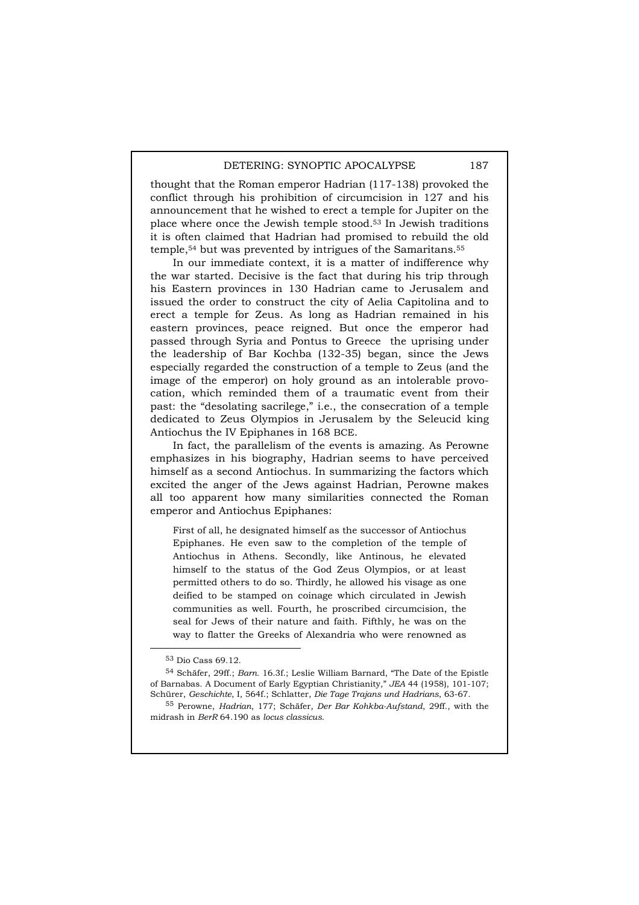thought that the Roman emperor Hadrian (117-138) provoked the conflict through his prohibition of circumcision in 127 and his announcement that he wished to erect a temple for Jupiter on the place where once the Jewish temple stood.[53] In Jewish traditions it is often claimed that Hadrian had promised to rebuild the old temple,[54] but was prevented by intrigues of the Samaritans.[55]

In our immediate context, it is a matter of indifference why the war started. Decisive is the fact that during his trip through his Eastern provinces in 130 Hadrian came to Jerusalem and issued the order to construct the city of Aelia Capitolina and to erect a temple for Zeus. As long as Hadrian remained in his eastern provinces, peace reigned. But once the emperor had passed through Syria and Pontus to Greece the uprising under the leadership of Bar Kochba (132-35) began, since the Jews especially regarded the construction of a temple to Zeus (and the image of the emperor) on holy ground as an intolerable provocation, which reminded them of a traumatic event from their past: the "desolating sacrilege," i.e., the consecration of a temple dedicated to Zeus Olympios in Jerusalem by the Seleucid king Antiochus the IV Epiphanes in 168 BCE.

In fact, the parallelism of the events is amazing. As Perowne emphasizes in his biography, Hadrian seems to have perceived himself as a second Antiochus. In summarizing the factors which excited the anger of the Jews against Hadrian, Perowne makes all too apparent how many similarities connected the Roman emperor and Antiochus Epiphanes:

> First of all, he designated himself as the successor of Antiochus Epiphanes. He even saw to the completion of the temple of Antiochus in Athens. Secondly, like Antinous, he elevated himself to the status of the God Zeus Olympios, or at least permitted others to do so. Thirdly, he allowed his visage as one deified to be stamped on coinage which circulated in Jewish communities as well. Fourth, he proscribed circumcision, the seal for Jews of their nature and faith. Fifthly, he was on the way to flatter the Greeks of Alexandria who were renowned as

---

[53] Dio Cass 69.12.

[54] Schäfer, 29ff.; *Barn.* 16.3f.; Leslie William Barnard, "The Date of the Epistle of Barnabas. A Document of Early Egyptian Christianity," *JEA* 44 (1958), 101-107; Schürer, *Geschichte*, I, 564f.; Schlatter, *Die Tage Trajans und Hadrians*, 63-67.

[55] Perowne, *Hadrian*, 177; Schäfer, *Der Bar Kohkba-Aufstand*, 29ff., with the midrash in *BerR* 64.190 as *locus classicus*.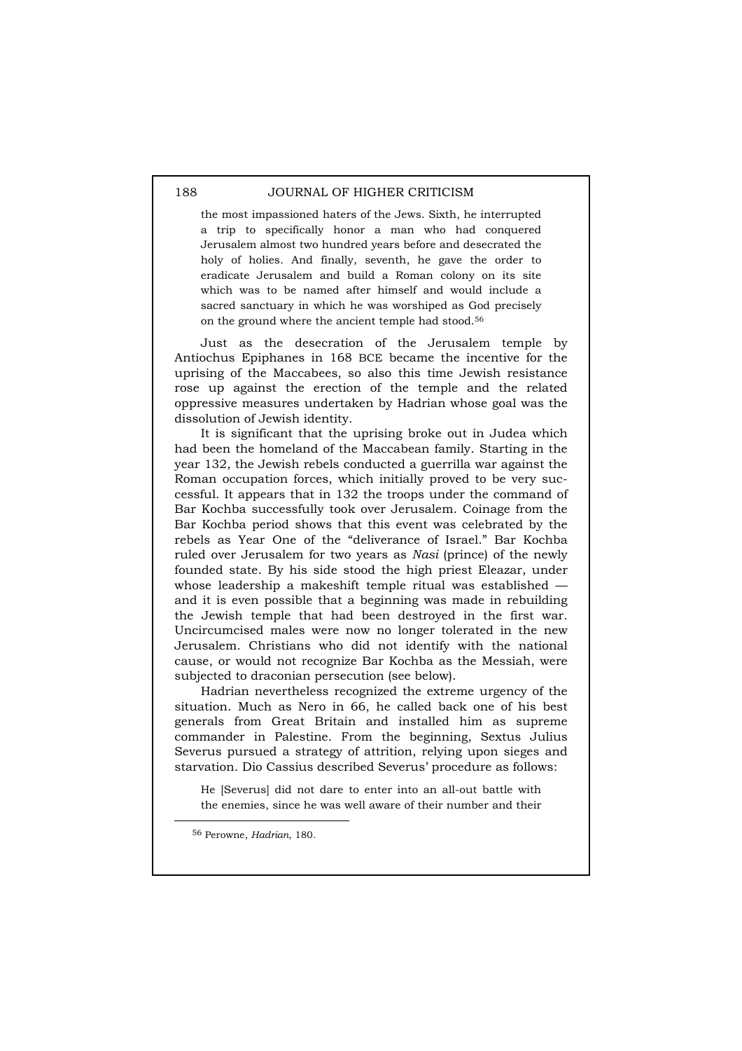> the most impassioned haters of the Jews. Sixth, he interrupted a trip to specifically honor a man who had conquered Jerusalem almost two hundred years before and desecrated the holy of holies. And finally, seventh, he gave the order to eradicate Jerusalem and build a Roman colony on its site which was to be named after himself and would include a sacred sanctuary in which he was worshiped as God precisely on the ground where the ancient temple had stood.[56]

Just as the desecration of the Jerusalem temple by Antiochus Epiphanes in 168 BCE became the incentive for the uprising of the Maccabees, so also this time Jewish resistance rose up against the erection of the temple and the related oppressive measures undertaken by Hadrian whose goal was the dissolution of Jewish identity.

It is significant that the uprising broke out in Judea which had been the homeland of the Maccabean family. Starting in the year 132, the Jewish rebels conducted a guerrilla war against the Roman occupation forces, which initially proved to be very successful. It appears that in 132 the troops under the command of Bar Kochba successfully took over Jerusalem. Coinage from the Bar Kochba period shows that this event was celebrated by the rebels as Year One of the "deliverance of Israel." Bar Kochba ruled over Jerusalem for two years as *Nasi* (prince) of the newly founded state. By his side stood the high priest Eleazar, under whose leadership a makeshift temple ritual was established — and it is even possible that a beginning was made in rebuilding the Jewish temple that had been destroyed in the first war. Uncircumcised males were now no longer tolerated in the new Jerusalem. Christians who did not identify with the national cause, or would not recognize Bar Kochba as the Messiah, were subjected to draconian persecution (see below).

Hadrian nevertheless recognized the extreme urgency of the situation. Much as Nero in 66, he called back one of his best generals from Great Britain and installed him as supreme commander in Palestine. From the beginning, Sextus Julius Severus pursued a strategy of attrition, relying upon sieges and starvation. Dio Cassius described Severus' procedure as follows:

> He [Severus] did not dare to enter into an all-out battle with the enemies, since he was well aware of their number and their

---

[56] Perowne, *Hadrian*, 180.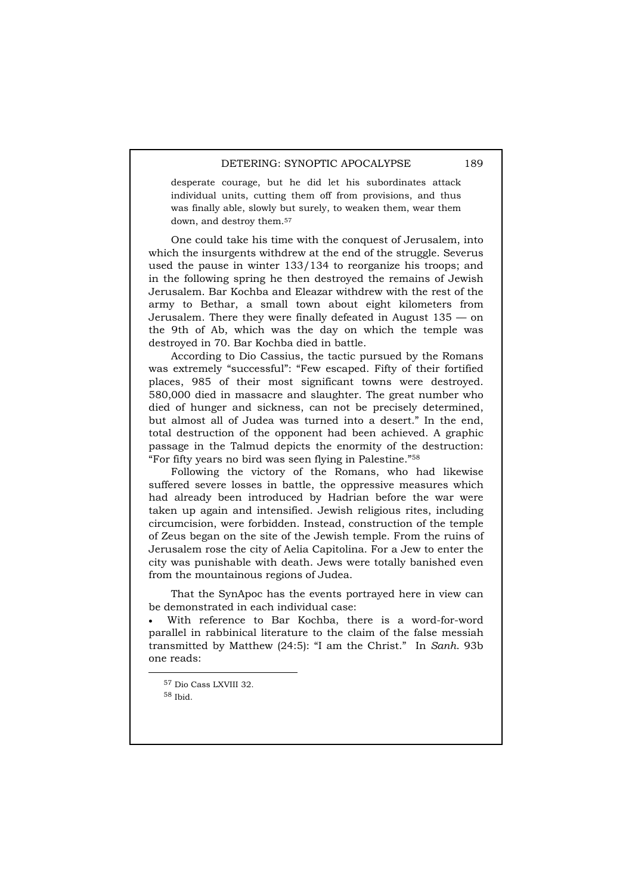desperate courage, but he did let his subordinates attack individual units, cutting them off from provisions, and thus was finally able, slowly but surely, to weaken them, wear them down, and destroy them.[57]

One could take his time with the conquest of Jerusalem, into which the insurgents withdrew at the end of the struggle. Severus used the pause in winter 133/134 to reorganize his troops; and in the following spring he then destroyed the remains of Jewish Jerusalem. Bar Kochba and Eleazar withdrew with the rest of the army to Bethar, a small town about eight kilometers from Jerusalem. There they were finally defeated in August 135 — on the 9th of Ab, which was the day on which the temple was destroyed in 70. Bar Kochba died in battle.

According to Dio Cassius, the tactic pursued by the Romans was extremely "successful": "Few escaped. Fifty of their fortified places, 985 of their most significant towns were destroyed. 580,000 died in massacre and slaughter. The great number who died of hunger and sickness, can not be precisely determined, but almost all of Judea was turned into a desert." In the end, total destruction of the opponent had been achieved. A graphic passage in the Talmud depicts the enormity of the destruction: "For fifty years no bird was seen flying in Palestine."[58]

Following the victory of the Romans, who had likewise suffered severe losses in battle, the oppressive measures which had already been introduced by Hadrian before the war were taken up again and intensified. Jewish religious rites, including circumcision, were forbidden. Instead, construction of the temple of Zeus began on the site of the Jewish temple. From the ruins of Jerusalem rose the city of Aelia Capitolina. For a Jew to enter the city was punishable with death. Jews were totally banished even from the mountainous regions of Judea.

That the SynApoc has the events portrayed here in view can be demonstrated in each individual case:

- With reference to Bar Kochba, there is a word-for-word parallel in rabbinical literature to the claim of the false messiah transmitted by Matthew (24:5): "I am the Christ." In *Sanh.* 93b one reads:

---

[57] Dio Cass LXVIII 32.

[58] Ibid.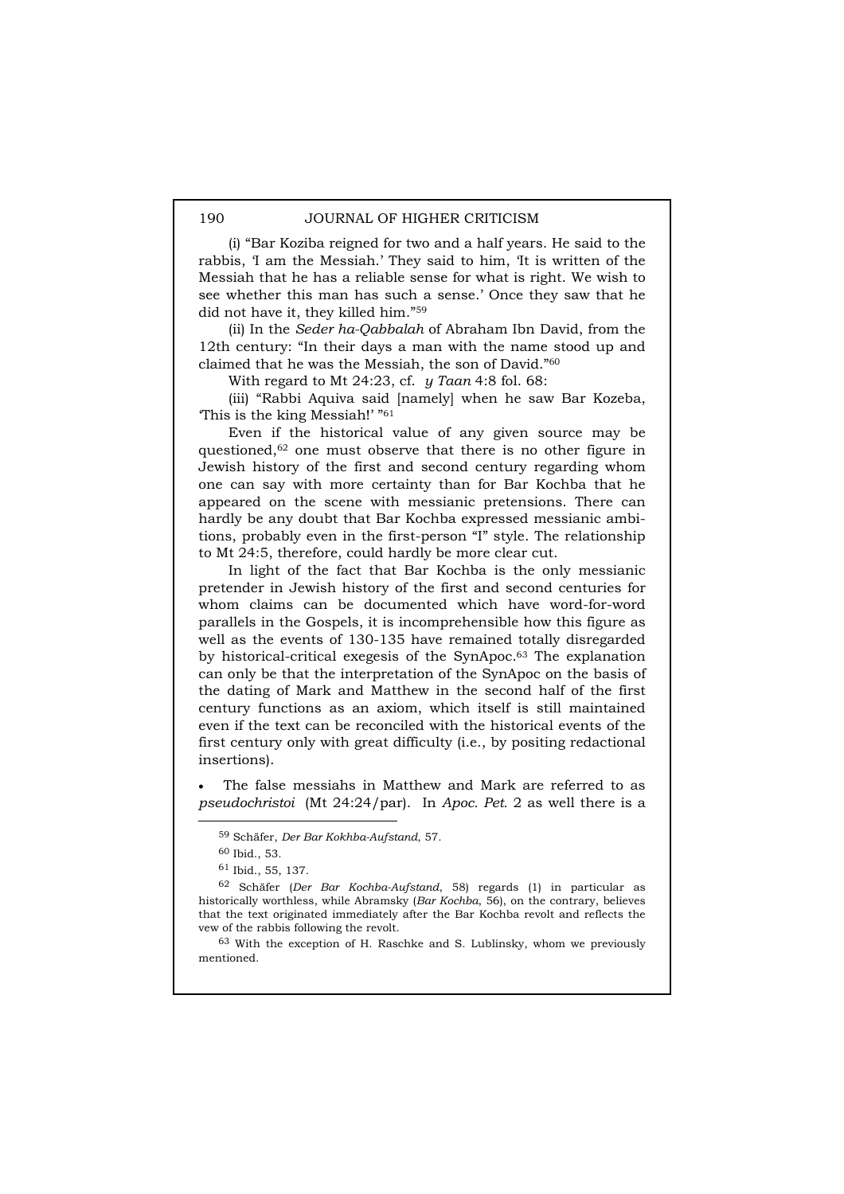(i) "Bar Koziba reigned for two and a half years. He said to the rabbis, 'I am the Messiah.' They said to him, 'It is written of the Messiah that he has a reliable sense for what is right. We wish to see whether this man has such a sense.' Once they saw that he did not have it, they killed him."[59]

(ii) In the *Seder ha-Qabbalah* of Abraham Ibn David, from the 12th century: "In their days a man with the name stood up and claimed that he was the Messiah, the son of David."[60]

With regard to Mt 24:23, cf. *y Taan* 4:8 fol. 68:

(iii) "Rabbi Aquiva said [namely] when he saw Bar Kozeba, 'This is the king Messiah!' "[61]

Even if the historical value of any given source may be questioned,[62] one must observe that there is no other figure in Jewish history of the first and second century regarding whom one can say with more certainty than for Bar Kochba that he appeared on the scene with messianic pretensions. There can hardly be any doubt that Bar Kochba expressed messianic ambitions, probably even in the first-person "I" style. The relationship to Mt 24:5, therefore, could hardly be more clear cut.

In light of the fact that Bar Kochba is the only messianic pretender in Jewish history of the first and second centuries for whom claims can be documented which have word-for-word parallels in the Gospels, it is incomprehensible how this figure as well as the events of 130-135 have remained totally disregarded by historical-critical exegesis of the SynApoc.[63] The explanation can only be that the interpretation of the SynApoc on the basis of the dating of Mark and Matthew in the second half of the first century functions as an axiom, which itself is still maintained even if the text can be reconciled with the historical events of the first century only with great difficulty (i.e., by positing redactional insertions).

- The false messiahs in Matthew and Mark are referred to as *pseudochristoi* (Mt 24:24/par). In *Apoc. Pet.* 2 as well there is a

---

[59] Schäfer, *Der Bar Kokhba-Aufstand*, 57.

[60] Ibid., 53.

[61] Ibid., 55, 137.

[62] Schäfer (*Der Bar Kochba-Aufstand*, 58) regards (1) in particular as historically worthless, while Abramsky (*Bar Kochba*, 56), on the contrary, believes that the text originated immediately after the Bar Kochba revolt and reflects the vew of the rabbis following the revolt.

[63] With the exception of H. Raschke and S. Lublinsky, whom we previously mentioned.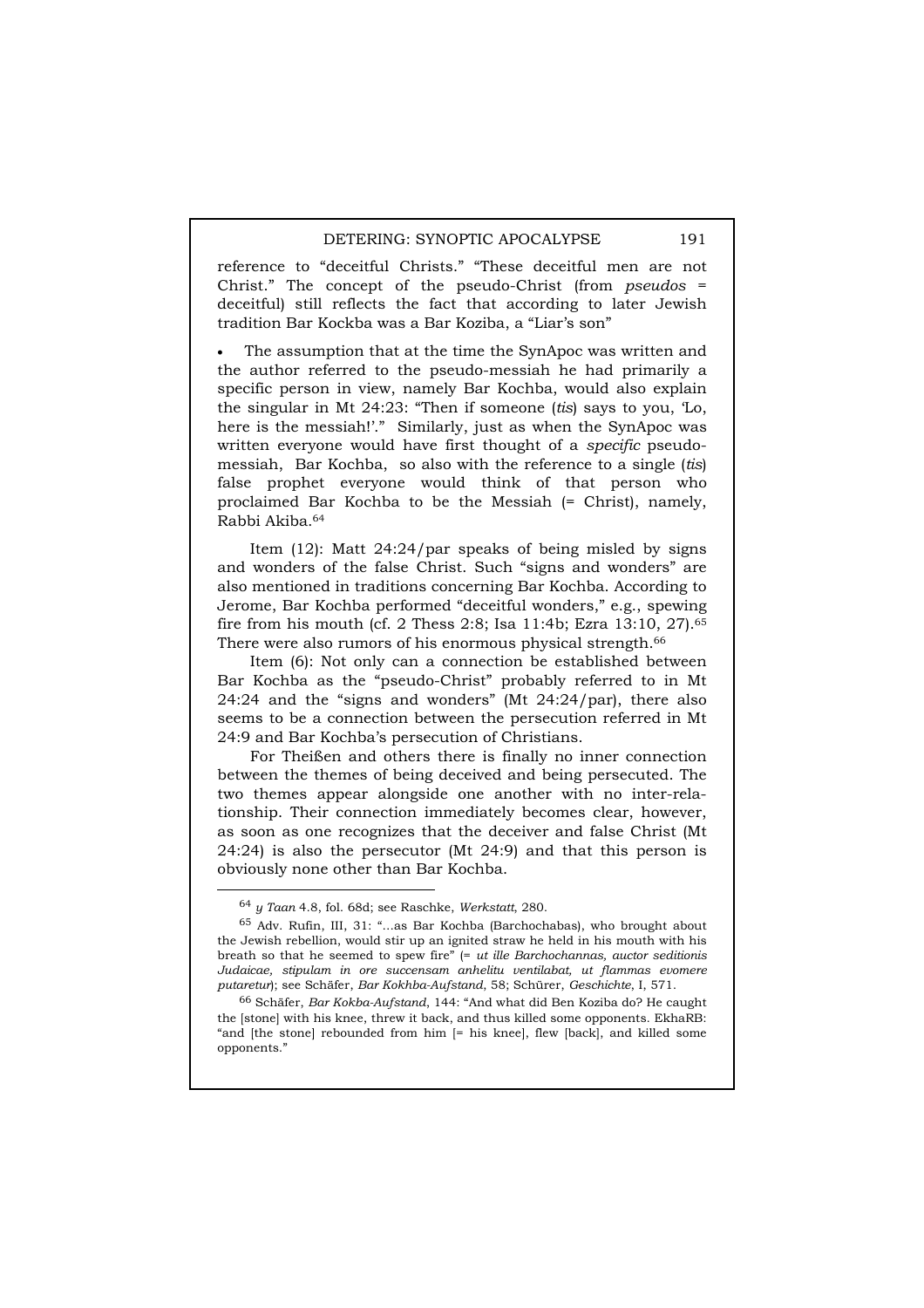reference to "deceitful Christs." "These deceitful men are not Christ." The concept of the pseudo-Christ (from *pseudos* = deceitful) still reflects the fact that according to later Jewish tradition Bar Kockba was a Bar Koziba, a "Liar's son"

- The assumption that at the time the SynApoc was written and the author referred to the pseudo-messiah he had primarily a specific person in view, namely Bar Kochba, would also explain the singular in Mt 24:23: "Then if someone (*tis*) says to you, 'Lo, here is the messiah!'." Similarly, just as when the SynApoc was written everyone would have first thought of a *specific* pseudo-messiah, Bar Kochba, so also with the reference to a single (*tis*) false prophet everyone would think of that person who proclaimed Bar Kochba to be the Messiah (= Christ), namely, Rabbi Akiba.[64]

Item (12): Matt 24:24/par speaks of being misled by signs and wonders of the false Christ. Such "signs and wonders" are also mentioned in traditions concerning Bar Kochba. According to Jerome, Bar Kochba performed "deceitful wonders," e.g., spewing fire from his mouth (cf. 2 Thess 2:8; Isa 11:4b; Ezra 13:10, 27).[65] There were also rumors of his enormous physical strength.[66]

Item (6): Not only can a connection be established between Bar Kochba as the "pseudo-Christ" probably referred to in Mt 24:24 and the "signs and wonders" (Mt 24:24/par), there also seems to be a connection between the persecution referred in Mt 24:9 and Bar Kochba's persecution of Christians.

For Theißen and others there is finally no inner connection between the themes of being deceived and being persecuted. The two themes appear alongside one another with no inter-relationship. Their connection immediately becomes clear, however, as soon as one recognizes that the deceiver and false Christ (Mt 24:24) is also the persecutor (Mt 24:9) and that this person is obviously none other than Bar Kochba.

---

[64] *y Taan* 4.8, fol. 68d; see Raschke, *Werkstatt*, 280.

[65] Adv. Rufin, III, 31: "...as Bar Kochba (Barchochabas), who brought about the Jewish rebellion, would stir up an ignited straw he held in his mouth with his breath so that he seemed to spew fire" (= *ut ille Barchochannas, auctor seditionis Judaicae, stipulam in ore succensam anhelitu ventilabat, ut flammas evomere putaretur*); see Schäfer, *Bar Kokhba-Aufstand*, 58; Schürer, *Geschichte*, I, 571.

[66] Schäfer, *Bar Kokba-Aufstand*, 144: "And what did Ben Koziba do? He caught the [stone] with his knee, threw it back, and thus killed some opponents. EkhaRB: "and [the stone] rebounded from him [= his knee], flew [back], and killed some opponents."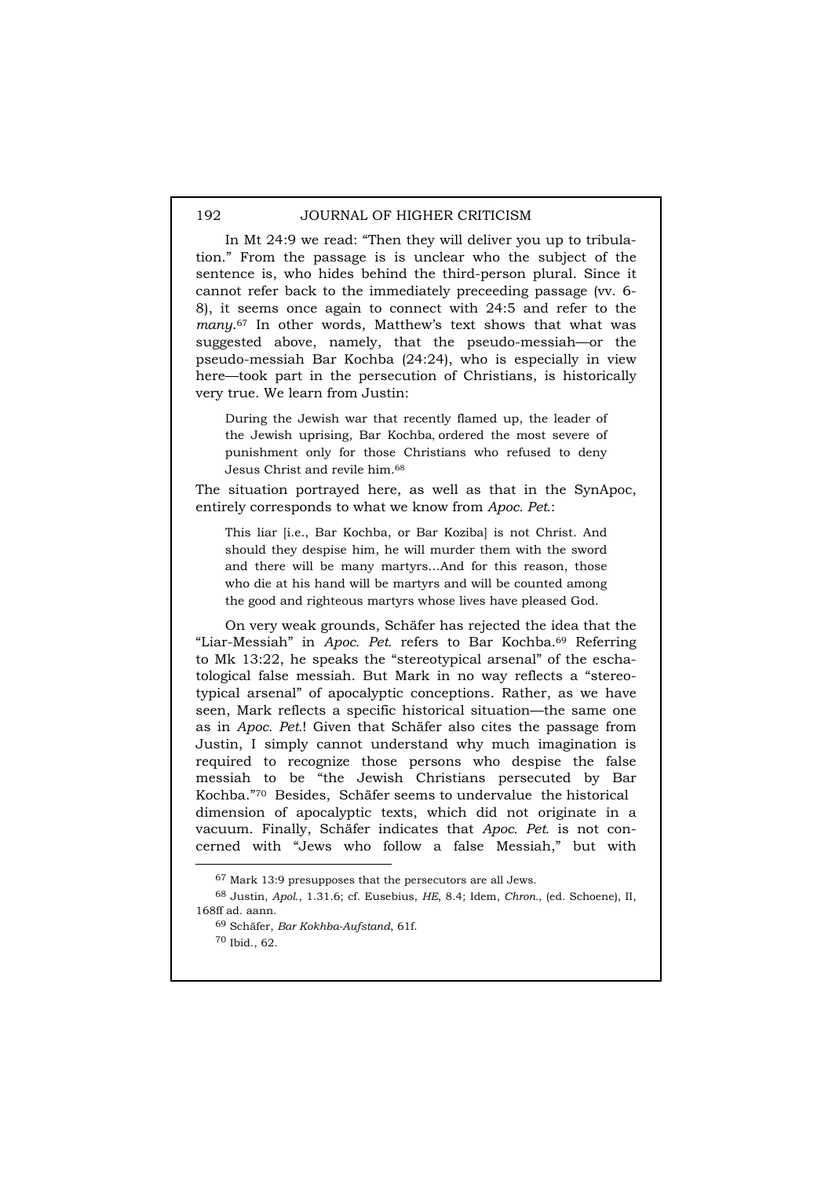In Mt 24:9 we read: "Then they will deliver you up to tribulation." From the passage is is unclear who the subject of the sentence is, who hides behind the third-person plural. Since it cannot refer back to the immediately preceeding passage (vv. 6-8), it seems once again to connect with 24:5 and refer to the *many*.[67] In other words, Matthew's text shows that what was suggested above, namely, that the pseudo-messiah—or the pseudo-messiah Bar Kochba (24:24), who is especially in view here—took part in the persecution of Christians, is historically very true. We learn from Justin:

> During the Jewish war that recently flamed up, the leader of the Jewish uprising, Bar Kochba, ordered the most severe of punishment only for those Christians who refused to deny Jesus Christ and revile him.[68]

The situation portrayed here, as well as that in the SynApoc, entirely corresponds to what we know from *Apoc. Pet.*:

> This liar [i.e., Bar Kochba, or Bar Koziba] is not Christ. And should they despise him, he will murder them with the sword and there will be many martyrs…And for this reason, those who die at his hand will be martyrs and will be counted among the good and righteous martyrs whose lives have pleased God.

On very weak grounds, Schäfer has rejected the idea that the "Liar-Messiah" in *Apoc. Pet.* refers to Bar Kochba.[69] Referring to Mk 13:22, he speaks the "stereotypical arsenal" of the eschatological false messiah. But Mark in no way reflects a "stereotypical arsenal" of apocalyptic conceptions. Rather, as we have seen, Mark reflects a specific historical situation—the same one as in *Apoc. Pet.*! Given that Schäfer also cites the passage from Justin, I simply cannot understand why much imagination is required to recognize those persons who despise the false messiah to be "the Jewish Christians persecuted by Bar Kochba."[70] Besides, Schäfer seems to undervalue the historical dimension of apocalyptic texts, which did not originate in a vacuum. Finally, Schäfer indicates that *Apoc. Pet.* is not concerned with "Jews who follow a false Messiah," but with

---

[67] Mark 13:9 presupposes that the persecutors are all Jews.

[68] Justin, *Apol.*, 1.31.6; cf. Eusebius, *HE*, 8.4; Idem, *Chron.*, (ed. Schoene), II, 168ff ad. aann.

[69] Schäfer, *Bar Kokhba-Aufstand*, 61f.

[70] Ibid., 62.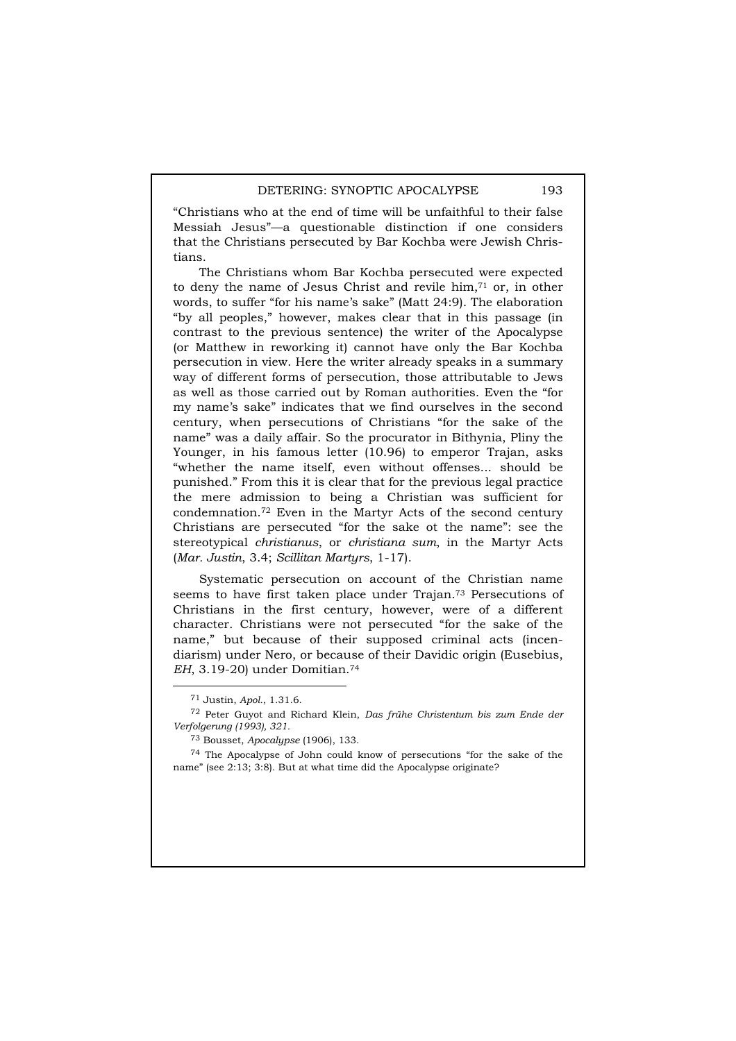"Christians who at the end of time will be unfaithful to their false Messiah Jesus"—a questionable distinction if one considers that the Christians persecuted by Bar Kochba were Jewish Christians.

The Christians whom Bar Kochba persecuted were expected to deny the name of Jesus Christ and revile him,[71] or, in other words, to suffer "for his name's sake" (Matt 24:9). The elaboration "by all peoples," however, makes clear that in this passage (in contrast to the previous sentence) the writer of the Apocalypse (or Matthew in reworking it) cannot have only the Bar Kochba persecution in view. Here the writer already speaks in a summary way of different forms of persecution, those attributable to Jews as well as those carried out by Roman authorities. Even the "for my name's sake" indicates that we find ourselves in the second century, when persecutions of Christians "for the sake of the name" was a daily affair. So the procurator in Bithynia, Pliny the Younger, in his famous letter (10.96) to emperor Trajan, asks "whether the name itself, even without offenses... should be punished." From this it is clear that for the previous legal practice the mere admission to being a Christian was sufficient for condemnation.[72] Even in the Martyr Acts of the second century Christians are persecuted "for the sake ot the name": see the stereotypical *christianus*, or *christiana sum*, in the Martyr Acts (*Mar. Justin*, 3.4; *Scillitan Martyrs*, 1-17).

Systematic persecution on account of the Christian name seems to have first taken place under Trajan.[73] Persecutions of Christians in the first century, however, were of a different character. Christians were not persecuted "for the sake of the name," but because of their supposed criminal acts (incendiarism) under Nero, or because of their Davidic origin (Eusebius, *EH*, 3.19-20) under Domitian.[74]

---

[71] Justin, *Apol.*, 1.31.6.

[72] Peter Guyot and Richard Klein, *Das frühe Christentum bis zum Ende der Verfolgerung (1993), 321.*

[73] Bousset, *Apocalypse* (1906), 133.

[74] The Apocalypse of John could know of persecutions "for the sake of the name" (see 2:13; 3:8). But at what time did the Apocalypse originate?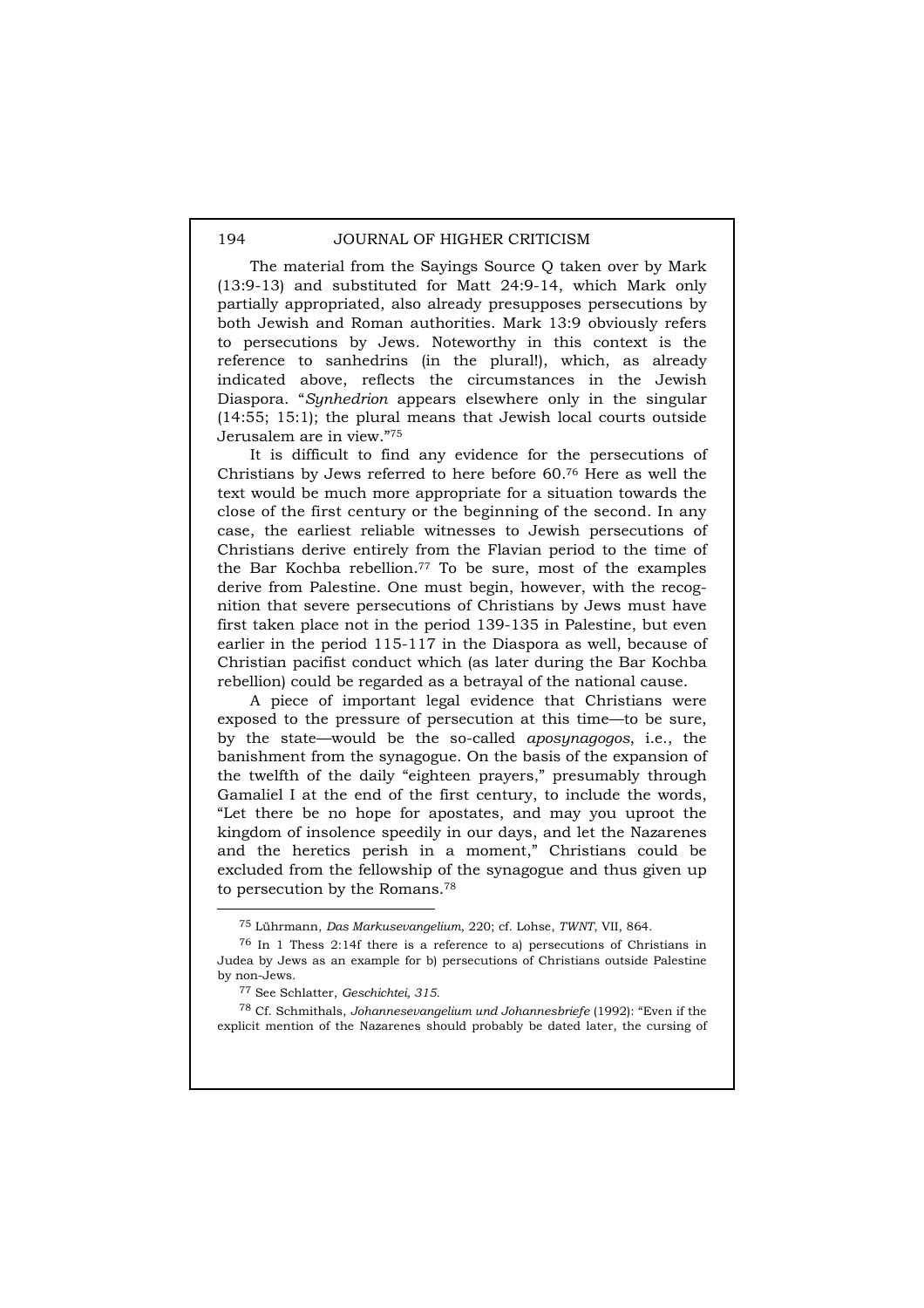The material from the Sayings Source Q taken over by Mark (13:9-13) and substituted for Matt 24:9-14, which Mark only partially appropriated, also already presupposes persecutions by both Jewish and Roman authorities. Mark 13:9 obviously refers to persecutions by Jews. Noteworthy in this context is the reference to sanhedrins (in the plural!), which, as already indicated above, reflects the circumstances in the Jewish Diaspora. "*Synhedrion* appears elsewhere only in the singular (14:55; 15:1); the plural means that Jewish local courts outside Jerusalem are in view."[75]

It is difficult to find any evidence for the persecutions of Christians by Jews referred to here before 60.[76] Here as well the text would be much more appropriate for a situation towards the close of the first century or the beginning of the second. In any case, the earliest reliable witnesses to Jewish persecutions of Christians derive entirely from the Flavian period to the time of the Bar Kochba rebellion.[77] To be sure, most of the examples derive from Palestine. One must begin, however, with the recognition that severe persecutions of Christians by Jews must have first taken place not in the period 139-135 in Palestine, but even earlier in the period 115-117 in the Diaspora as well, because of Christian pacifist conduct which (as later during the Bar Kochba rebellion) could be regarded as a betrayal of the national cause.

A piece of important legal evidence that Christians were exposed to the pressure of persecution at this time—to be sure, by the state—would be the so-called *aposynagogos*, i.e., the banishment from the synagogue. On the basis of the expansion of the twelfth of the daily "eighteen prayers," presumably through Gamaliel I at the end of the first century, to include the words, "Let there be no hope for apostates, and may you uproot the kingdom of insolence speedily in our days, and let the Nazarenes and the heretics perish in a moment," Christians could be excluded from the fellowship of the synagogue and thus given up to persecution by the Romans.[78]

---

[75] Lührmann, *Das Markusevangelium*, 220; cf. Lohse, *TWNT*, VII, 864.

[76] In 1 Thess 2:14f there is a reference to a) persecutions of Christians in Judea by Jews as an example for b) persecutions of Christians outside Palestine by non-Jews.

[77] See Schlatter, *Geschichtei, 315*.

[78] Cf. Schmithals, *Johannesevangelium und Johannesbriefe* (1992): "Even if the explicit mention of the Nazarenes should probably be dated later, the cursing of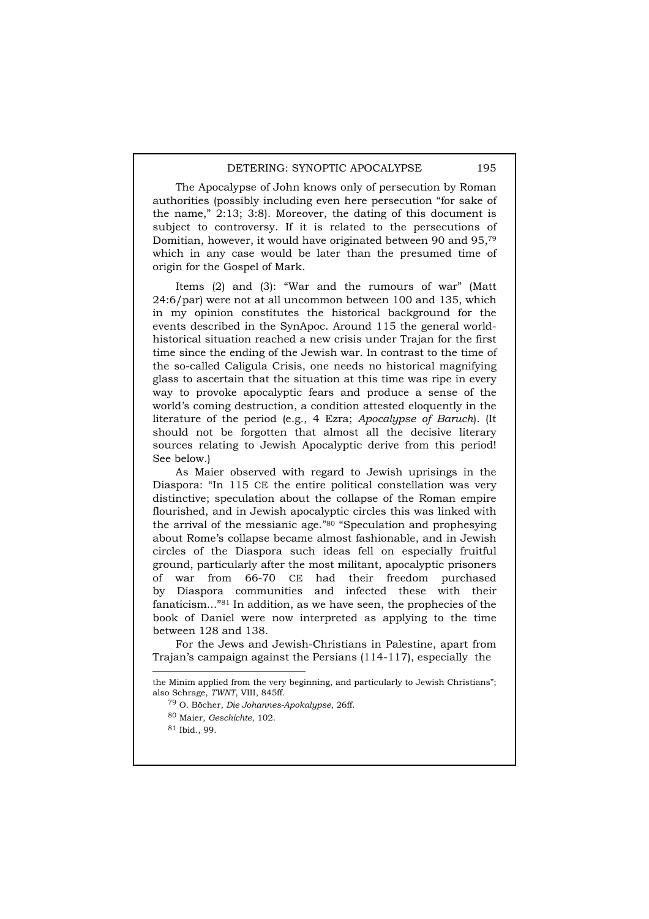The Apocalypse of John knows only of persecution by Roman authorities (possibly including even here persecution "for sake of the name," 2:13; 3:8). Moreover, the dating of this document is subject to controversy. If it is related to the persecutions of Domitian, however, it would have originated between 90 and 95,[79] which in any case would be later than the presumed time of origin for the Gospel of Mark.

Items (2) and (3): "War and the rumours of war" (Matt 24:6/par) were not at all uncommon between 100 and 135, which in my opinion constitutes the historical background for the events described in the SynApoc. Around 115 the general world-historical situation reached a new crisis under Trajan for the first time since the ending of the Jewish war. In contrast to the time of the so-called Caligula Crisis, one needs no historical magnifying glass to ascertain that the situation at this time was ripe in every way to provoke apocalyptic fears and produce a sense of the world's coming destruction, a condition attested eloquently in the literature of the period (e.g., 4 Ezra; *Apocalypse of Baruch*). (It should not be forgotten that almost all the decisive literary sources relating to Jewish Apocalyptic derive from this period! See below.)

As Maier observed with regard to Jewish uprisings in the Diaspora: "In 115 CE the entire political constellation was very distinctive; speculation about the collapse of the Roman empire flourished, and in Jewish apocalyptic circles this was linked with the arrival of the messianic age."[80] "Speculation and prophesying about Rome's collapse became almost fashionable, and in Jewish circles of the Diaspora such ideas fell on especially fruitful ground, particularly after the most militant, apocalyptic prisoners of war from 66-70 CE had their freedom purchased by Diaspora communities and infected these with their fanaticism..."[81] In addition, as we have seen, the prophecies of the book of Daniel were now interpreted as applying to the time between 128 and 138.

For the Jews and Jewish-Christians in Palestine, apart from Trajan's campaign against the Persians (114-117), especially the

---

the Minim applied from the very beginning, and particularly to Jewish Christians"; also Schrage, *TWNT*, VIII, 845ff.

[79] O. Böcher, *Die Johannes-Apokalypse*, 26ff.

[80] Maier, *Geschichte*, 102.

[81] Ibid., 99.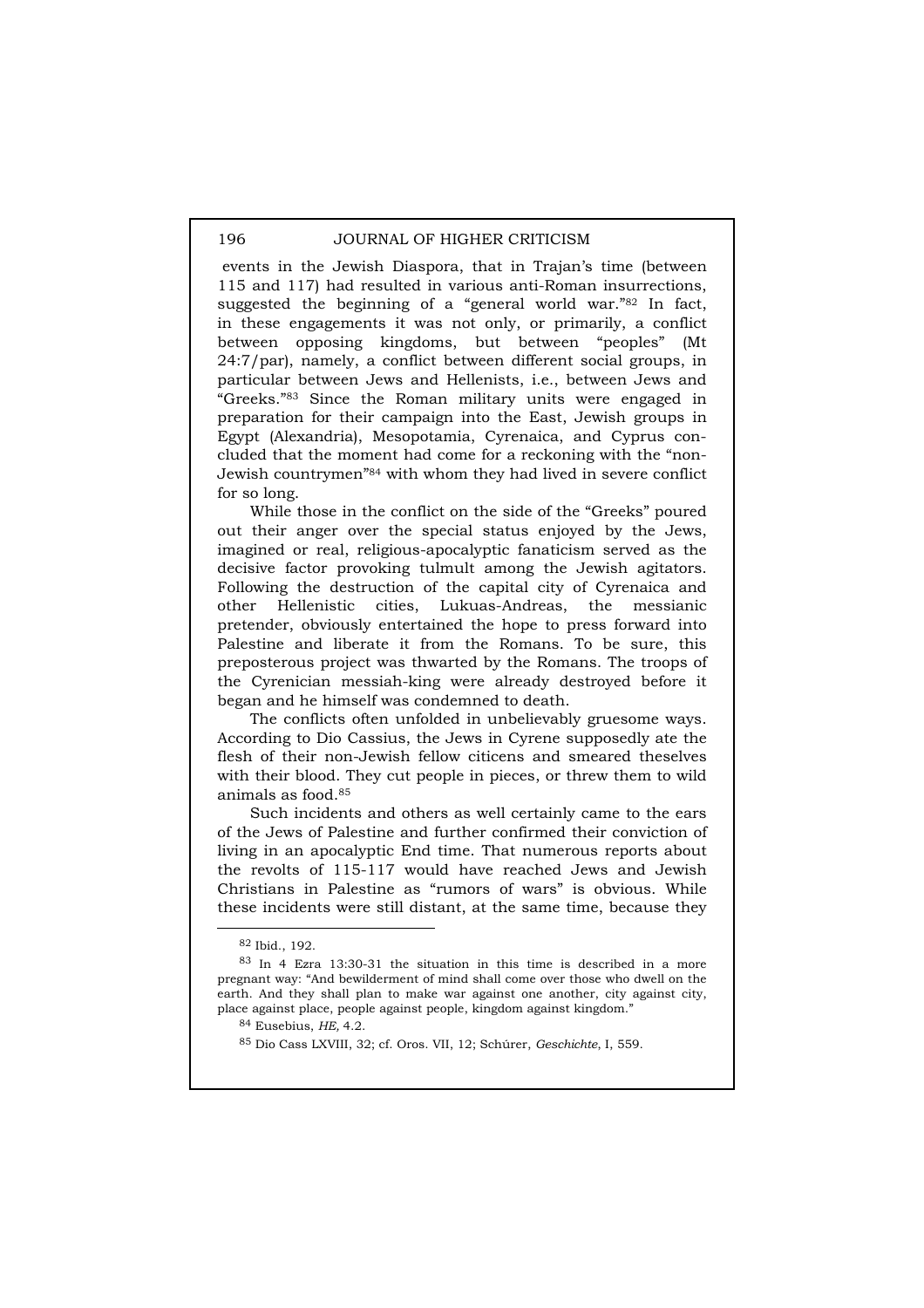events in the Jewish Diaspora, that in Trajan's time (between 115 and 117) had resulted in various anti-Roman insurrections, suggested the beginning of a "general world war."[82] In fact, in these engagements it was not only, or primarily, a conflict between opposing kingdoms, but between "peoples" (Mt 24:7/par), namely, a conflict between different social groups, in particular between Jews and Hellenists, i.e., between Jews and "Greeks."[83] Since the Roman military units were engaged in preparation for their campaign into the East, Jewish groups in Egypt (Alexandria), Mesopotamia, Cyrenaica, and Cyprus concluded that the moment had come for a reckoning with the "non-Jewish countrymen"[84] with whom they had lived in severe conflict for so long.

While those in the conflict on the side of the "Greeks" poured out their anger over the special status enjoyed by the Jews, imagined or real, religious-apocalyptic fanaticism served as the decisive factor provoking tulmult among the Jewish agitators. Following the destruction of the capital city of Cyrenaica and other Hellenistic cities, Lukuas-Andreas, the messianic pretender, obviously entertained the hope to press forward into Palestine and liberate it from the Romans. To be sure, this preposterous project was thwarted by the Romans. The troops of the Cyrenician messiah-king were already destroyed before it began and he himself was condemned to death.

The conflicts often unfolded in unbelievably gruesome ways. According to Dio Cassius, the Jews in Cyrene supposedly ate the flesh of their non-Jewish fellow citicens and smeared theselves with their blood. They cut people in pieces, or threw them to wild animals as food.[85]

Such incidents and others as well certainly came to the ears of the Jews of Palestine and further confirmed their conviction of living in an apocalyptic End time. That numerous reports about the revolts of 115-117 would have reached Jews and Jewish Christians in Palestine as "rumors of wars" is obvious. While these incidents were still distant, at the same time, because they

---

[82] Ibid., 192.

[83] In 4 Ezra 13:30-31 the situation in this time is described in a more pregnant way: "And bewilderment of mind shall come over those who dwell on the earth. And they shall plan to make war against one another, city against city, place against place, people against people, kingdom against kingdom."

[84] Eusebius, *HE,* 4.2.

[85] Dio Cass LXVIII, 32; cf. Oros. VII, 12; Schürer, *Geschichte,* I, 559.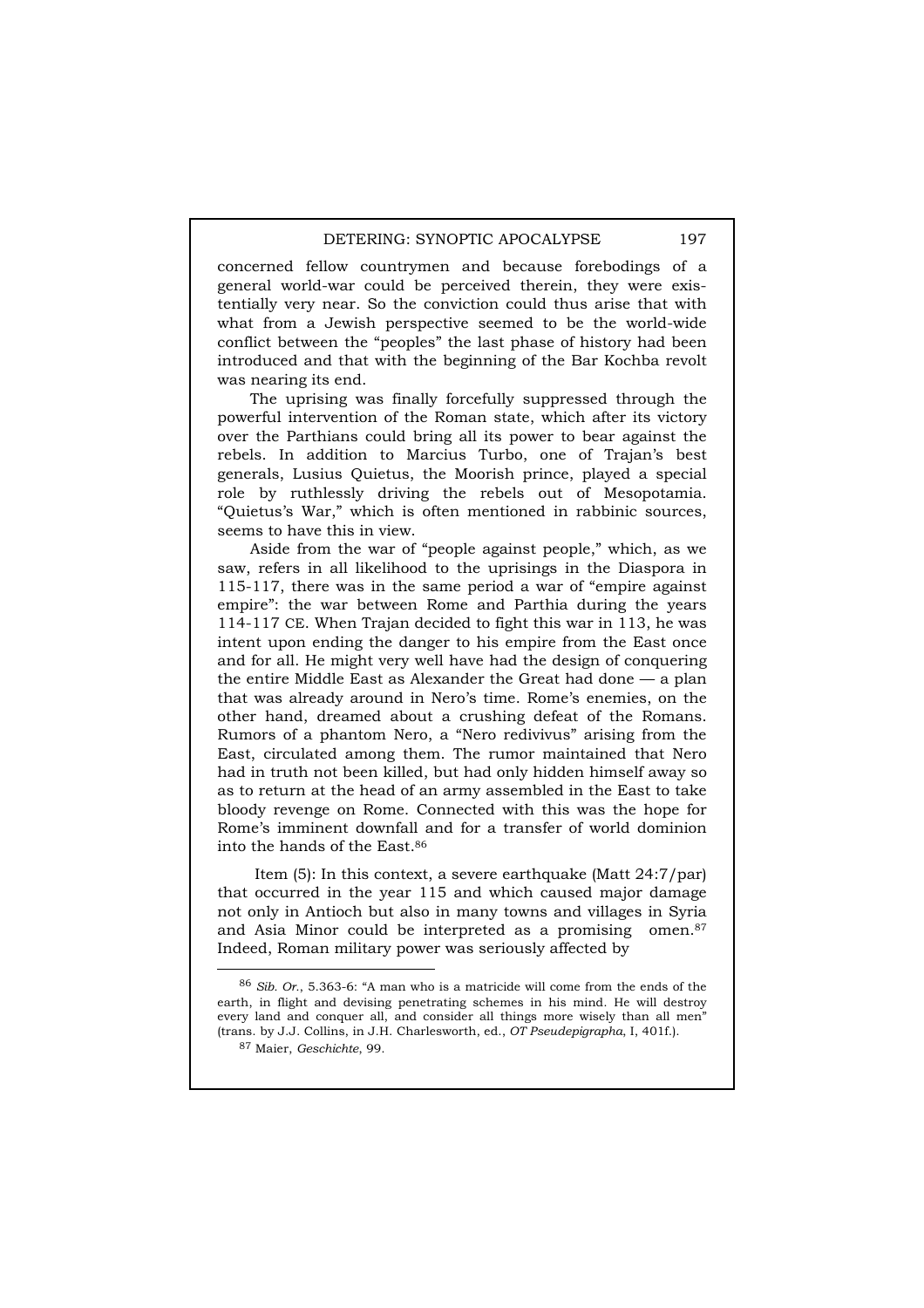concerned fellow countrymen and because forebodings of a general world-war could be perceived therein, they were existentially very near. So the conviction could thus arise that with what from a Jewish perspective seemed to be the world-wide conflict between the "peoples" the last phase of history had been introduced and that with the beginning of the Bar Kochba revolt was nearing its end.

The uprising was finally forcefully suppressed through the powerful intervention of the Roman state, which after its victory over the Parthians could bring all its power to bear against the rebels. In addition to Marcius Turbo, one of Trajan's best generals, Lusius Quietus, the Moorish prince, played a special role by ruthlessly driving the rebels out of Mesopotamia. "Quietus's War," which is often mentioned in rabbinic sources, seems to have this in view.

Aside from the war of "people against people," which, as we saw, refers in all likelihood to the uprisings in the Diaspora in 115-117, there was in the same period a war of "empire against empire": the war between Rome and Parthia during the years 114-117 CE. When Trajan decided to fight this war in 113, he was intent upon ending the danger to his empire from the East once and for all. He might very well have had the design of conquering the entire Middle East as Alexander the Great had done — a plan that was already around in Nero's time. Rome's enemies, on the other hand, dreamed about a crushing defeat of the Romans. Rumors of a phantom Nero, a "Nero redivivus" arising from the East, circulated among them. The rumor maintained that Nero had in truth not been killed, but had only hidden himself away so as to return at the head of an army assembled in the East to take bloody revenge on Rome. Connected with this was the hope for Rome's imminent downfall and for a transfer of world dominion into the hands of the East.[86]

Item (5): In this context, a severe earthquake (Matt 24:7/par) that occurred in the year 115 and which caused major damage not only in Antioch but also in many towns and villages in Syria and Asia Minor could be interpreted as a promising omen.[87] Indeed, Roman military power was seriously affected by

---

[86] *Sib. Or.*, 5.363-6: "A man who is a matricide will come from the ends of the earth, in flight and devising penetrating schemes in his mind. He will destroy every land and conquer all, and consider all things more wisely than all men" (trans. by J.J. Collins, in J.H. Charlesworth, ed., *OT Pseudepigrapha*, I, 401f.).

[87] Maier, *Geschichte*, 99.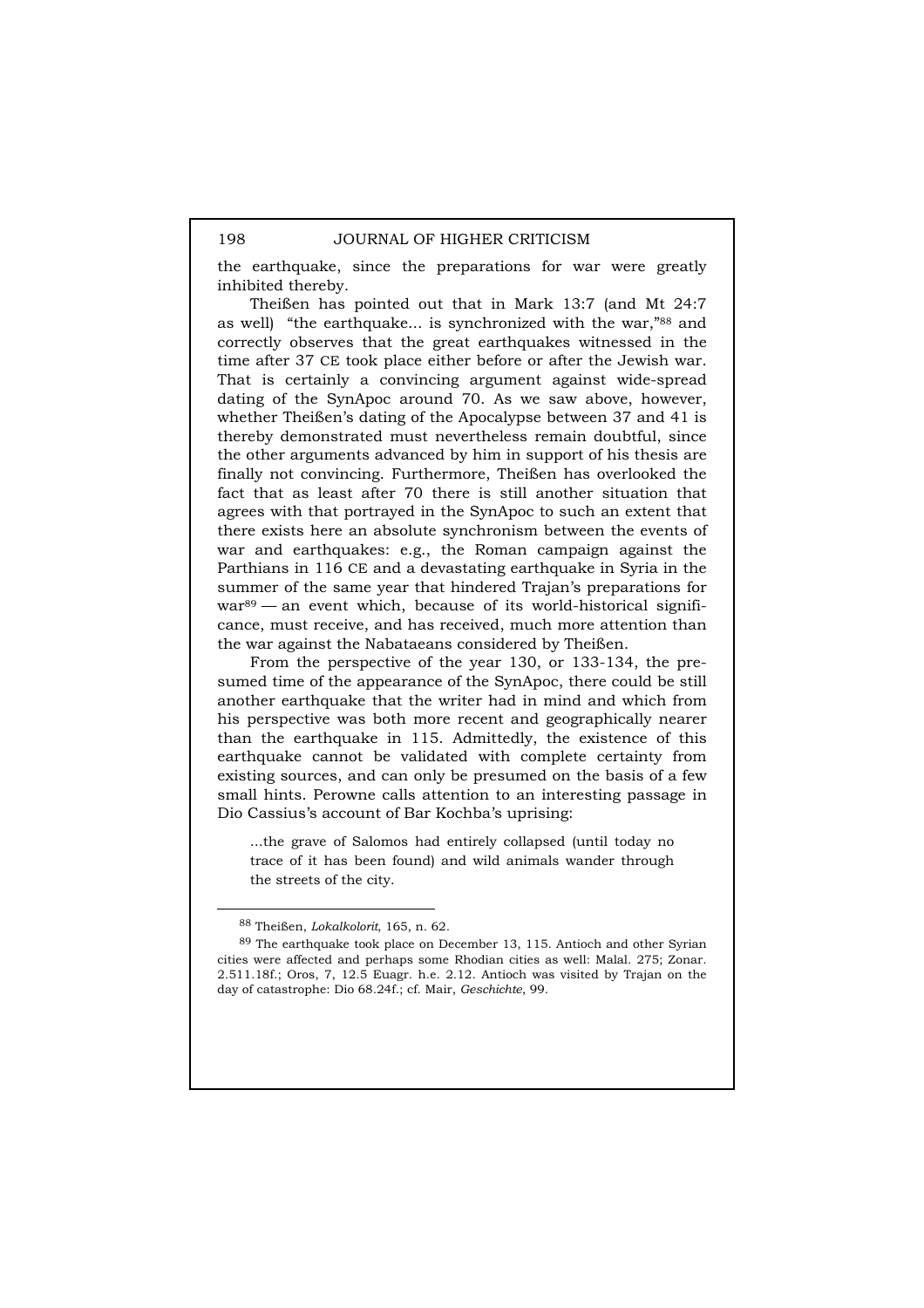the earthquake, since the preparations for war were greatly inhibited thereby.

Theißen has pointed out that in Mark 13:7 (and Mt 24:7 as well) "the earthquake... is synchronized with the war,"[88] and correctly observes that the great earthquakes witnessed in the time after 37 CE took place either before or after the Jewish war. That is certainly a convincing argument against wide-spread dating of the SynApoc around 70. As we saw above, however, whether Theißen's dating of the Apocalypse between 37 and 41 is thereby demonstrated must nevertheless remain doubtful, since the other arguments advanced by him in support of his thesis are finally not convincing. Furthermore, Theißen has overlooked the fact that as least after 70 there is still another situation that agrees with that portrayed in the SynApoc to such an extent that there exists here an absolute synchronism between the events of war and earthquakes: e.g., the Roman campaign against the Parthians in 116 CE and a devastating earthquake in Syria in the summer of the same year that hindered Trajan's preparations for war[89] — an event which, because of its world-historical significance, must receive, and has received, much more attention than the war against the Nabataeans considered by Theißen.

From the perspective of the year 130, or 133-134, the presumed time of the appearance of the SynApoc, there could be still another earthquake that the writer had in mind and which from his perspective was both more recent and geographically nearer than the earthquake in 115. Admittedly, the existence of this earthquake cannot be validated with complete certainty from existing sources, and can only be presumed on the basis of a few small hints. Perowne calls attention to an interesting passage in Dio Cassius's account of Bar Kochba's uprising:

> ...the grave of Salomos had entirely collapsed (until today no trace of it has been found) and wild animals wander through the streets of the city.

---

[88] Theißen, *Lokalkolorit*, 165, n. 62.

[89] The earthquake took place on December 13, 115. Antioch and other Syrian cities were affected and perhaps some Rhodian cities as well: Malal. 275; Zonar. 2.511.18f.; Oros, 7, 12.5 Euagr. h.e. 2.12. Antioch was visited by Trajan on the day of catastrophe: Dio 68.24f.; cf. Mair, *Geschichte*, 99.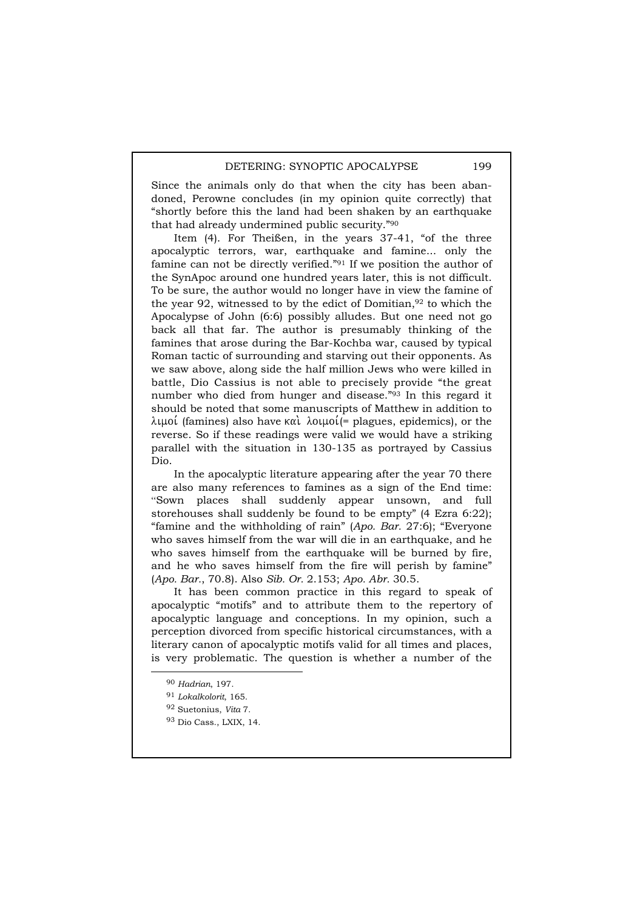Since the animals only do that when the city has been abandoned, Perowne concludes (in my opinion quite correctly) that "shortly before this the land had been shaken by an earthquake that had already undermined public security."[90]

Item (4). For Theißen, in the years 37-41, "of the three apocalyptic terrors, war, earthquake and famine... only the famine can not be directly verified."[91] If we position the author of the SynApoc around one hundred years later, this is not difficult. To be sure, the author would no longer have in view the famine of the year 92, witnessed to by the edict of Domitian,[92] to which the Apocalypse of John (6:6) possibly alludes. But one need not go back all that far. The author is presumably thinking of the famines that arose during the Bar-Kochba war, caused by typical Roman tactic of surrounding and starving out their opponents. As we saw above, along side the half million Jews who were killed in battle, Dio Cassius is not able to precisely provide "the great number who died from hunger and disease."[93] In this regard it should be noted that some manuscripts of Matthew in addition to λιμοί (famines) also have καὶ λοιμοί(= plagues, epidemics), or the reverse. So if these readings were valid we would have a striking parallel with the situation in 130-135 as portrayed by Cassius Dio.

In the apocalyptic literature appearing after the year 70 there are also many references to famines as a sign of the End time: "Sown places shall suddenly appear unsown, and full storehouses shall suddenly be found to be empty" (4 Ezra 6:22); "famine and the withholding of rain" (*Apo. Bar.* 27:6); "Everyone who saves himself from the war will die in an earthquake, and he who saves himself from the earthquake will be burned by fire, and he who saves himself from the fire will perish by famine" (*Apo. Bar.*, 70.8). Also *Sib. Or.* 2.153; *Apo. Abr.* 30.5.

It has been common practice in this regard to speak of apocalyptic "motifs" and to attribute them to the repertory of apocalyptic language and conceptions. In my opinion, such a perception divorced from specific historical circumstances, with a literary canon of apocalyptic motifs valid for all times and places, is very problematic. The question is whether a number of the

---

[90] *Hadrian*, 197.

[91] *Lokalkolorit*, 165.

[92] Suetonius, *Vita* 7.

[93] Dio Cass., LXIX, 14.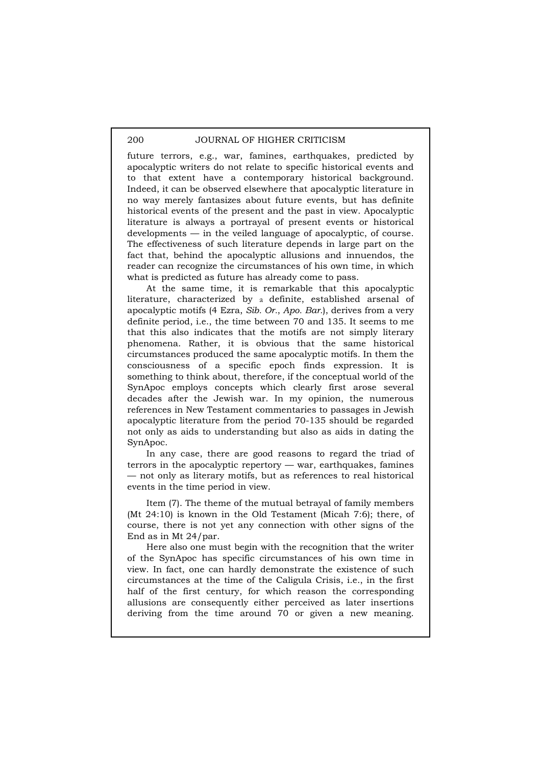future terrors, e.g., war, famines, earthquakes, predicted by apocalyptic writers do not relate to specific historical events and to that extent have a contemporary historical background. Indeed, it can be observed elsewhere that apocalyptic literature in no way merely fantasizes about future events, but has definite historical events of the present and the past in view. Apocalyptic literature is always a portrayal of present events or historical developments — in the veiled language of apocalyptic, of course. The effectiveness of such literature depends in large part on the fact that, behind the apocalyptic allusions and innuendos, the reader can recognize the circumstances of his own time, in which what is predicted as future has already come to pass.

At the same time, it is remarkable that this apocalyptic literature, characterized by a definite, established arsenal of apocalyptic motifs (4 Ezra, *Sib. Or.*, *Apo. Bar.*), derives from a very definite period, i.e., the time between 70 and 135. It seems to me that this also indicates that the motifs are not simply literary phenomena. Rather, it is obvious that the same historical circumstances produced the same apocalyptic motifs. In them the consciousness of a specific epoch finds expression. It is something to think about, therefore, if the conceptual world of the SynApoc employs concepts which clearly first arose several decades after the Jewish war. In my opinion, the numerous references in New Testament commentaries to passages in Jewish apocalyptic literature from the period 70-135 should be regarded not only as aids to understanding but also as aids in dating the SynApoc.

In any case, there are good reasons to regard the triad of terrors in the apocalyptic repertory — war, earthquakes, famines — not only as literary motifs, but as references to real historical events in the time period in view.

Item (7). The theme of the mutual betrayal of family members (Mt 24:10) is known in the Old Testament (Micah 7:6); there, of course, there is not yet any connection with other signs of the End as in Mt 24/par.

Here also one must begin with the recognition that the writer of the SynApoc has specific circumstances of his own time in view. In fact, one can hardly demonstrate the existence of such circumstances at the time of the Caligula Crisis, i.e., in the first half of the first century, for which reason the corresponding allusions are consequently either perceived as later insertions deriving from the time around 70 or given a new meaning.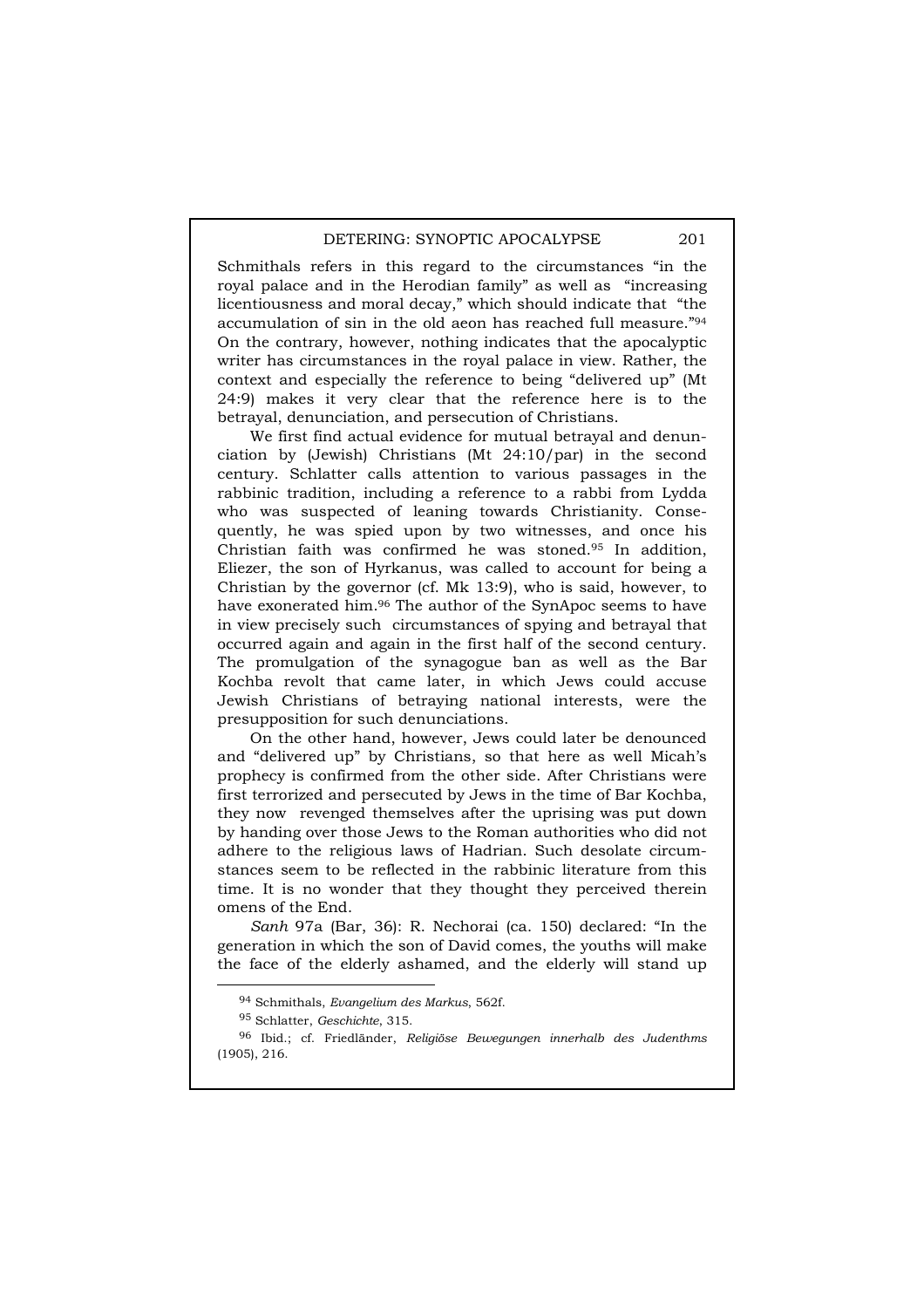Schmithals refers in this regard to the circumstances "in the royal palace and in the Herodian family" as well as "increasing licentiousness and moral decay," which should indicate that "the accumulation of sin in the old aeon has reached full measure."[94] On the contrary, however, nothing indicates that the apocalyptic writer has circumstances in the royal palace in view. Rather, the context and especially the reference to being "delivered up" (Mt 24:9) makes it very clear that the reference here is to the betrayal, denunciation, and persecution of Christians.

We first find actual evidence for mutual betrayal and denunciation by (Jewish) Christians (Mt 24:10/par) in the second century. Schlatter calls attention to various passages in the rabbinic tradition, including a reference to a rabbi from Lydda who was suspected of leaning towards Christianity. Consequently, he was spied upon by two witnesses, and once his Christian faith was confirmed he was stoned.[95] In addition, Eliezer, the son of Hyrkanus, was called to account for being a Christian by the governor (cf. Mk 13:9), who is said, however, to have exonerated him.[96] The author of the SynApoc seems to have in view precisely such circumstances of spying and betrayal that occurred again and again in the first half of the second century. The promulgation of the synagogue ban as well as the Bar Kochba revolt that came later, in which Jews could accuse Jewish Christians of betraying national interests, were the presupposition for such denunciations.

On the other hand, however, Jews could later be denounced and "delivered up" by Christians, so that here as well Micah's prophecy is confirmed from the other side. After Christians were first terrorized and persecuted by Jews in the time of Bar Kochba, they now revenged themselves after the uprising was put down by handing over those Jews to the Roman authorities who did not adhere to the religious laws of Hadrian. Such desolate circumstances seem to be reflected in the rabbinic literature from this time. It is no wonder that they thought they perceived therein omens of the End.

*Sanh* 97a (Bar, 36): R. Nechorai (ca. 150) declared: "In the generation in which the son of David comes, the youths will make the face of the elderly ashamed, and the elderly will stand up

---

[94] Schmithals, *Evangelium des Markus*, 562f.

[95] Schlatter, *Geschichte*, 315.

[96] Ibid.; cf. Friedländer, *Religiöse Bewegungen innerhalb des Judenthms* (1905), 216.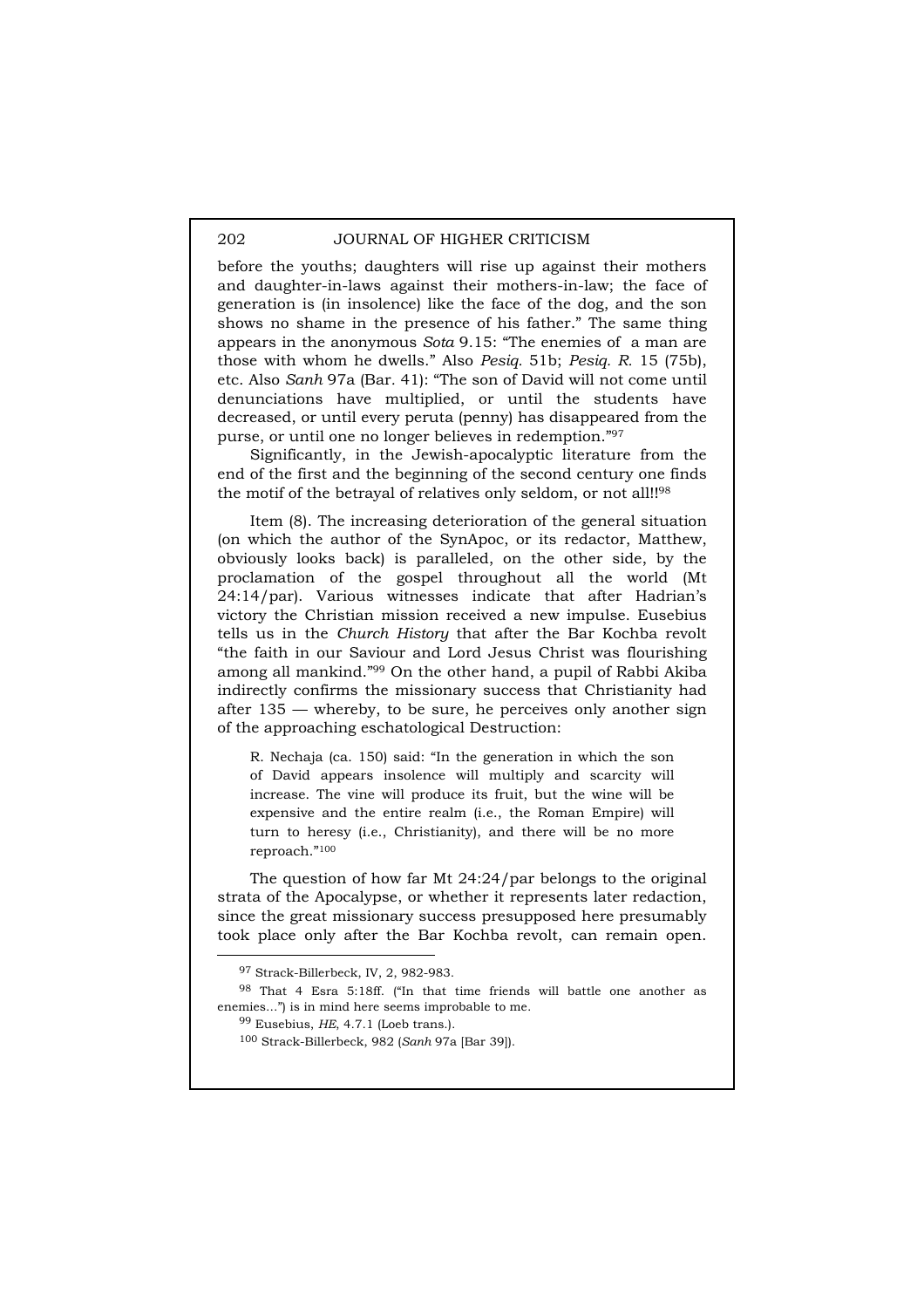before the youths; daughters will rise up against their mothers and daughter-in-laws against their mothers-in-law; the face of generation is (in insolence) like the face of the dog, and the son shows no shame in the presence of his father." The same thing appears in the anonymous *Sota* 9.15: "The enemies of a man are those with whom he dwells." Also *Pesiq.* 51b; *Pesiq. R.* 15 (75b), etc. Also *Sanh* 97a (Bar. 41): "The son of David will not come until denunciations have multiplied, or until the students have decreased, or until every peruta (penny) has disappeared from the purse, or until one no longer believes in redemption."[97]

Significantly, in the Jewish-apocalyptic literature from the end of the first and the beginning of the second century one finds the motif of the betrayal of relatives only seldom, or not all!![98]

Item (8). The increasing deterioration of the general situation (on which the author of the SynApoc, or its redactor, Matthew, obviously looks back) is paralleled, on the other side, by the proclamation of the gospel throughout all the world (Mt 24:14/par). Various witnesses indicate that after Hadrian's victory the Christian mission received a new impulse. Eusebius tells us in the *Church History* that after the Bar Kochba revolt "the faith in our Saviour and Lord Jesus Christ was flourishing among all mankind."[99] On the other hand, a pupil of Rabbi Akiba indirectly confirms the missionary success that Christianity had after 135 — whereby, to be sure, he perceives only another sign of the approaching eschatological Destruction:

> R. Nechaja (ca. 150) said: "In the generation in which the son of David appears insolence will multiply and scarcity will increase. The vine will produce its fruit, but the wine will be expensive and the entire realm (i.e., the Roman Empire) will turn to heresy (i.e., Christianity), and there will be no more reproach."[100]

The question of how far Mt 24:24/par belongs to the original strata of the Apocalypse, or whether it represents later redaction, since the great missionary success presupposed here presumably took place only after the Bar Kochba revolt, can remain open.

---

[97] Strack-Billerbeck, IV, 2, 982-983.

[98] That 4 Esra 5:18ff. ("In that time friends will battle one another as enemies…") is in mind here seems improbable to me.

[99] Eusebius, *HE*, 4.7.1 (Loeb trans.).

[100] Strack-Billerbeck, 982 (*Sanh* 97a [Bar 39]).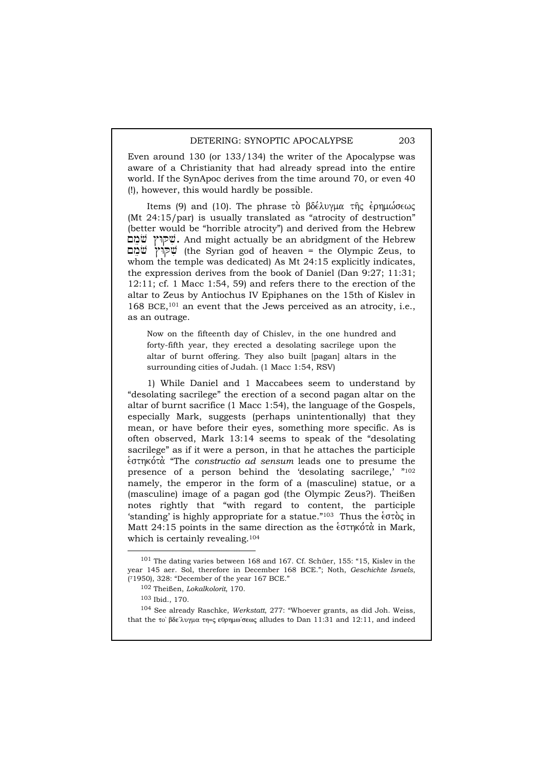Even around 130 (or 133/134) the writer of the Apocalypse was aware of a Christianity that had already spread into the entire world. If the SynApoc derives from the time around 70, or even 40 (!), however, this would hardly be possible.

Items (9) and (10). The phrase τὸ βδέλυγμα τῆς ἐρημώσεως (Mt 24:15/par) is usually translated as "atrocity of destruction" (better would be "horrible atrocity") and derived from the Hebrew שִׁקּוּץ שֹׁמֵם. And might actually be an abridgment of the Hebrew שִׁקּוּץ שֹׁמֵם (the Syrian god of heaven = the Olympic Zeus, to whom the temple was dedicated) As Mt 24:15 explicitly indicates, the expression derives from the book of Daniel (Dan 9:27; 11:31; 12:11; cf. 1 Macc 1:54, 59) and refers there to the erection of the altar to Zeus by Antiochus IV Epiphanes on the 15th of Kislev in 168 BCE,[101] an event that the Jews perceived as an atrocity, i.e., as an outrage.

> Now on the fifteenth day of Chislev, in the one hundred and forty-fifth year, they erected a desolating sacrilege upon the altar of burnt offering. They also built [pagan] altars in the surrounding cities of Judah. (1 Macc 1:54, RSV)

1) While Daniel and 1 Maccabees seem to understand by "desolating sacrilege" the erection of a second pagan altar on the altar of burnt sacrifice (1 Macc 1:54), the language of the Gospels, especially Mark, suggests (perhaps unintentionally) that they mean, or have before their eyes, something more specific. As is often observed, Mark 13:14 seems to speak of the "desolating sacrilege" as if it were a person, in that he attaches the participle ἑστηκότὰ "The *constructio ad sensum* leads one to presume the presence of a person behind the 'desolating sacrilege,' "[102] namely, the emperor in the form of a (masculine) statue, or a (masculine) image of a pagan god (the Olympic Zeus?). Theißen notes rightly that "with regard to content, the participle 'standing' is highly appropriate for a statue."[103] Thus the ἑστὸς in Matt 24:15 points in the same direction as the ἑστηκότὰ in Mark, which is certainly revealing.[104]

---

[101] The dating varies between 168 and 167. Cf. Schüer, 155: "15, Kislev in the year 145 aer. Sol, therefore in December 168 BCE."; Noth, *Geschichte Israels*, (71950), 328: "December of the year 167 BCE."

[102] Theißen, *Lokalkolorit*, 170.

[103] Ibid., 170.

[104] See already Raschke, *Werkstatt*, 277: "Whoever grants, as did Joh. Weiss, that the το` βδε`λυγμα τη=ς ε0ρημω`σεως alludes to Dan 11:31 and 12:11, and indeed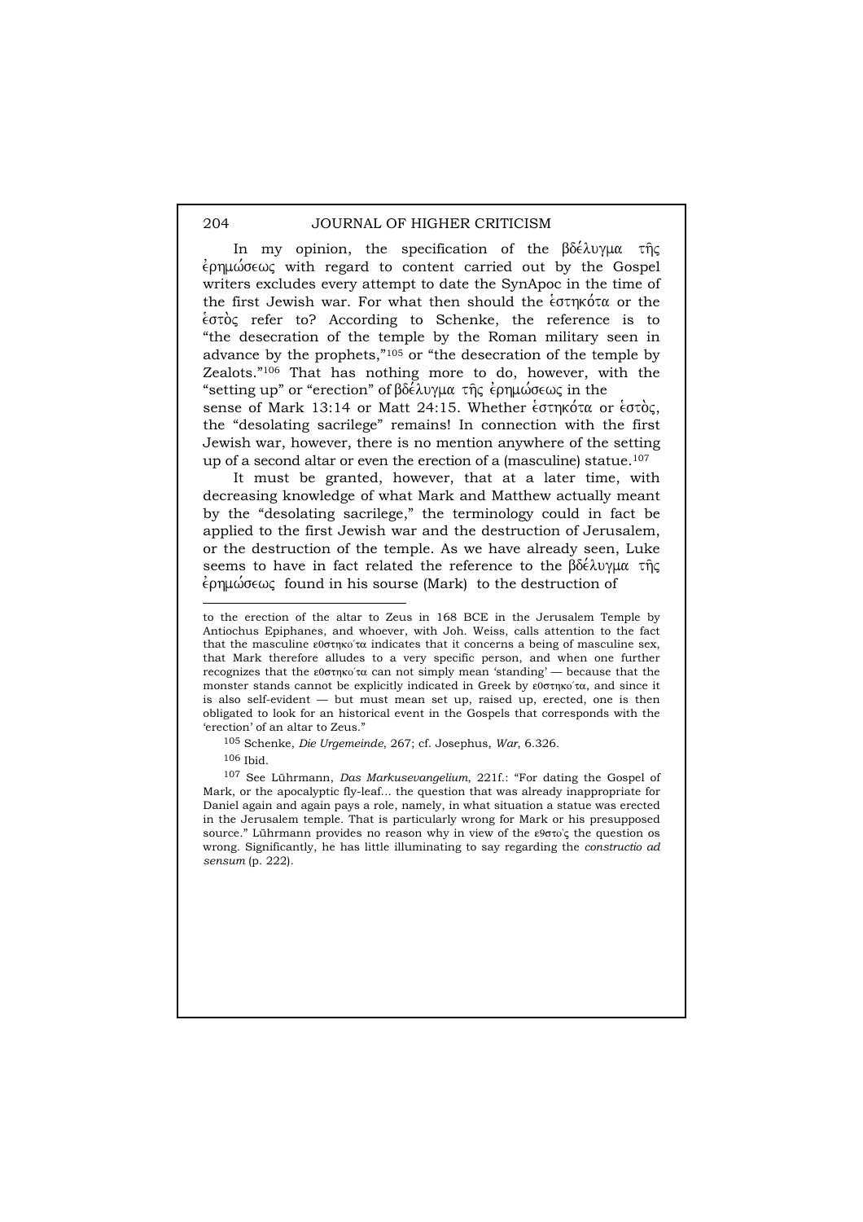In my opinion, the specification of the βδέλυγμα τῆς ἐρημώσεως with regard to content carried out by the Gospel writers excludes every attempt to date the SynApoc in the time of the first Jewish war. For what then should the ἑστηκότα or the ἑστὸς refer to? According to Schenke, the reference is to "the desecration of the temple by the Roman military seen in advance by the prophets,"[105] or "the desecration of the temple by Zealots."[106] That has nothing more to do, however, with the "setting up" or "erection" of βδέλυγμα τῆς ἐρημώσεως in the sense of Mark 13:14 or Matt 24:15. Whether ἑστηκότα or ἑστὸς, the "desolating sacrilege" remains! In connection with the first Jewish war, however, there is no mention anywhere of the setting up of a second altar or even the erection of a (masculine) statue.[107]

It must be granted, however, that at a later time, with decreasing knowledge of what Mark and Matthew actually meant by the "desolating sacrilege," the terminology could in fact be applied to the first Jewish war and the destruction of Jerusalem, or the destruction of the temple. As we have already seen, Luke seems to have in fact related the reference to the βδέλυγμα τῆς ἐρημώσεως found in his sourse (Mark) to the destruction of

---

to the erection of the altar to Zeus in 168 BCE in the Jerusalem Temple by Antiochus Epiphanes, and whoever, with Joh. Weiss, calls attention to the fact that the masculine ε0στηκο΄τα indicates that it concerns a being of masculine sex, that Mark therefore alludes to a very specific person, and when one further recognizes that the ε0στηκο΄τα can not simply mean 'standing' — because that the monster stands cannot be explicitly indicated in Greek by ε0στηκο΄τα, and since it is also self-evident — but must mean set up, raised up, erected, one is then obligated to look for an historical event in the Gospels that corresponds with the 'erection' of an altar to Zeus."

[105] Schenke, *Die Urgemeinde*, 267; cf. Josephus, *War*, 6.326.

[106] Ibid.

[107] See Lührmann, *Das Markusevangelium*, 221f.: "For dating the Gospel of Mark, or the apocalyptic fly-leaf… the question that was already inappropriate for Daniel again and again pays a role, namely, in what situation a statue was erected in the Jerusalem temple. That is particularly wrong for Mark or his presupposed source." Lührmann provides no reason why in view of the ε9στω`ς the question os wrong. Significantly, he has little illuminating to say regarding the *constructio ad sensum* (p. 222).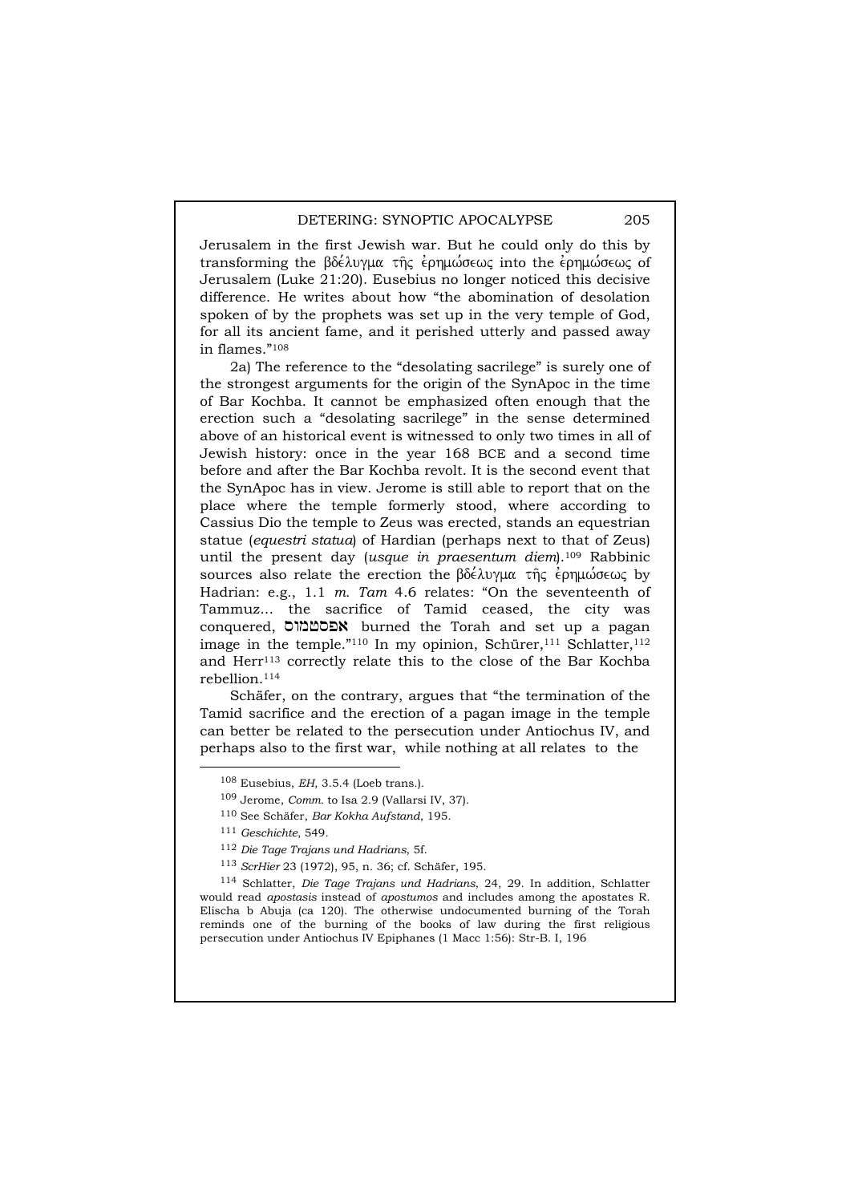Jerusalem in the first Jewish war. But he could only do this by transforming the βδέλυγμα τῆς ἐρημώσεως into the ἐρημώσεως of Jerusalem (Luke 21:20). Eusebius no longer noticed this decisive difference. He writes about how "the abomination of desolation spoken of by the prophets was set up in the very temple of God, for all its ancient fame, and it perished utterly and passed away in flames."[108]

2a) The reference to the "desolating sacrilege" is surely one of the strongest arguments for the origin of the SynApoc in the time of Bar Kochba. It cannot be emphasized often enough that the erection such a "desolating sacrilege" in the sense determined above of an historical event is witnessed to only two times in all of Jewish history: once in the year 168 BCE and a second time before and after the Bar Kochba revolt. It is the second event that the SynApoc has in view. Jerome is still able to report that on the place where the temple formerly stood, where according to Cassius Dio the temple to Zeus was erected, stands an equestrian statue (*equestri statua*) of Hardian (perhaps next to that of Zeus) until the present day (*usque in praesentum diem*).[109] Rabbinic sources also relate the erection the βδέλυγμα τῆς ἐρημώσεως by Hadrian: e.g., 1.1 *m. Tam* 4.6 relates: "On the seventeenth of Tammuz... the sacrifice of Tamid ceased, the city was conquered, אפסטמוס burned the Torah and set up a pagan image in the temple."[110] In my opinion, Schürer,[111] Schlatter,[112] and Herr[113] correctly relate this to the close of the Bar Kochba rebellion.[114]

Schäfer, on the contrary, argues that "the termination of the Tamid sacrifice and the erection of a pagan image in the temple can better be related to the persecution under Antiochus IV, and perhaps also to the first war, while nothing at all relates to the

---

[108] Eusebius, *EH*, 3.5.4 (Loeb trans.).

[109] Jerome, *Comm.* to Isa 2.9 (Vallarsi IV, 37).

[110] See Schäfer, *Bar Kokha Aufstand*, 195.

[111] *Geschichte*, 549.

[112] *Die Tage Trajans und Hadrians*, 5f.

[113] *ScrHier* 23 (1972), 95, n. 36; cf. Schäfer, 195.

[114] Schlatter, *Die Tage Trajans und Hadrians*, 24, 29. In addition, Schlatter would read *apostasis* instead of *apostumos* and includes among the apostates R. Elischa b Abuja (ca 120). The otherwise undocumented burning of the Torah reminds one of the burning of the books of law during the first religious persecution under Antiochus IV Epiphanes (1 Macc 1:56): Str-B. I, 196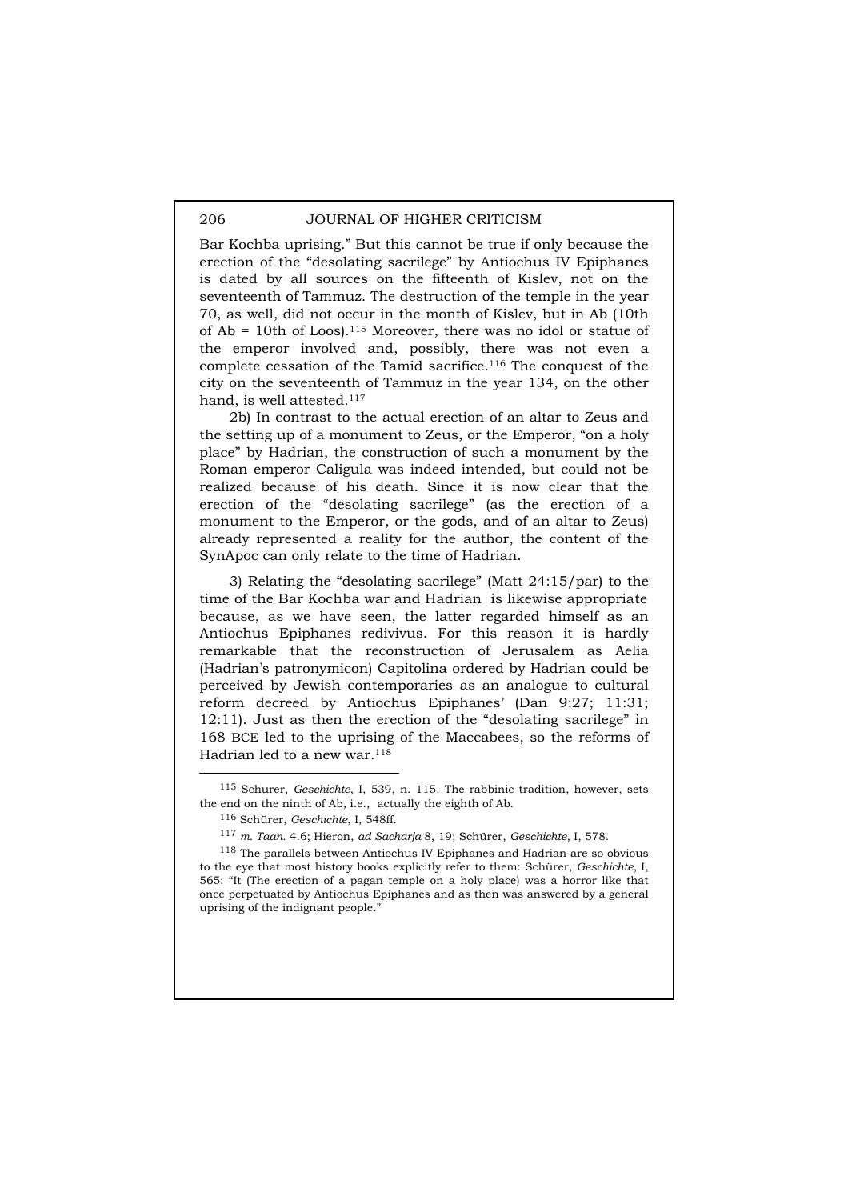Bar Kochba uprising." But this cannot be true if only because the erection of the "desolating sacrilege" by Antiochus IV Epiphanes is dated by all sources on the fifteenth of Kislev, not on the seventeenth of Tammuz. The destruction of the temple in the year 70, as well, did not occur in the month of Kislev, but in Ab (10th of Ab = 10th of Loos).[115] Moreover, there was no idol or statue of the emperor involved and, possibly, there was not even a complete cessation of the Tamid sacrifice.[116] The conquest of the city on the seventeenth of Tammuz in the year 134, on the other hand, is well attested.[117]

2b) In contrast to the actual erection of an altar to Zeus and the setting up of a monument to Zeus, or the Emperor, "on a holy place" by Hadrian, the construction of such a monument by the Roman emperor Caligula was indeed intended, but could not be realized because of his death. Since it is now clear that the erection of the "desolating sacrilege" (as the erection of a monument to the Emperor, or the gods, and of an altar to Zeus) already represented a reality for the author, the content of the SynApoc can only relate to the time of Hadrian.

3) Relating the "desolating sacrilege" (Matt 24:15/par) to the time of the Bar Kochba war and Hadrian is likewise appropriate because, as we have seen, the latter regarded himself as an Antiochus Epiphanes redivivus. For this reason it is hardly remarkable that the reconstruction of Jerusalem as Aelia (Hadrian's patronymicon) Capitolina ordered by Hadrian could be perceived by Jewish contemporaries as an analogue to cultural reform decreed by Antiochus Epiphanes' (Dan 9:27; 11:31; 12:11). Just as then the erection of the "desolating sacrilege" in 168 BCE led to the uprising of the Maccabees, so the reforms of Hadrian led to a new war.[118]

---

[115] Schurer, *Geschichte*, I, 539, n. 115. The rabbinic tradition, however, sets the end on the ninth of Ab, i.e., actually the eighth of Ab.

[116] Schürer, *Geschichte*, I, 548ff.

[117] *m. Taan.* 4.6; Hieron, *ad Sacharja* 8, 19; Schürer, *Geschichte*, I, 578.

[118] The parallels between Antiochus IV Epiphanes and Hadrian are so obvious to the eye that most history books explicitly refer to them: Schürer, *Geschichte*, I, 565: "It (The erection of a pagan temple on a holy place) was a horror like that once perpetuated by Antiochus Epiphanes and as then was answered by a general uprising of the indignant people."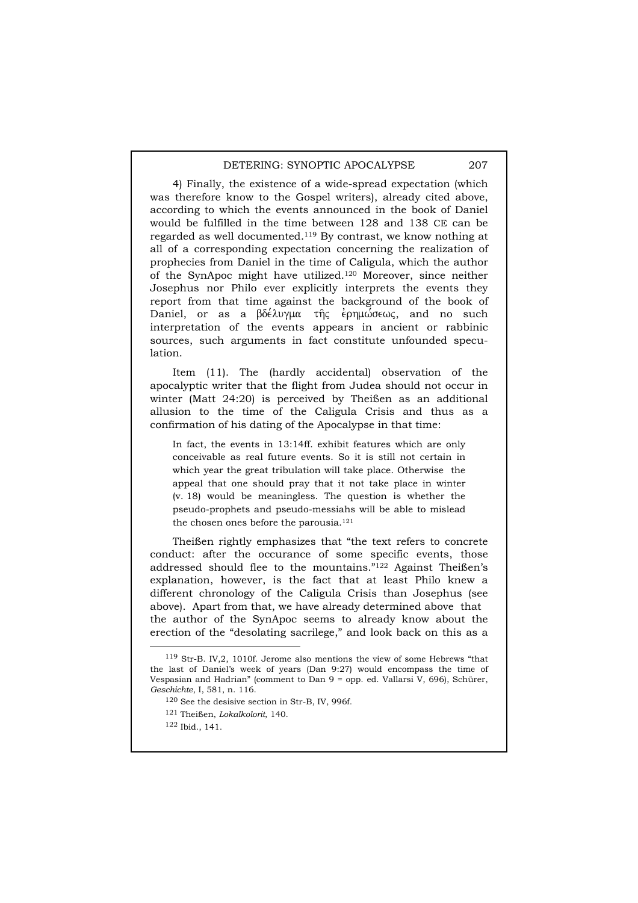4) Finally, the existence of a wide-spread expectation (which was therefore know to the Gospel writers), already cited above, according to which the events announced in the book of Daniel would be fulfilled in the time between 128 and 138 CE can be regarded as well documented.[119] By contrast, we know nothing at all of a corresponding expectation concerning the realization of prophecies from Daniel in the time of Caligula, which the author of the SynApoc might have utilized.[120] Moreover, since neither Josephus nor Philo ever explicitly interprets the events they report from that time against the background of the book of Daniel, or as a βδέλυγμα τῆς ἐρημώσεως, and no such interpretation of the events appears in ancient or rabbinic sources, such arguments in fact constitute unfounded speculation.

Item (11). The (hardly accidental) observation of the apocalyptic writer that the flight from Judea should not occur in winter (Matt 24:20) is perceived by Theißen as an additional allusion to the time of the Caligula Crisis and thus as a confirmation of his dating of the Apocalypse in that time:

> In fact, the events in 13:14ff. exhibit features which are only conceivable as real future events. So it is still not certain in which year the great tribulation will take place. Otherwise the appeal that one should pray that it not take place in winter (v. 18) would be meaningless. The question is whether the pseudo-prophets and pseudo-messiahs will be able to mislead the chosen ones before the parousia.[121]

Theißen rightly emphasizes that "the text refers to concrete conduct: after the occurance of some specific events, those addressed should flee to the mountains."[122] Against Theißen's explanation, however, is the fact that at least Philo knew a different chronology of the Caligula Crisis than Josephus (see above). Apart from that, we have already determined above that the author of the SynApoc seems to already know about the erection of the "desolating sacrilege," and look back on this as a

---

[119] Str-B. IV,2, 1010f. Jerome also mentions the view of some Hebrews "that the last of Daniel's week of years (Dan 9:27) would encompass the time of Vespasian and Hadrian" (comment to Dan 9 = opp. ed. Vallarsi V, 696), Schürer, *Geschichte*, I, 581, n. 116.

[120] See the desisive section in Str-B, IV, 996f.

[121] Theißen, *Lokalkolorit*, 140.

[122] Ibid., 141.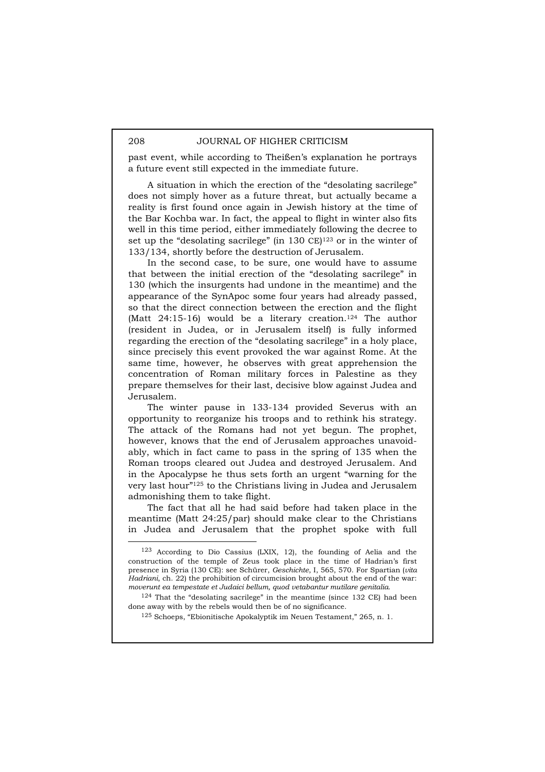past event, while according to Theißen's explanation he portrays a future event still expected in the immediate future.

A situation in which the erection of the "desolating sacrilege" does not simply hover as a future threat, but actually became a reality is first found once again in Jewish history at the time of the Bar Kochba war. In fact, the appeal to flight in winter also fits well in this time period, either immediately following the decree to set up the "desolating sacrilege" (in 130 CE)[123] or in the winter of 133/134, shortly before the destruction of Jerusalem.

In the second case, to be sure, one would have to assume that between the initial erection of the "desolating sacrilege" in 130 (which the insurgents had undone in the meantime) and the appearance of the SynApoc some four years had already passed, so that the direct connection between the erection and the flight (Matt 24:15-16) would be a literary creation.[124] The author (resident in Judea, or in Jerusalem itself) is fully informed regarding the erection of the "desolating sacrilege" in a holy place, since precisely this event provoked the war against Rome. At the same time, however, he observes with great apprehension the concentration of Roman military forces in Palestine as they prepare themselves for their last, decisive blow against Judea and Jerusalem.

The winter pause in 133-134 provided Severus with an opportunity to reorganize his troops and to rethink his strategy. The attack of the Romans had not yet begun. The prophet, however, knows that the end of Jerusalem approaches unavoidably, which in fact came to pass in the spring of 135 when the Roman troops cleared out Judea and destroyed Jerusalem. And in the Apocalypse he thus sets forth an urgent "warning for the very last hour"[125] to the Christians living in Judea and Jerusalem admonishing them to take flight.

The fact that all he had said before had taken place in the meantime (Matt 24:25/par) should make clear to the Christians in Judea and Jerusalem that the prophet spoke with full

---

[123] According to Dio Cassius (LXIX, 12), the founding of Aelia and the construction of the temple of Zeus took place in the time of Hadrian's first presence in Syria (130 CE): see Schürer, *Geschichte*, I, 565, 570. For Spartian (*vita Hadriani*, ch. 22) the prohibition of circumcision brought about the end of the war: *moverunt ea tempestate et Judaici bellum, quod vetabantur mutilare genitalia.*

[124] That the "desolating sacrilege" in the meantime (since 132 CE) had been done away with by the rebels would then be of no significance.

[125] Schoeps, "Ebionitische Apokalyptik im Neuen Testament," 265, n. 1.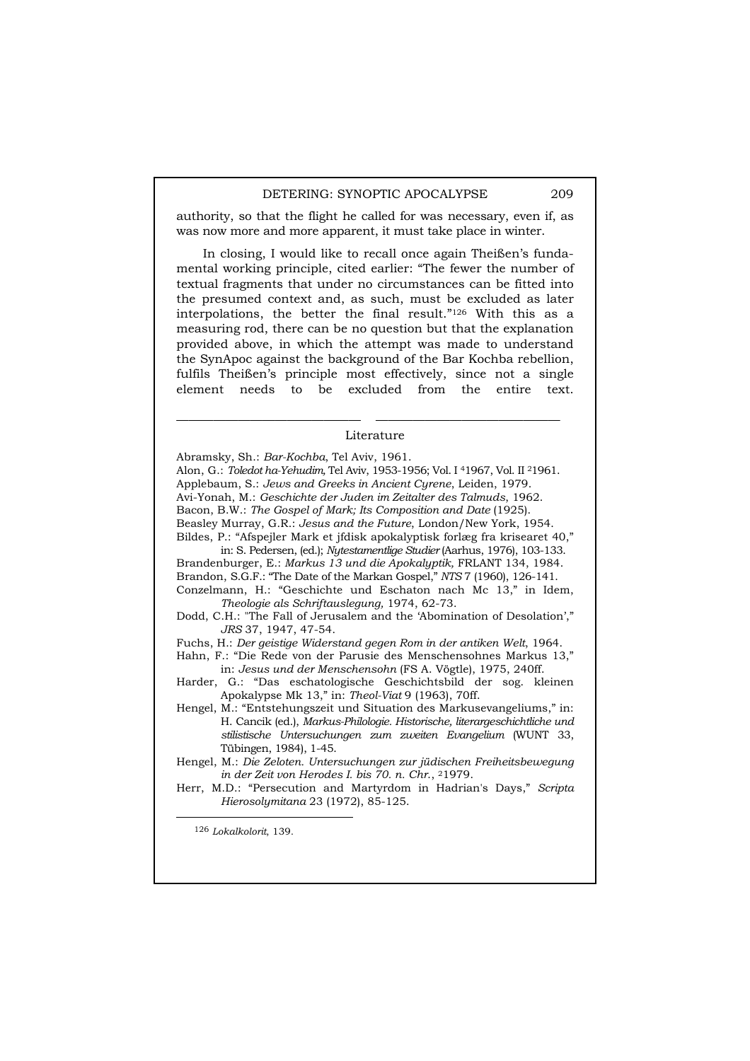authority, so that the flight he called for was necessary, even if, as was now more and more apparent, it must take place in winter.

In closing, I would like to recall once again Theißen's fundamental working principle, cited earlier: "The fewer the number of textual fragments that under no circumstances can be fitted into the presumed context and, as such, must be excluded as later interpolations, the better the final result."[126] With this as a measuring rod, there can be no question but that the explanation provided above, in which the attempt was made to understand the SynApoc against the background of the Bar Kochba rebellion, fulfils Theißen's principle most effectively, since not a single element needs to be excluded from the entire text.

---

## Literature

Abramsky, Sh.: *Bar-Kochba*, Tel Aviv, 1961.

Alon, G.: *Toledot ha-Yehudim*, Tel Aviv, 1953-1956; Vol. I [4]1967, Vol. II [2]1961.

Applebaum, S.: *Jews and Greeks in Ancient Cyrene*, Leiden, 1979.

Avi-Yonah, M.: *Geschichte der Juden im Zeitalter des Talmuds*, 1962.

Bacon, B.W.: *The Gospel of Mark; Its Composition and Date* (1925).

Beasley Murray, G.R.: *Jesus and the Future*, London/New York, 1954.

Bildes, P.: "Afspejler Mark et jfdisk apokalyptisk forlæg fra krisearet 40," in: S. Pedersen, (ed.); *Nytestamentlige Studier* (Aarhus, 1976), 103-133.

Brandenburger, E.: *Markus 13 und die Apokalyptik,* FRLANT 134, 1984.

Brandon, S.G.F.: "The Date of the Markan Gospel," *NTS* 7 (1960), 126-141.

Conzelmann, H.: "Geschichte und Eschaton nach Mc 13," in Idem, *Theologie als Schriftauslegung,* 1974, 62-73.

Dodd, C.H.: "The Fall of Jerusalem and the 'Abomination of Desolation'," *JRS* 37, 1947, 47-54.

Fuchs, H.: *Der geistige Widerstand gegen Rom in der antiken Welt*, 1964.

Hahn, F.: "Die Rede von der Parusie des Menschensohnes Markus 13," in: *Jesus und der Menschensohn* (FS A. Vögtle), 1975, 240ff.

Harder, G.: "Das eschatologische Geschichtsbild der sog. kleinen Apokalypse Mk 13," in: *Theol-Viat* 9 (1963), 70ff.

Hengel, M.: "Entstehungszeit und Situation des Markusevangeliums," in: H. Cancik (ed.), *Markus-Philologie. Historische, litergeschichtliche und stilistische Untersuchungen zum zweiten Evangelium* (WUNT 33, Tübingen, 1984), 1-45.

Hengel, M.: *Die Zeloten. Untersuchungen zur jüdischen Freiheitsbewegung in der Zeit von Herodes I. bis 70. n. Chr.*, [2]1979.

Herr, M.D.: "Persecution and Martyrdom in Hadrian's Days," *Scripta Hierosolymitana* 23 (1972), 85-125.

---

[126] *Lokalkolorit*, 139.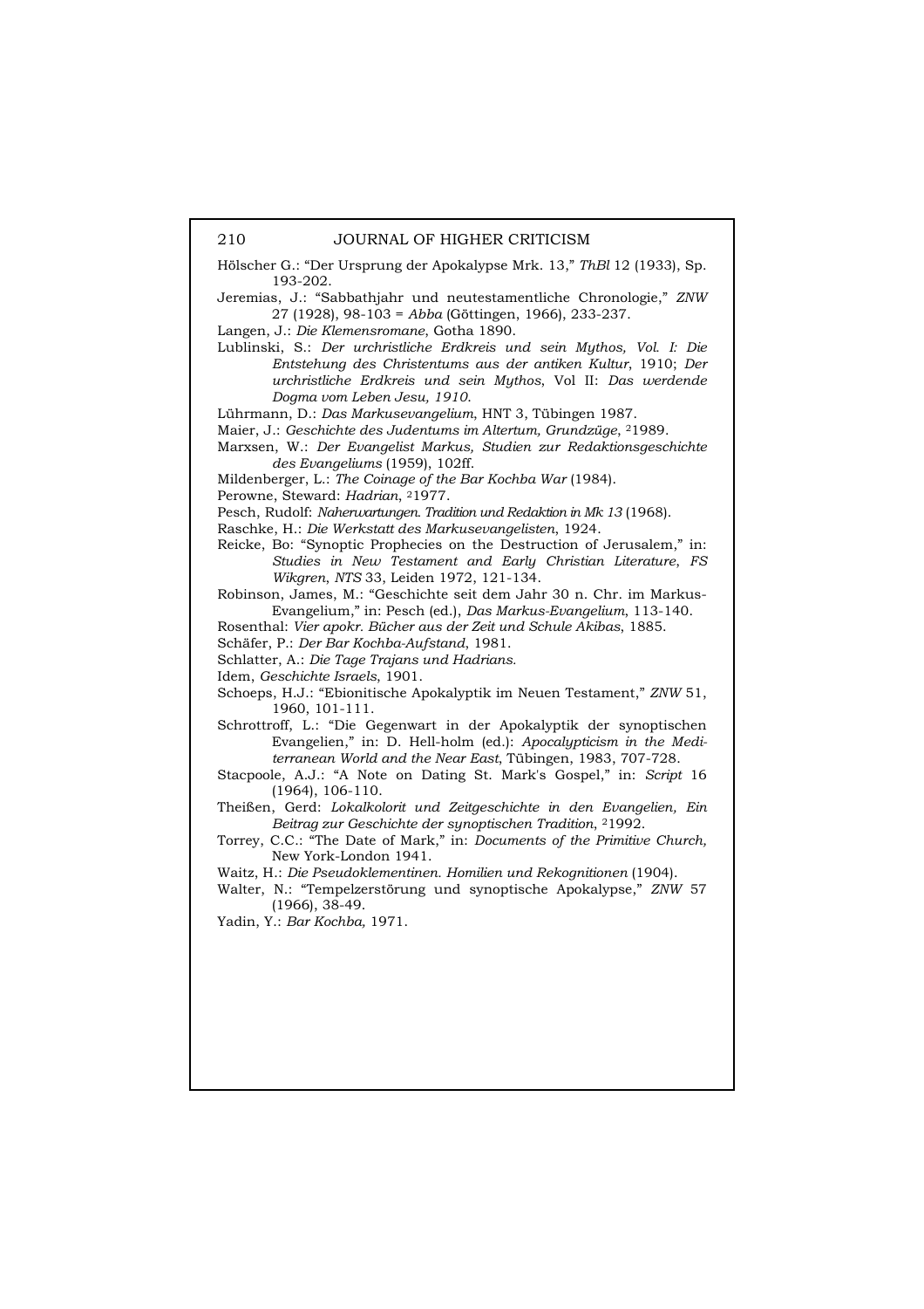Hölscher G.: "Der Ursprung der Apokalypse Mrk. 13," *ThBl* 12 (1933), Sp. 193-202.

Jeremias, J.: "Sabbathjahr und neutestamentliche Chronologie," *ZNW* 27 (1928), 98-103 = *Abba* (Göttingen, 1966), 233-237.

Langen, J.: *Die Klemensromane*, Gotha 1890.

Lublinski, S.: *Der urchristliche Erdkreis und sein Mythos, Vol. I: Die Entstehung des Christentums aus der antiken Kultur*, 1910; *Der urchristliche Erdkreis und sein Mythos*, Vol II: *Das werdende Dogma vom Leben Jesu, 1910.*

Lührmann, D.: *Das Markusevangelium*, HNT 3, Tübingen 1987.

Maier, J.: *Geschichte des Judentums im Altertum, Grundzüge*, [2]1989.

Marxsen, W.: *Der Evangelist Markus, Studien zur Redaktionsgeschichte des Evangeliums* (1959), 102ff.

Mildenberger, L.: *The Coinage of the Bar Kochba War* (1984).

Perowne, Steward: *Hadrian*, [2]1977.

Pesch, Rudolf: *Naherwartungen. Tradition und Redaktion in Mk 13* (1968).

Raschke, H.: *Die Werkstatt des Markusevangelisten*, 1924.

Reicke, Bo: "Synoptic Prophecies on the Destruction of Jerusalem," in: *Studies in New Testament and Early Christian Literature, FS Wikgren*, *NTS* 33, Leiden 1972, 121-134.

Robinson, James, M.: "Geschichte seit dem Jahr 30 n. Chr. im Markus-Evangelium," in: Pesch (ed.), *Das Markus-Evangelium*, 113-140.

Rosenthal: *Vier apokr. Bücher aus der Zeit und Schule Akibas*, 1885.

Schäfer, P.: *Der Bar Kochba-Aufstand*, 1981.

Schlatter, A.: *Die Tage Trajans und Hadrians.*

Idem, *Geschichte Israels*, 1901.

Schoeps, H.J.: "Ebionitische Apokalyptik im Neuen Testament," *ZNW* 51, 1960, 101-111.

Schrottroff, L.: "Die Gegenwart in der Apokalyptik der synoptischen Evangelien," in: D. Hell-holm (ed.): *Apocalypticism in the Mediterranean World and the Near East*, Tübingen, 1983, 707-728.

Stacpoole, A.J.: "A Note on Dating St. Mark's Gospel," in: *Script* 16 (1964), 106-110.

Theißen, Gerd: *Lokalkolorit und Zeitgeschichte in den Evangelien, Ein Beitrag zur Geschichte der synoptischen Tradition*, [2]1992.

Torrey, C.C.: "The Date of Mark," in: *Documents of the Primitive Church,* New York-London 1941.

Waitz, H.: *Die Pseudoklementinen. Homilien und Rekognitionen* (1904).

Walter, N.: "Tempelzerstörung und synoptische Apokalypse," *ZNW* 57 (1966), 38-49.

Yadin, Y.: *Bar Kochba,* 1971.